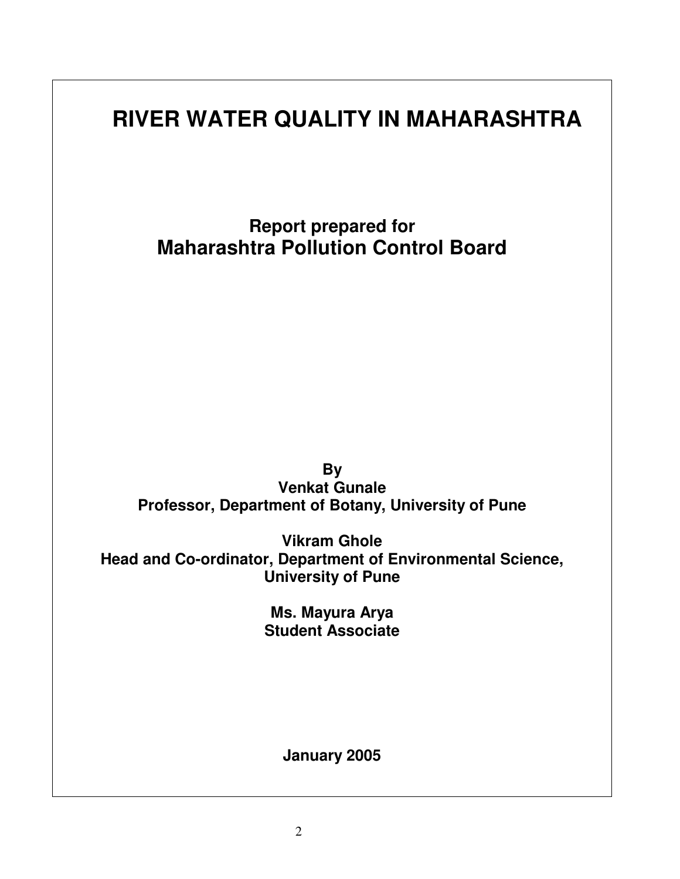# RIVER WATER QUALITY IN MAHARASHTRA

## Report prepared for
## Maharashtra Pollution Control Board

**By**
**Venkat Gunale**
**Professor, Department of Botany, University of Pune**

**Vikram Ghole**
**Head and Co-ordinator, Department of Environmental Science, University of Pune**

**Ms. Mayura Arya**
**Student Associate**

**January 2005**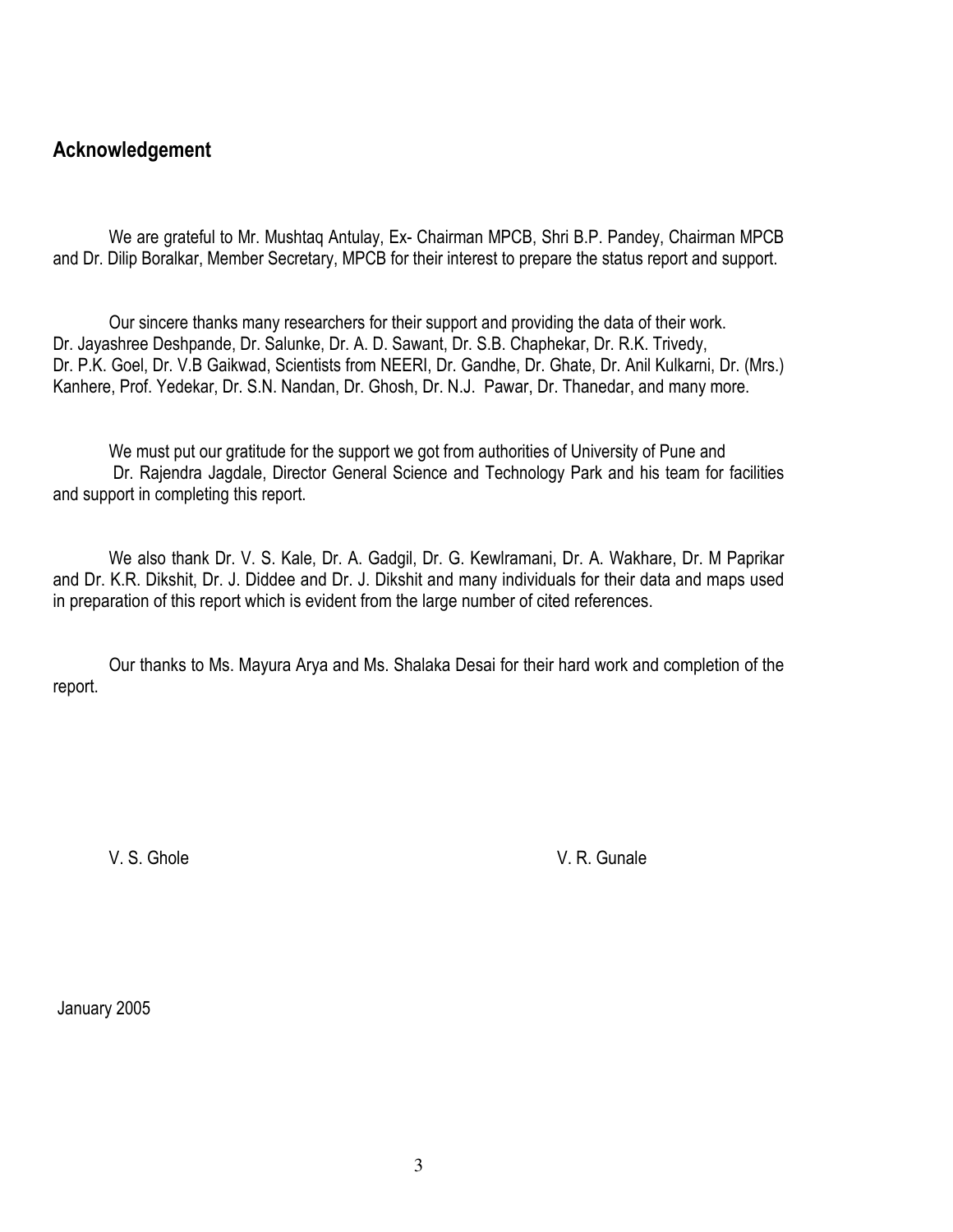## Acknowledgement

We are grateful to Mr. Mushtaq Antulay, Ex- Chairman MPCB, Shri B.P. Pandey, Chairman MPCB and Dr. Dilip Boralkar, Member Secretary, MPCB for their interest to prepare the status report and support.

Our sincere thanks many researchers for their support and providing the data of their work. Dr. Jayashree Deshpande, Dr. Salunke, Dr. A. D. Sawant, Dr. S.B. Chaphekar, Dr. R.K. Trivedy, Dr. P.K. Goel, Dr. V.B Gaikwad, Scientists from NEERI, Dr. Gandhe, Dr. Ghate, Dr. Anil Kulkarni, Dr. (Mrs.) Kanhere, Prof. Yedekar, Dr. S.N. Nandan, Dr. Ghosh, Dr. N.J. Pawar, Dr. Thanedar, and many more.

We must put our gratitude for the support we got from authorities of University of Pune and Dr. Rajendra Jagdale, Director General Science and Technology Park and his team for facilities and support in completing this report.

We also thank Dr. V. S. Kale, Dr. A. Gadgil, Dr. G. Kewlramani, Dr. A. Wakhare, Dr. M Paprikar and Dr. K.R. Dikshit, Dr. J. Diddee and Dr. J. Dikshit and many individuals for their data and maps used in preparation of this report which is evident from the large number of cited references.

Our thanks to Ms. Mayura Arya and Ms. Shalaka Desai for their hard work and completion of the report.

V. S. Ghole

V. R. Gunale

January 2005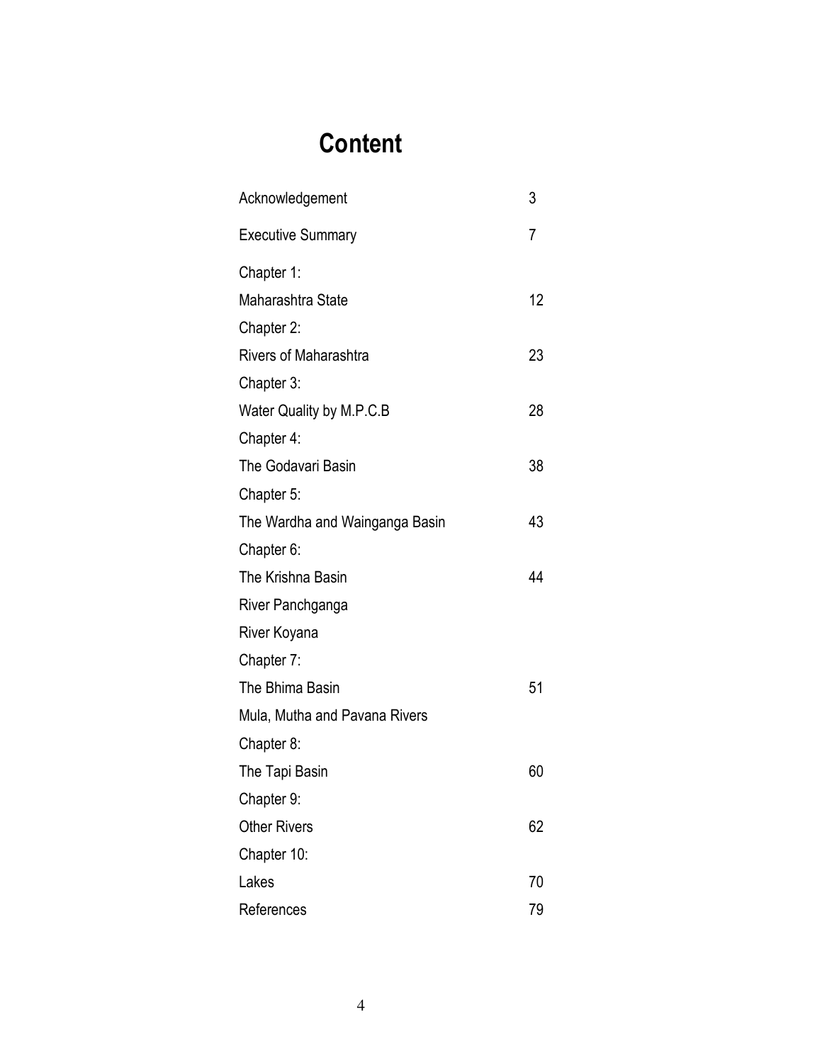# Content

| | |
|---|---|
| Acknowledgement | 3 |
| Executive Summary | 7 |
| Chapter 1: | |
| Maharashtra State | 12 |
| Chapter 2: | |
| Rivers of Maharashtra | 23 |
| Chapter 3: | |
| Water Quality by M.P.C.B | 28 |
| Chapter 4: | |
| The Godavari Basin | 38 |
| Chapter 5: | |
| The Wardha and Wainganga Basin | 43 |
| Chapter 6: | |
| The Krishna Basin | 44 |
| River Panchganga | |
| River Koyana | |
| Chapter 7: | |
| The Bhima Basin | 51 |
| Mula, Mutha and Pavana Rivers | |
| Chapter 8: | |
| The Tapi Basin | 60 |
| Chapter 9: | |
| Other Rivers | 62 |
| Chapter 10: | |
| Lakes | 70 |
| References | 79 |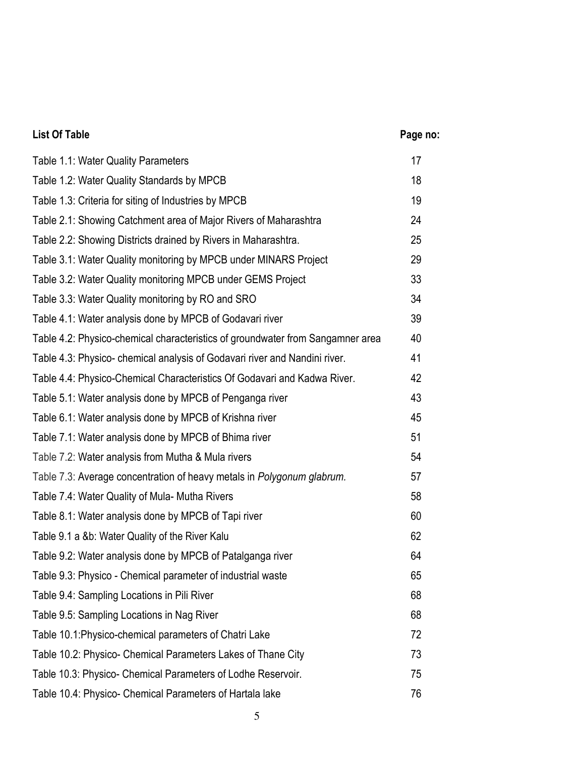| List Of Table | Page no: |
|---|---|
| Table 1.1: Water Quality Parameters | 17 |
| Table 1.2: Water Quality Standards by MPCB | 18 |
| Table 1.3: Criteria for siting of Industries by MPCB | 19 |
| Table 2.1: Showing Catchment area of Major Rivers of Maharashtra | 24 |
| Table 2.2: Showing Districts drained by Rivers in Maharashtra. | 25 |
| Table 3.1: Water Quality monitoring by MPCB under MINARS Project | 29 |
| Table 3.2: Water Quality monitoring MPCB under GEMS Project | 33 |
| Table 3.3: Water Quality monitoring by RO and SRO | 34 |
| Table 4.1: Water analysis done by MPCB of Godavari river | 39 |
| Table 4.2: Physico-chemical characteristics of groundwater from Sangamner area | 40 |
| Table 4.3: Physico- chemical analysis of Godavari river and Nandini river. | 41 |
| Table 4.4: Physico-Chemical Characteristics Of Godavari and Kadwa River. | 42 |
| Table 5.1: Water analysis done by MPCB of Penganga river | 43 |
| Table 6.1: Water analysis done by MPCB of Krishna river | 45 |
| Table 7.1: Water analysis done by MPCB of Bhima river | 51 |
| Table 7.2: Water analysis from Mutha & Mula rivers | 54 |
| Table 7.3: Average concentration of heavy metals in *Polygonum glabrum.* | 57 |
| Table 7.4: Water Quality of Mula- Mutha Rivers | 58 |
| Table 8.1: Water analysis done by MPCB of Tapi river | 60 |
| Table 9.1 a &b: Water Quality of the River Kalu | 62 |
| Table 9.2: Water analysis done by MPCB of Patalganga river | 64 |
| Table 9.3: Physico - Chemical parameter of industrial waste | 65 |
| Table 9.4: Sampling Locations in Pili River | 68 |
| Table 9.5: Sampling Locations in Nag River | 68 |
| Table 10.1:Physico-chemical parameters of Chatri Lake | 72 |
| Table 10.2: Physico- Chemical Parameters Lakes of Thane City | 73 |
| Table 10.3: Physico- Chemical Parameters of Lodhe Reservoir. | 75 |
| Table 10.4: Physico- Chemical Parameters of Hartala lake | 76 |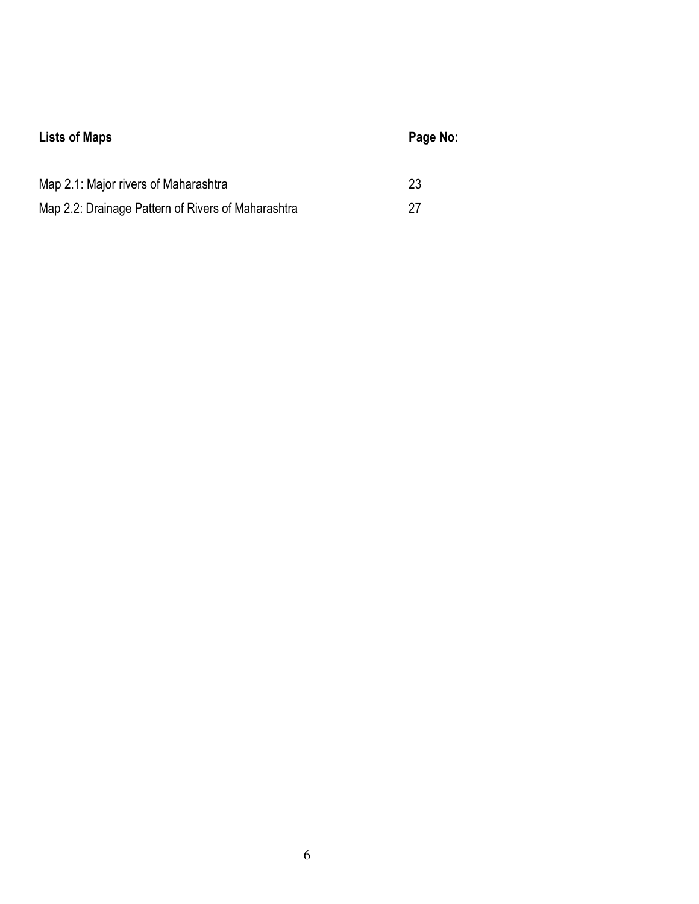| **Lists of Maps** | **Page No:** |
| --- | --- |
| Map 2.1: Major rivers of Maharashtra | 23 |
| Map 2.2: Drainage Pattern of Rivers of Maharashtra | 27 |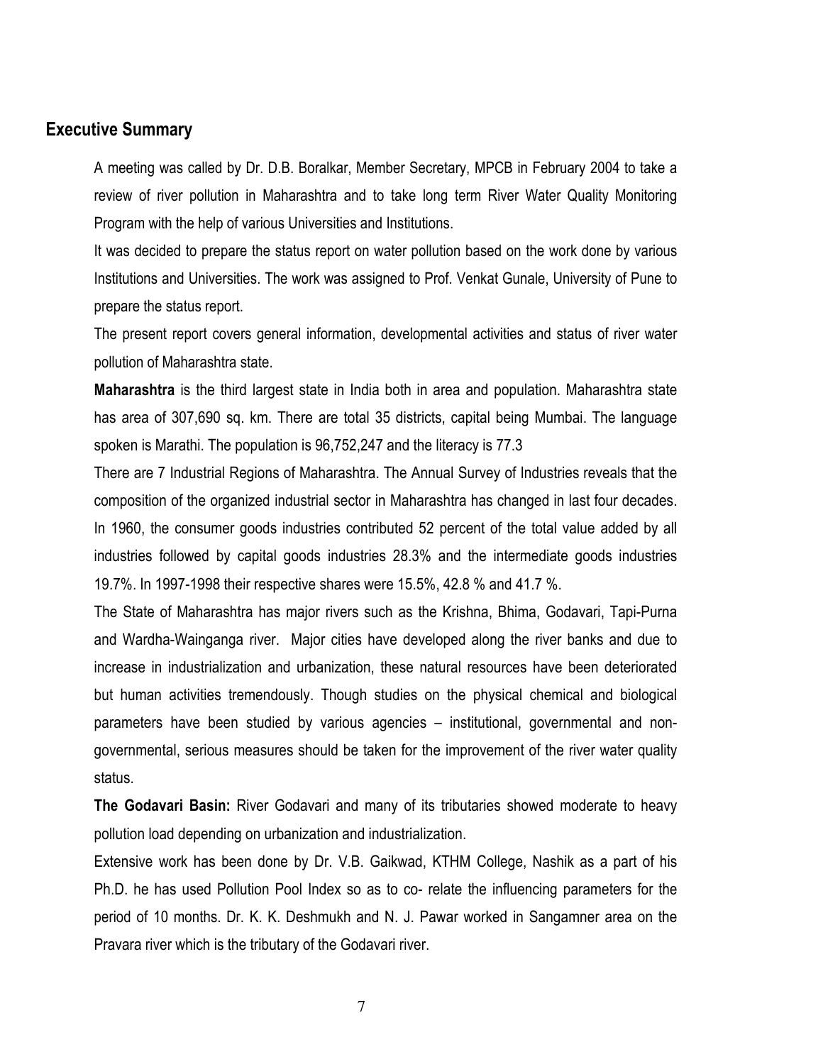## Executive Summary

A meeting was called by Dr. D.B. Boralkar, Member Secretary, MPCB in February 2004 to take a review of river pollution in Maharashtra and to take long term River Water Quality Monitoring Program with the help of various Universities and Institutions.

It was decided to prepare the status report on water pollution based on the work done by various Institutions and Universities. The work was assigned to Prof. Venkat Gunale, University of Pune to prepare the status report.

The present report covers general information, developmental activities and status of river water pollution of Maharashtra state.

**Maharashtra** is the third largest state in India both in area and population. Maharashtra state has area of 307,690 sq. km. There are total 35 districts, capital being Mumbai. The language spoken is Marathi. The population is 96,752,247 and the literacy is 77.3

There are 7 Industrial Regions of Maharashtra. The Annual Survey of Industries reveals that the composition of the organized industrial sector in Maharashtra has changed in last four decades. In 1960, the consumer goods industries contributed 52 percent of the total value added by all industries followed by capital goods industries 28.3% and the intermediate goods industries 19.7%. In 1997-1998 their respective shares were 15.5%, 42.8 % and 41.7 %.

The State of Maharashtra has major rivers such as the Krishna, Bhima, Godavari, Tapi-Purna and Wardha-Wainganga river. Major cities have developed along the river banks and due to increase in industrialization and urbanization, these natural resources have been deteriorated but human activities tremendously. Though studies on the physical chemical and biological parameters have been studied by various agencies – institutional, governmental and non-governmental, serious measures should be taken for the improvement of the river water quality status.

**The Godavari Basin:** River Godavari and many of its tributaries showed moderate to heavy pollution load depending on urbanization and industrialization.

Extensive work has been done by Dr. V.B. Gaikwad, KTHM College, Nashik as a part of his Ph.D. he has used Pollution Pool Index so as to co- relate the influencing parameters for the period of 10 months. Dr. K. K. Deshmukh and N. J. Pawar worked in Sangamner area on the Pravara river which is the tributary of the Godavari river.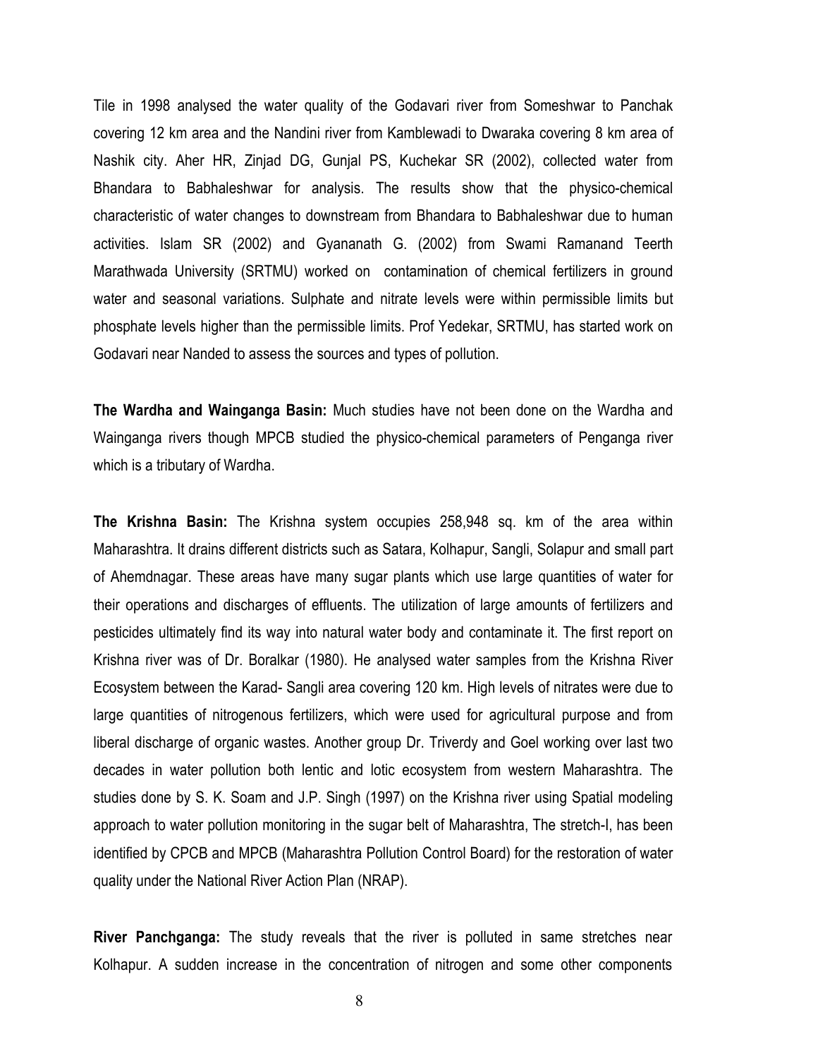Tile in 1998 analysed the water quality of the Godavari river from Someshwar to Panchak covering 12 km area and the Nandini river from Kamblewadi to Dwaraka covering 8 km area of Nashik city. Aher HR, Zinjad DG, Gunjal PS, Kuchekar SR (2002), collected water from Bhandara to Babhaleshwar for analysis. The results show that the physico-chemical characteristic of water changes to downstream from Bhandara to Babhaleshwar due to human activities. Islam SR (2002) and Gyananath G. (2002) from Swami Ramanand Teerth Marathwada University (SRTMU) worked on contamination of chemical fertilizers in ground water and seasonal variations. Sulphate and nitrate levels were within permissible limits but phosphate levels higher than the permissible limits. Prof Yedekar, SRTMU, has started work on Godavari near Nanded to assess the sources and types of pollution.

**The Wardha and Wainganga Basin:** Much studies have not been done on the Wardha and Wainganga rivers though MPCB studied the physico-chemical parameters of Penganga river which is a tributary of Wardha.

**The Krishna Basin:** The Krishna system occupies 258,948 sq. km of the area within Maharashtra. It drains different districts such as Satara, Kolhapur, Sangli, Solapur and small part of Ahemdnagar. These areas have many sugar plants which use large quantities of water for their operations and discharges of effluents. The utilization of large amounts of fertilizers and pesticides ultimately find its way into natural water body and contaminate it. The first report on Krishna river was of Dr. Boralkar (1980). He analysed water samples from the Krishna River Ecosystem between the Karad- Sangli area covering 120 km. High levels of nitrates were due to large quantities of nitrogenous fertilizers, which were used for agricultural purpose and from liberal discharge of organic wastes. Another group Dr. Triverdy and Goel working over last two decades in water pollution both lentic and lotic ecosystem from western Maharashtra. The studies done by S. K. Soam and J.P. Singh (1997) on the Krishna river using Spatial modeling approach to water pollution monitoring in the sugar belt of Maharashtra, The stretch-I, has been identified by CPCB and MPCB (Maharashtra Pollution Control Board) for the restoration of water quality under the National River Action Plan (NRAP).

**River Panchganga:** The study reveals that the river is polluted in same stretches near Kolhapur. A sudden increase in the concentration of nitrogen and some other components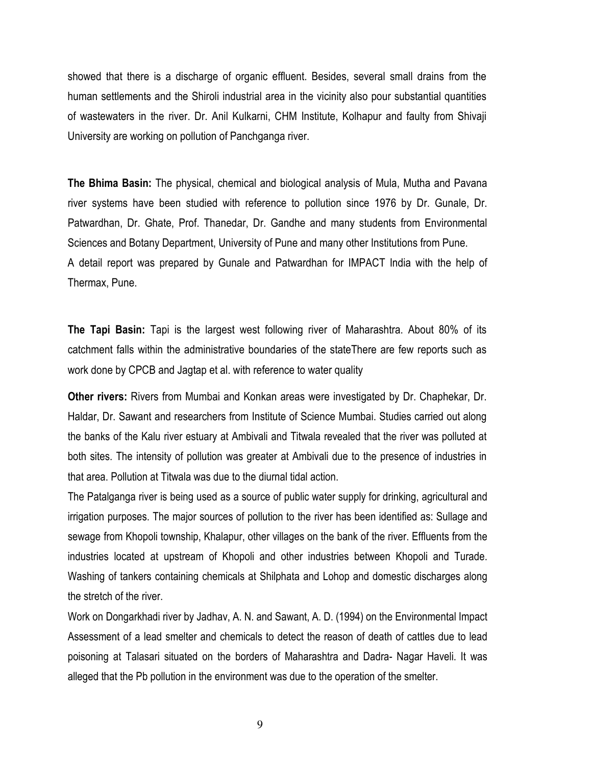showed that there is a discharge of organic effluent. Besides, several small drains from the human settlements and the Shiroli industrial area in the vicinity also pour substantial quantities of wastewaters in the river. Dr. Anil Kulkarni, CHM Institute, Kolhapur and faulty from Shivaji University are working on pollution of Panchganga river.

**The Bhima Basin:** The physical, chemical and biological analysis of Mula, Mutha and Pavana river systems have been studied with reference to pollution since 1976 by Dr. Gunale, Dr. Patwardhan, Dr. Ghate, Prof. Thanedar, Dr. Gandhe and many students from Environmental Sciences and Botany Department, University of Pune and many other Institutions from Pune.
A detail report was prepared by Gunale and Patwardhan for IMPACT India with the help of Thermax, Pune.

**The Tapi Basin:** Tapi is the largest west following river of Maharashtra. About 80% of its catchment falls within the administrative boundaries of the stateThere are few reports such as work done by CPCB and Jagtap et al. with reference to water quality

**Other rivers:** Rivers from Mumbai and Konkan areas were investigated by Dr. Chaphekar, Dr. Haldar, Dr. Sawant and researchers from Institute of Science Mumbai. Studies carried out along the banks of the Kalu river estuary at Ambivali and Titwala revealed that the river was polluted at both sites. The intensity of pollution was greater at Ambivali due to the presence of industries in that area. Pollution at Titwala was due to the diurnal tidal action.
The Patalganga river is being used as a source of public water supply for drinking, agricultural and irrigation purposes. The major sources of pollution to the river has been identified as: Sullage and sewage from Khopoli township, Khalapur, other villages on the bank of the river. Effluents from the industries located at upstream of Khopoli and other industries between Khopoli and Turade. Washing of tankers containing chemicals at Shilphata and Lohop and domestic discharges along the stretch of the river.
Work on Dongarkhadi river by Jadhav, A. N. and Sawant, A. D. (1994) on the Environmental Impact Assessment of a lead smelter and chemicals to detect the reason of death of cattles due to lead poisoning at Talasari situated on the borders of Maharashtra and Dadra- Nagar Haveli. It was alleged that the Pb pollution in the environment was due to the operation of the smelter.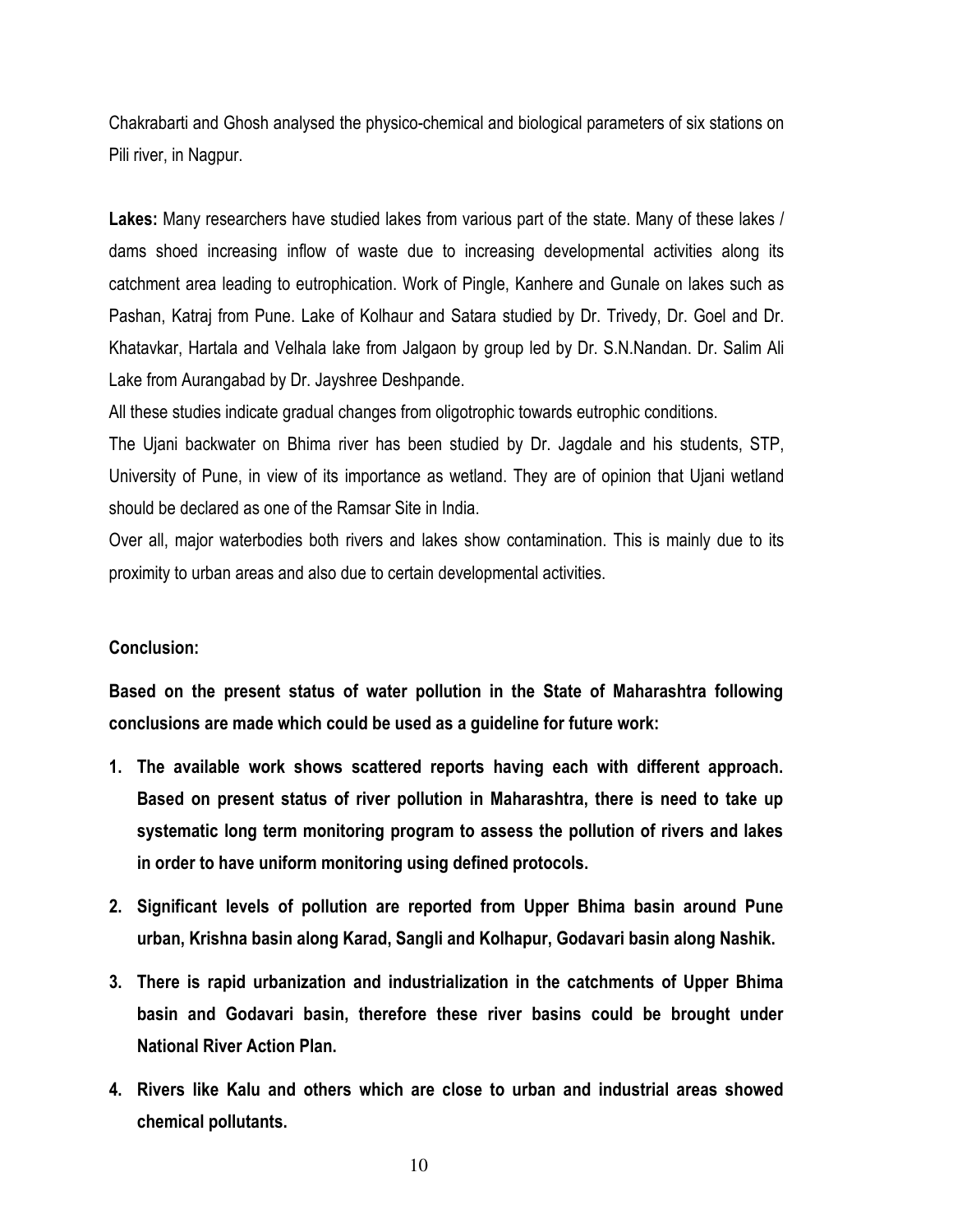Chakrabarti and Ghosh analysed the physico-chemical and biological parameters of six stations on Pili river, in Nagpur.

**Lakes:** Many researchers have studied lakes from various part of the state. Many of these lakes / dams shoed increasing inflow of waste due to increasing developmental activities along its catchment area leading to eutrophication. Work of Pingle, Kanhere and Gunale on lakes such as Pashan, Katraj from Pune. Lake of Kolhaur and Satara studied by Dr. Trivedy, Dr. Goel and Dr. Khatavkar, Hartala and Velhala lake from Jalgaon by group led by Dr. S.N.Nandan. Dr. Salim Ali Lake from Aurangabad by Dr. Jayshree Deshpande.

All these studies indicate gradual changes from oligotrophic towards eutrophic conditions.

The Ujani backwater on Bhima river has been studied by Dr. Jagdale and his students, STP, University of Pune, in view of its importance as wetland. They are of opinion that Ujani wetland should be declared as one of the Ramsar Site in India.

Over all, major waterbodies both rivers and lakes show contamination. This is mainly due to its proximity to urban areas and also due to certain developmental activities.

**Conclusion:**

**Based on the present status of water pollution in the State of Maharashtra following conclusions are made which could be used as a guideline for future work:**

1. **The available work shows scattered reports having each with different approach. Based on present status of river pollution in Maharashtra, there is need to take up systematic long term monitoring program to assess the pollution of rivers and lakes in order to have uniform monitoring using defined protocols.**
2. **Significant levels of pollution are reported from Upper Bhima basin around Pune urban, Krishna basin along Karad, Sangli and Kolhapur, Godavari basin along Nashik.**
3. **There is rapid urbanization and industrialization in the catchments of Upper Bhima basin and Godavari basin, therefore these river basins could be brought under National River Action Plan.**
4. **Rivers like Kalu and others which are close to urban and industrial areas showed chemical pollutants.**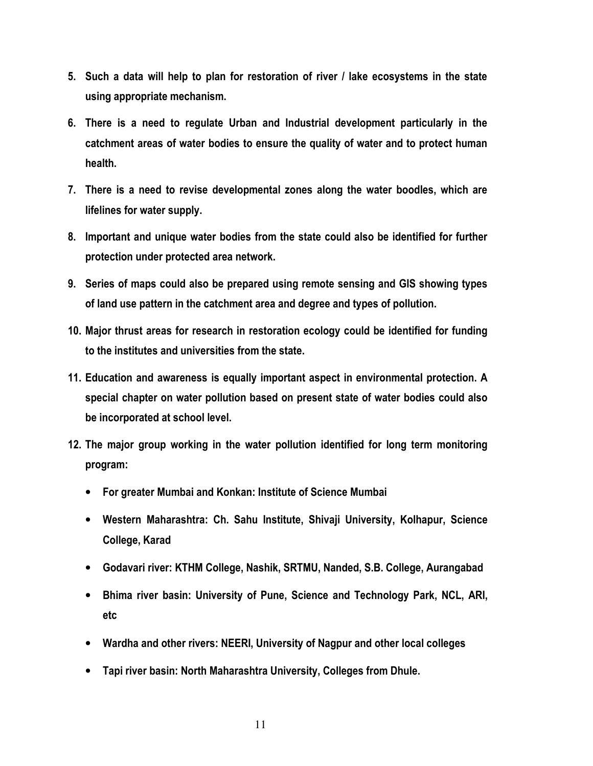5. **Such a data will help to plan for restoration of river / lake ecosystems in the state using appropriate mechanism.**
6. **There is a need to regulate Urban and Industrial development particularly in the catchment areas of water bodies to ensure the quality of water and to protect human health.**
7. **There is a need to revise developmental zones along the water boodles, which are lifelines for water supply.**
8. **Important and unique water bodies from the state could also be identified for further protection under protected area network.**
9. **Series of maps could also be prepared using remote sensing and GIS showing types of land use pattern in the catchment area and degree and types of pollution.**
10. **Major thrust areas for research in restoration ecology could be identified for funding to the institutes and universities from the state.**
11. **Education and awareness is equally important aspect in environmental protection. A special chapter on water pollution based on present state of water bodies could also be incorporated at school level.**
12. **The major group working in the water pollution identified for long term monitoring program:**
    - **For greater Mumbai and Konkan: Institute of Science Mumbai**
    - **Western Maharashtra: Ch. Sahu Institute, Shivaji University, Kolhapur, Science College, Karad**
    - **Godavari river: KTHM College, Nashik, SRTMU, Nanded, S.B. College, Aurangabad**
    - **Bhima river basin: University of Pune, Science and Technology Park, NCL, ARI, etc**
    - **Wardha and other rivers: NEERI, University of Nagpur and other local colleges**
    - **Tapi river basin: North Maharashtra University, Colleges from Dhule.**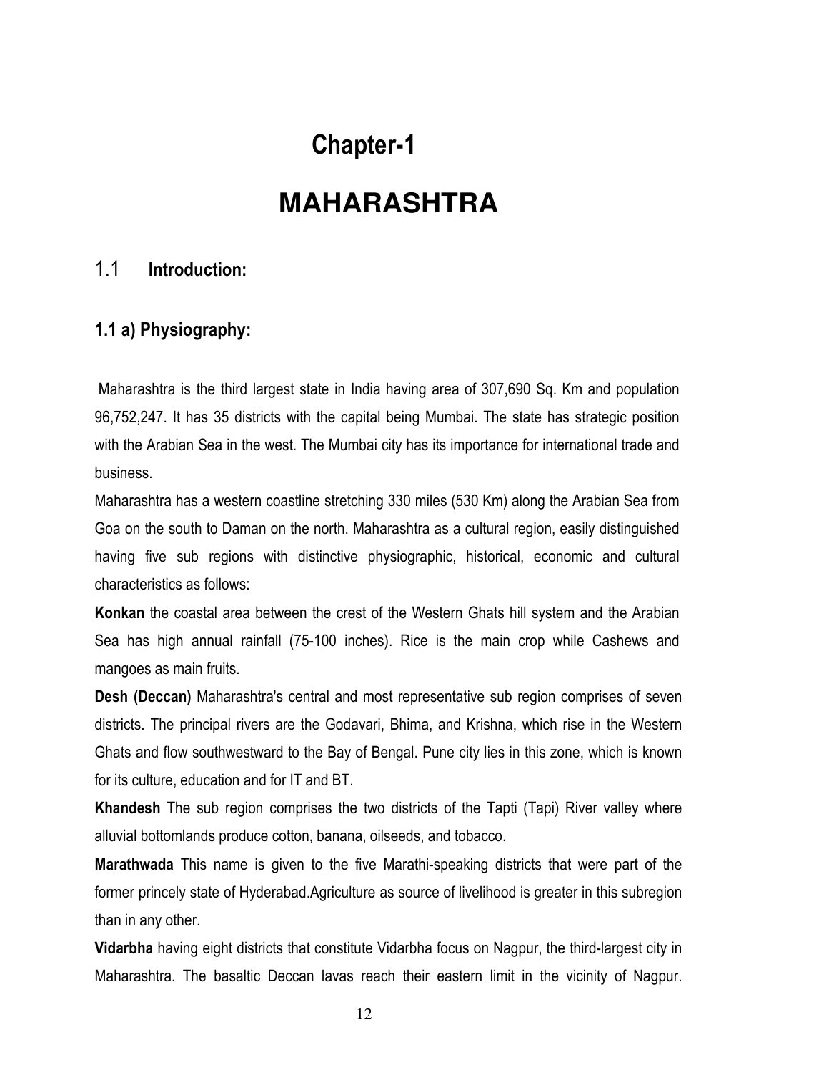# Chapter-1

# MAHARASHTRA

## 1.1 Introduction:

### 1.1 a) Physiography:

Maharashtra is the third largest state in India having area of 307,690 Sq. Km and population 96,752,247. It has 35 districts with the capital being Mumbai. The state has strategic position with the Arabian Sea in the west. The Mumbai city has its importance for international trade and business.

Maharashtra has a western coastline stretching 330 miles (530 Km) along the Arabian Sea from Goa on the south to Daman on the north. Maharashtra as a cultural region, easily distinguished having five sub regions with distinctive physiographic, historical, economic and cultural characteristics as follows:

**Konkan** the coastal area between the crest of the Western Ghats hill system and the Arabian Sea has high annual rainfall (75-100 inches). Rice is the main crop while Cashews and mangoes as main fruits.

**Desh (Deccan)** Maharashtra's central and most representative sub region comprises of seven districts. The principal rivers are the Godavari, Bhima, and Krishna, which rise in the Western Ghats and flow southwestward to the Bay of Bengal. Pune city lies in this zone, which is known for its culture, education and for IT and BT.

**Khandesh** The sub region comprises the two districts of the Tapti (Tapi) River valley where alluvial bottomlands produce cotton, banana, oilseeds, and tobacco.

**Marathwada** This name is given to the five Marathi-speaking districts that were part of the former princely state of Hyderabad.Agriculture as source of livelihood is greater in this subregion than in any other.

**Vidarbha** having eight districts that constitute Vidarbha focus on Nagpur, the third-largest city in Maharashtra. The basaltic Deccan lavas reach their eastern limit in the vicinity of Nagpur.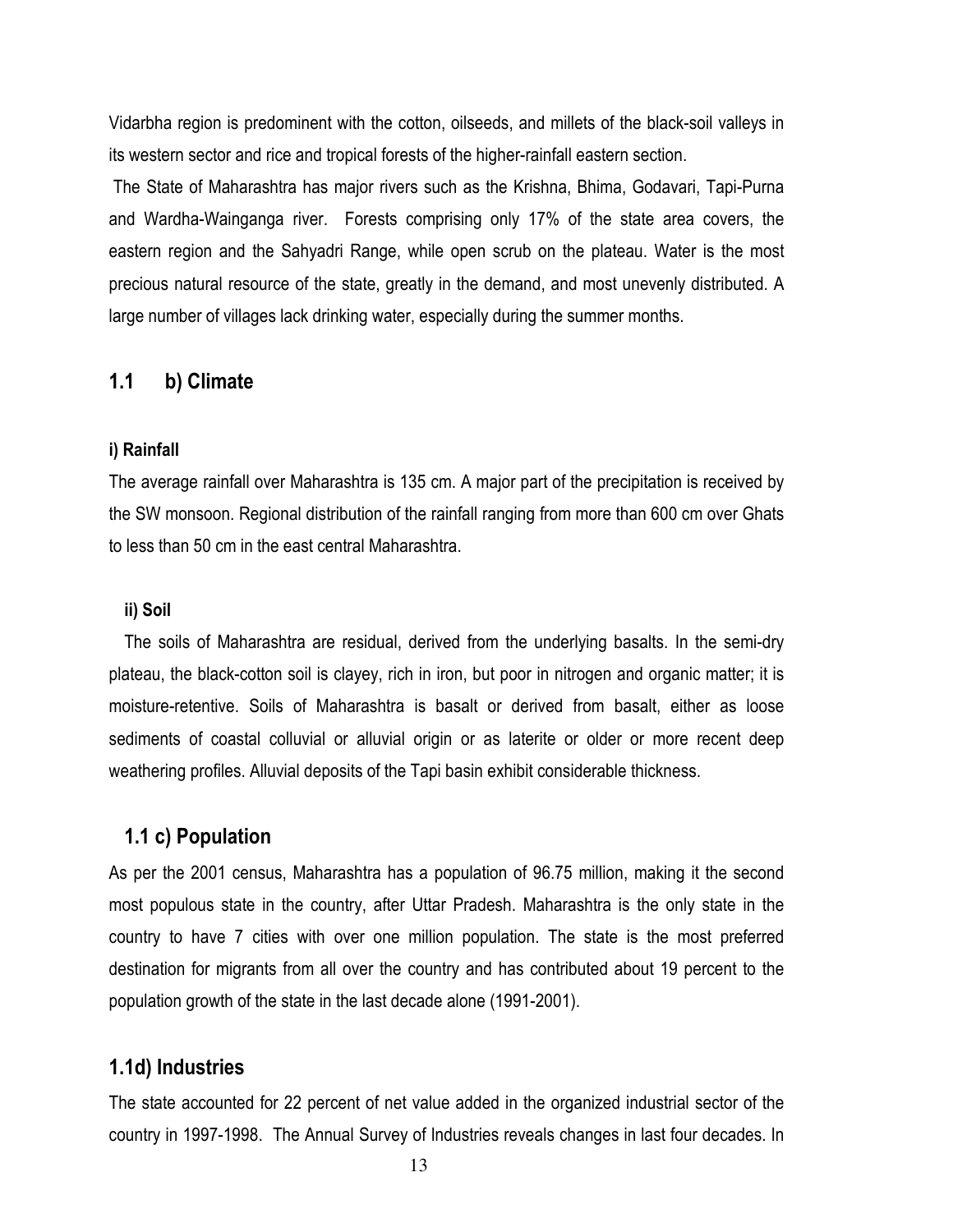Vidarbha region is predominent with the cotton, oilseeds, and millets of the black-soil valleys in its western sector and rice and tropical forests of the higher-rainfall eastern section.

The State of Maharashtra has major rivers such as the Krishna, Bhima, Godavari, Tapi-Purna and Wardha-Wainganga river. Forests comprising only 17% of the state area covers, the eastern region and the Sahyadri Range, while open scrub on the plateau. Water is the most precious natural resource of the state, greatly in the demand, and most unevenly distributed. A large number of villages lack drinking water, especially during the summer months.

## 1.1 b) Climate

#### i) Rainfall

The average rainfall over Maharashtra is 135 cm. A major part of the precipitation is received by the SW monsoon. Regional distribution of the rainfall ranging from more than 600 cm over Ghats to less than 50 cm in the east central Maharashtra.

#### ii) Soil

The soils of Maharashtra are residual, derived from the underlying basalts. In the semi-dry plateau, the black-cotton soil is clayey, rich in iron, but poor in nitrogen and organic matter; it is moisture-retentive. Soils of Maharashtra is basalt or derived from basalt, either as loose sediments of coastal colluvial or alluvial origin or as laterite or older or more recent deep weathering profiles. Alluvial deposits of the Tapi basin exhibit considerable thickness.

## 1.1 c) Population

As per the 2001 census, Maharashtra has a population of 96.75 million, making it the second most populous state in the country, after Uttar Pradesh. Maharashtra is the only state in the country to have 7 cities with over one million population. The state is the most preferred destination for migrants from all over the country and has contributed about 19 percent to the population growth of the state in the last decade alone (1991-2001).

## 1.1d) Industries

The state accounted for 22 percent of net value added in the organized industrial sector of the country in 1997-1998. The Annual Survey of Industries reveals changes in last four decades. In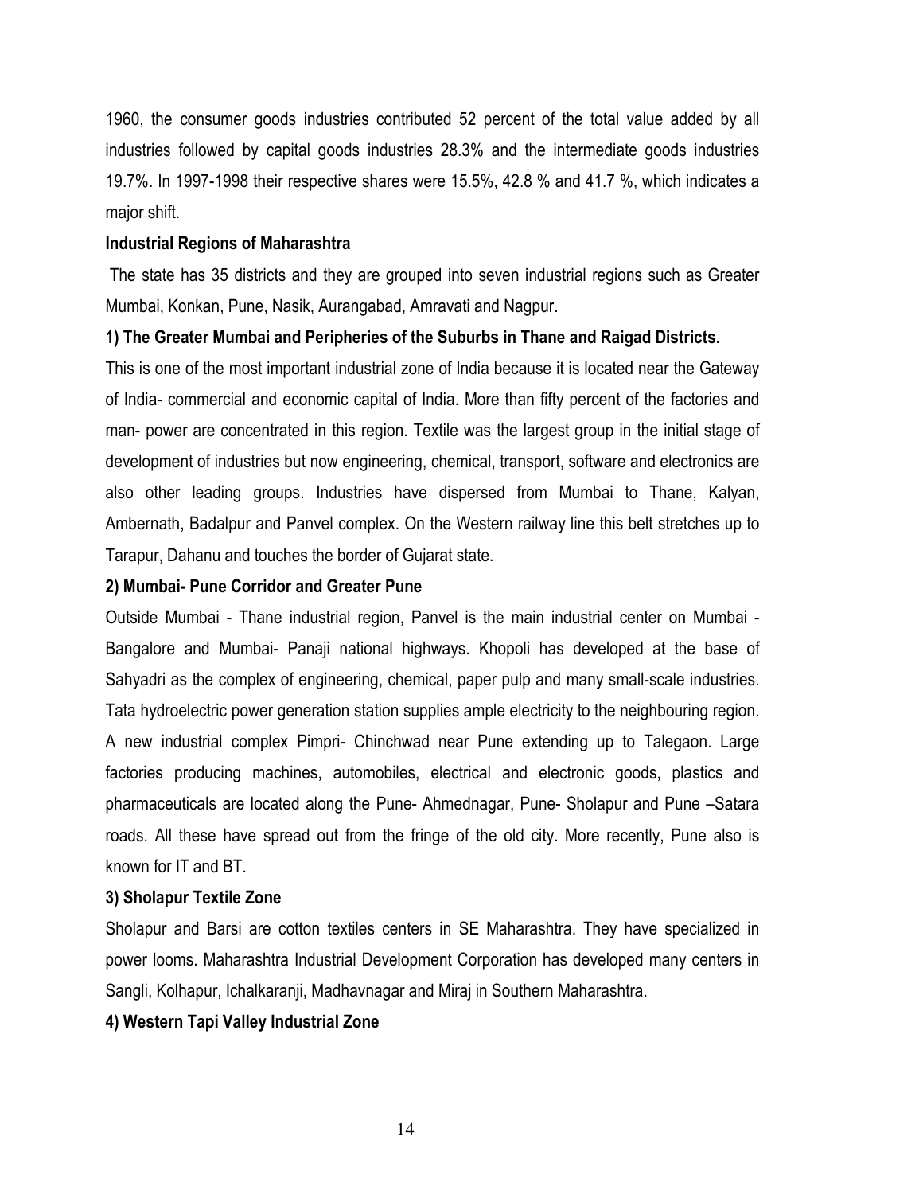1960, the consumer goods industries contributed 52 percent of the total value added by all industries followed by capital goods industries 28.3% and the intermediate goods industries 19.7%. In 1997-1998 their respective shares were 15.5%, 42.8 % and 41.7 %, which indicates a major shift.

**Industrial Regions of Maharashtra**

The state has 35 districts and they are grouped into seven industrial regions such as Greater Mumbai, Konkan, Pune, Nasik, Aurangabad, Amravati and Nagpur.

**1) The Greater Mumbai and Peripheries of the Suburbs in Thane and Raigad Districts.**

This is one of the most important industrial zone of India because it is located near the Gateway of India- commercial and economic capital of India. More than fifty percent of the factories and man- power are concentrated in this region. Textile was the largest group in the initial stage of development of industries but now engineering, chemical, transport, software and electronics are also other leading groups. Industries have dispersed from Mumbai to Thane, Kalyan, Ambernath, Badalpur and Panvel complex. On the Western railway line this belt stretches up to Tarapur, Dahanu and touches the border of Gujarat state.

**2) Mumbai- Pune Corridor and Greater Pune**

Outside Mumbai - Thane industrial region, Panvel is the main industrial center on Mumbai - Bangalore and Mumbai- Panaji national highways. Khopoli has developed at the base of Sahyadri as the complex of engineering, chemical, paper pulp and many small-scale industries. Tata hydroelectric power generation station supplies ample electricity to the neighbouring region. A new industrial complex Pimpri- Chinchwad near Pune extending up to Talegaon. Large factories producing machines, automobiles, electrical and electronic goods, plastics and pharmaceuticals are located along the Pune- Ahmednagar, Pune- Sholapur and Pune –Satara roads. All these have spread out from the fringe of the old city. More recently, Pune also is known for IT and BT.

**3) Sholapur Textile Zone**

Sholapur and Barsi are cotton textiles centers in SE Maharashtra. They have specialized in power looms. Maharashtra Industrial Development Corporation has developed many centers in Sangli, Kolhapur, Ichalkaranji, Madhavnagar and Miraj in Southern Maharashtra.

**4) Western Tapi Valley Industrial Zone**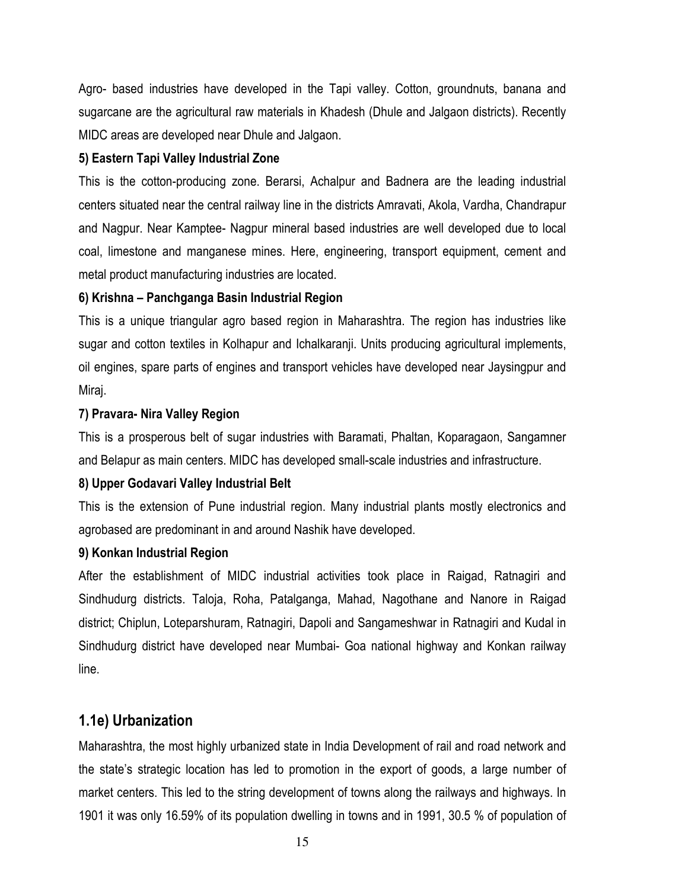Agro- based industries have developed in the Tapi valley. Cotton, groundnuts, banana and sugarcane are the agricultural raw materials in Khadesh (Dhule and Jalgaon districts). Recently MIDC areas are developed near Dhule and Jalgaon.

**5) Eastern Tapi Valley Industrial Zone**

This is the cotton-producing zone. Berarsi, Achalpur and Badnera are the leading industrial centers situated near the central railway line in the districts Amravati, Akola, Vardha, Chandrapur and Nagpur. Near Kamptee- Nagpur mineral based industries are well developed due to local coal, limestone and manganese mines. Here, engineering, transport equipment, cement and metal product manufacturing industries are located.

**6) Krishna – Panchganga Basin Industrial Region**

This is a unique triangular agro based region in Maharashtra. The region has industries like sugar and cotton textiles in Kolhapur and Ichalkaranji. Units producing agricultural implements, oil engines, spare parts of engines and transport vehicles have developed near Jaysingpur and Miraj.

**7) Pravara- Nira Valley Region**

This is a prosperous belt of sugar industries with Baramati, Phaltan, Koparagaon, Sangamner and Belapur as main centers. MIDC has developed small-scale industries and infrastructure.

**8) Upper Godavari Valley Industrial Belt**

This is the extension of Pune industrial region. Many industrial plants mostly electronics and agrobased are predominant in and around Nashik have developed.

**9) Konkan Industrial Region**

After the establishment of MIDC industrial activities took place in Raigad, Ratnagiri and Sindhudurg districts. Taloja, Roha, Patalganga, Mahad, Nagothane and Nanore in Raigad district; Chiplun, Loteparshuram, Ratnagiri, Dapoli and Sangameshwar in Ratnagiri and Kudal in Sindhudurg district have developed near Mumbai- Goa national highway and Konkan railway line.

## 1.1e) Urbanization

Maharashtra, the most highly urbanized state in India Development of rail and road network and the state's strategic location has led to promotion in the export of goods, a large number of market centers. This led to the string development of towns along the railways and highways. In 1901 it was only 16.59% of its population dwelling in towns and in 1991, 30.5 % of population of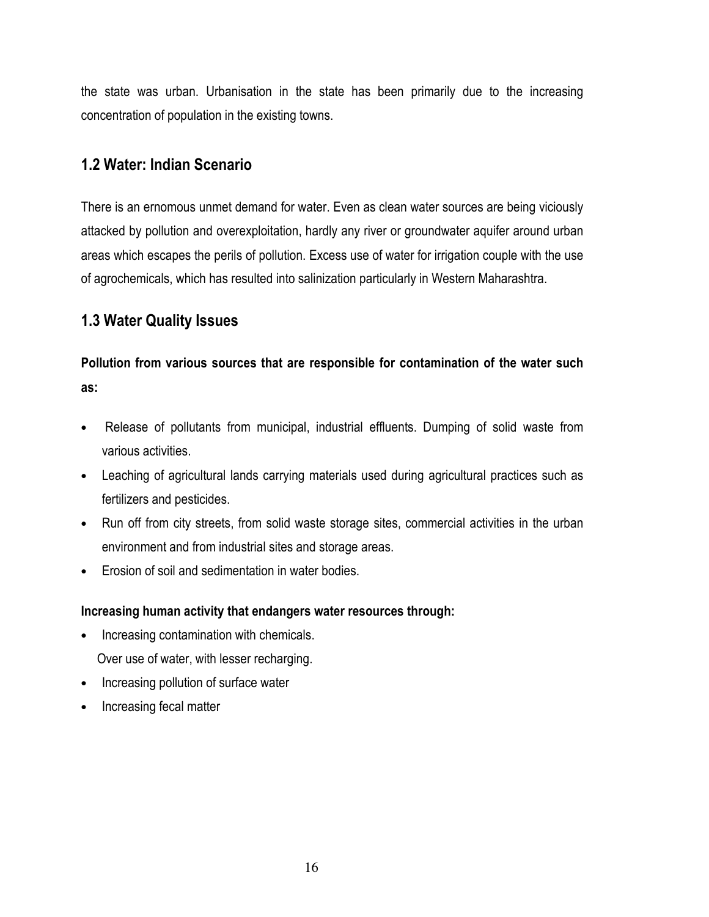the state was urban. Urbanisation in the state has been primarily due to the increasing concentration of population in the existing towns.

## 1.2 Water: Indian Scenario

There is an ernomous unmet demand for water. Even as clean water sources are being viciously attacked by pollution and overexploitation, hardly any river or groundwater aquifer around urban areas which escapes the perils of pollution. Excess use of water for irrigation couple with the use of agrochemicals, which has resulted into salinization particularly in Western Maharashtra.

## 1.3 Water Quality Issues

**Pollution from various sources that are responsible for contamination of the water such as:**

- Release of pollutants from municipal, industrial effluents. Dumping of solid waste from various activities.
- Leaching of agricultural lands carrying materials used during agricultural practices such as fertilizers and pesticides.
- Run off from city streets, from solid waste storage sites, commercial activities in the urban environment and from industrial sites and storage areas.
- Erosion of soil and sedimentation in water bodies.

**Increasing human activity that endangers water resources through:**

- Increasing contamination with chemicals.
  Over use of water, with lesser recharging.
- Increasing pollution of surface water
- Increasing fecal matter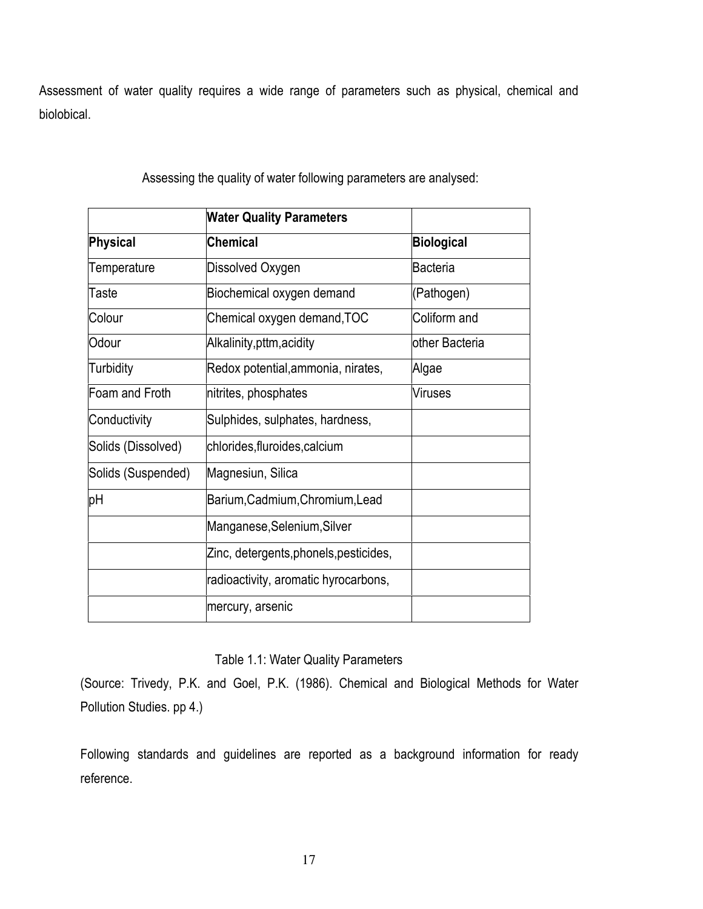Assessment of water quality requires a wide range of parameters such as physical, chemical and biolobical.

Assessing the quality of water following parameters are analysed:

| | **Water Quality Parameters** | |
|---|---|---|
| **Physical** | **Chemical** | **Biological** |
| Temperature | Dissolved Oxygen | Bacteria |
| Taste | Biochemical oxygen demand | (Pathogen) |
| Colour | Chemical oxygen demand,TOC | Coliform and |
| Odour | Alkalinity,pttm,acidity | other Bacteria |
| Turbidity | Redox potential,ammonia, nirates, | Algae |
| Foam and Froth | nitrites, phosphates | Viruses |
| Conductivity | Sulphides, sulphates, hardness, | |
| Solids (Dissolved) | chlorides,fluroides,calcium | |
| Solids (Suspended) | Magnesiun, Silica | |
| pH | Barium,Cadmium,Chromium,Lead | |
| | Manganese,Selenium,Silver | |
| | Zinc, detergents,phonels,pesticides, | |
| | radioactivity, aromatic hyrocarbons, | |
| | mercury, arsenic | |

Table 1.1: Water Quality Parameters

(Source: Trivedy, P.K. and Goel, P.K. (1986). Chemical and Biological Methods for Water Pollution Studies. pp 4.)

Following standards and guidelines are reported as a background information for ready reference.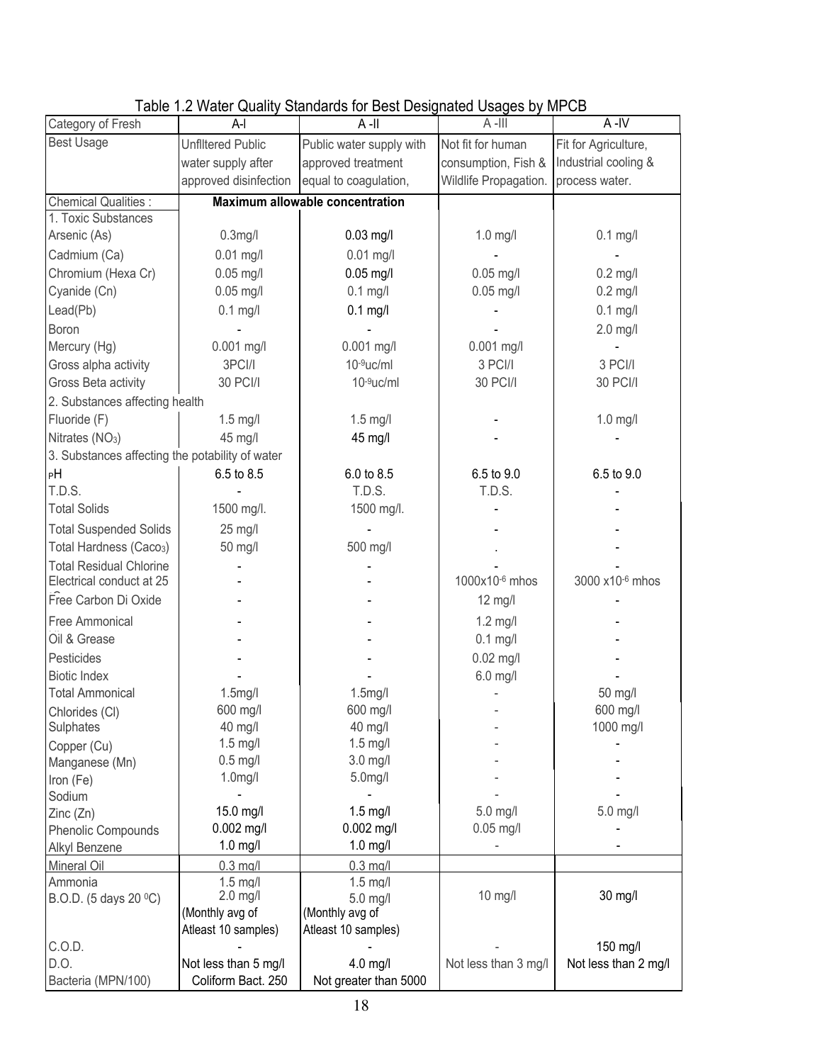Table 1.2 Water Quality Standards for Best Designated Usages by MPCB

| Category of Fresh | A-I | A -II | A -III | A -IV |
|---|---|---|---|---|
| Best Usage | Unfiltered Public water supply after approved disinfection | Public water supply with approved treatment equal to coagulation, | Not fit for human consumption, Fish & Wildlife Propagation. | Fit for Agriculture, Industrial cooling & process water. |
| Chemical Qualities : | **Maximum allowable concentration** | | | |
| 1. Toxic Substances | | | | |
| Arsenic (As) | 0.3mg/l | 0.03 mg/l | 1.0 mg/l | 0.1 mg/l |
| Cadmium (Ca) | 0.01 mg/l | 0.01 mg/l | - | - |
| Chromium (Hexa Cr) | 0.05 mg/l | 0.05 mg/l | 0.05 mg/l | 0.2 mg/l |
| Cyanide (Cn) | 0.05 mg/l | 0.1 mg/l | 0.05 mg/l | 0.2 mg/l |
| Lead(Pb) | 0.1 mg/l | 0.1 mg/l | - | 0.1 mg/l |
| Boron | - | - | - | 2.0 mg/l |
| Mercury (Hg) | 0.001 mg/l | 0.001 mg/l | 0.001 mg/l | - |
| Gross alpha activity | 3PCI/l | $10^{-9}$uc/ml | 3 PCI/l | 3 PCI/l |
| Gross Beta activity | 30 PCI/l | $10^{-9}$uc/ml | 30 PCI/l | 30 PCI/l |
| 2. Substances affecting health | | | | |
| Fluoride (F) | 1.5 mg/l | 1.5 mg/l | - | 1.0 mg/l |
| Nitrates ($NO_3$) | 45 mg/l | 45 mg/l | - | - |
| 3. Substances affecting the potability of water | | | | |
| pH | 6.5 to 8.5 | 6.0 to 8.5 | 6.5 to 9.0 | 6.5 to 9.0 |
| T.D.S. | - | T.D.S. | T.D.S. | - |
| Total Solids | 1500 mg/l. | 1500 mg/l. | - | - |
| Total Suspended Solids | 25 mg/l | - | - | - |
| Total Hardness ($CaCO_3$) | 50 mg/l | 500 mg/l | . | - |
| Total Residual Chlorine | - | - | - | - |
| Electrical conduct at 25 | - | - | $1000 \times 10^{-6}$ mhos | $3000 \times 10^{-6}$ mhos |
| Free Carbon Di Oxide | - | - | 12 mg/l | - |
| Free Ammonical | - | - | 1.2 mg/l | - |
| Oil & Grease | - | - | 0.1 mg/l | - |
| Pesticides | - | - | 0.02 mg/l | - |
| Biotic Index | - | - | 6.0 mg/l | - |
| Total Ammonical | 1.5mg/l | 1.5mg/l | - | 50 mg/l |
| Chlorides (Cl) | 600 mg/l | 600 mg/l | - | 600 mg/l |
| Sulphates | 40 mg/l | 40 mg/l | - | 1000 mg/l |
| Copper (Cu) | 1.5 mg/l | 1.5 mg/l | - | - |
| Manganese (Mn) | 0.5 mg/l | 3.0 mg/l | - | - |
| Iron (Fe) | 1.0mg/l | 5.0mg/l | - | - |
| Sodium | - | - | - | - |
| Zinc (Zn) | 15.0 mg/l | 1.5 mg/l | 5.0 mg/l | 5.0 mg/l |
| Phenolic Compounds | 0.002 mg/l | 0.002 mg/l | 0.05 mg/l | - |
| Alkyl Benzene | 1.0 mg/l | 1.0 mg/l | - | - |
| Mineral Oil | 0.3 mg/l | 0.3 mg/l | | |
| Ammonia | 1.5 mg/l | 1.5 mg/l | | |
| B.O.D. (5 days 20 °C) | 2.0 mg/l (Monthly avg of Atleast 10 samples) | 5.0 mg/l (Monthly avg of Atleast 10 samples) | 10 mg/l | 30 mg/l |
| C.O.D. | - | - | - | 150 mg/l |
| D.O. | Not less than 5 mg/l | 4.0 mg/l | Not less than 3 mg/l | Not less than 2 mg/l |
| Bacteria (MPN/100) | Coliform Bact. 250 | Not greater than 5000 | | |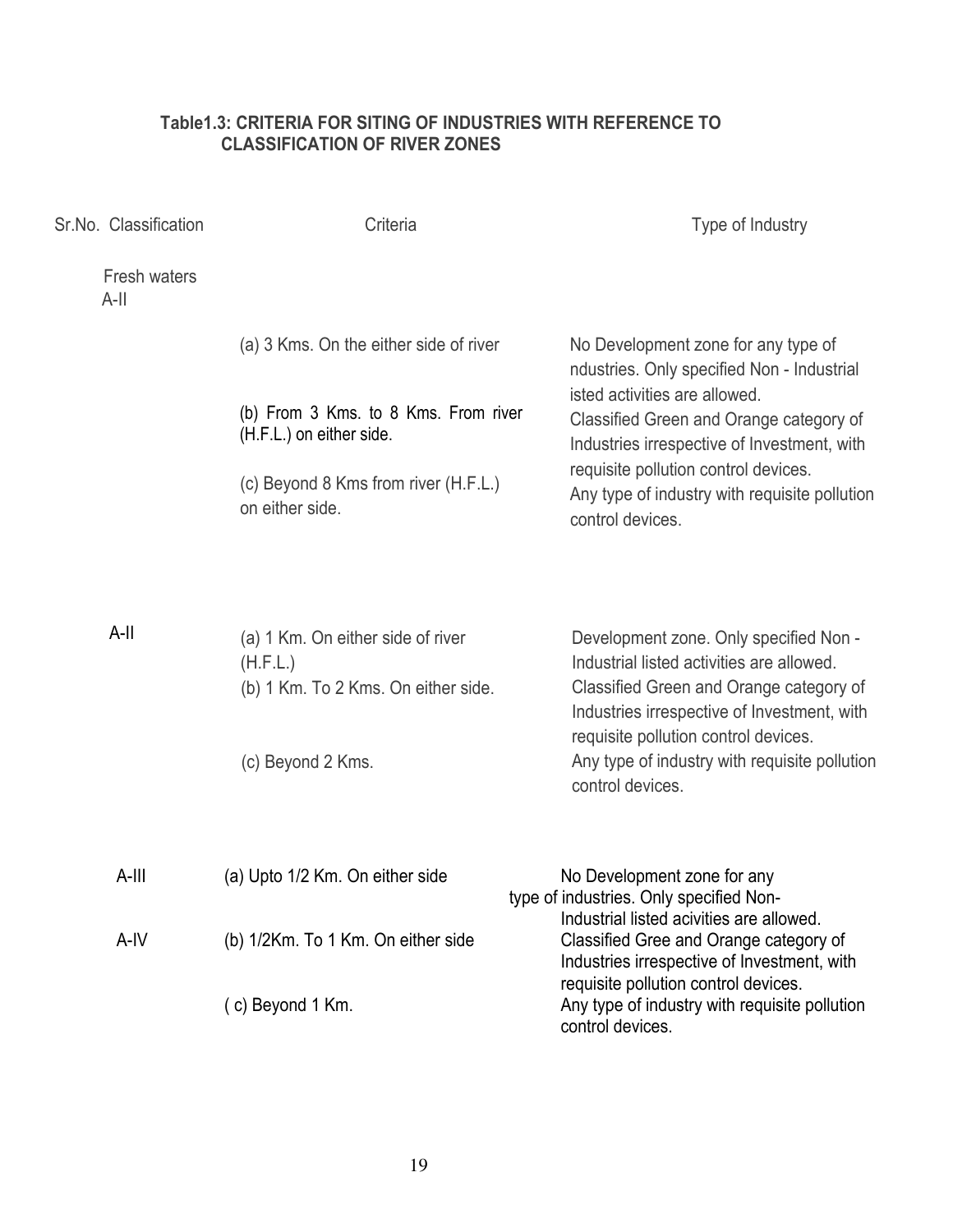**Table1.3: CRITERIA FOR SITING OF INDUSTRIES WITH REFERENCE TO CLASSIFICATION OF RIVER ZONES**

| Sr.No. | Classification | Criteria | Type of Industry |
|---|---|---|---|
| | Fresh waters A-II | (a) 3 Kms. On the either side of river | No Development zone for any type of ndustries. Only specified Non - Industrial isted activities are allowed. |
| | | (b) From 3 Kms. to 8 Kms. From river (H.F.L.) on either side. | Classified Green and Orange category of Industries irrespective of Investment, with requisite pollution control devices. |
| | | (c) Beyond 8 Kms from river (H.F.L.) on either side. | Any type of industry with requisite pollution control devices. |
| | A-II | (a) 1 Km. On either side of river (H.F.L.) | Development zone. Only specified Non - Industrial listed activities are allowed. |
| | | (b) 1 Km. To 2 Kms. On either side. | Classified Green and Orange category of Industries irrespective of Investment, with requisite pollution control devices. |
| | | (c) Beyond 2 Kms. | Any type of industry with requisite pollution control devices. |
| | A-III | (a) Upto 1/2 Km. On either side | No Development zone for any type of industries. Only specified Non-Industrial listed acivities are allowed. |
| | A-IV | (b) 1/2Km. To 1 Km. On either side | Classified Gree and Orange category of Industries irrespective of Investment, with requisite pollution control devices. |
| | | ( c) Beyond 1 Km. | Any type of industry with requisite pollution control devices. |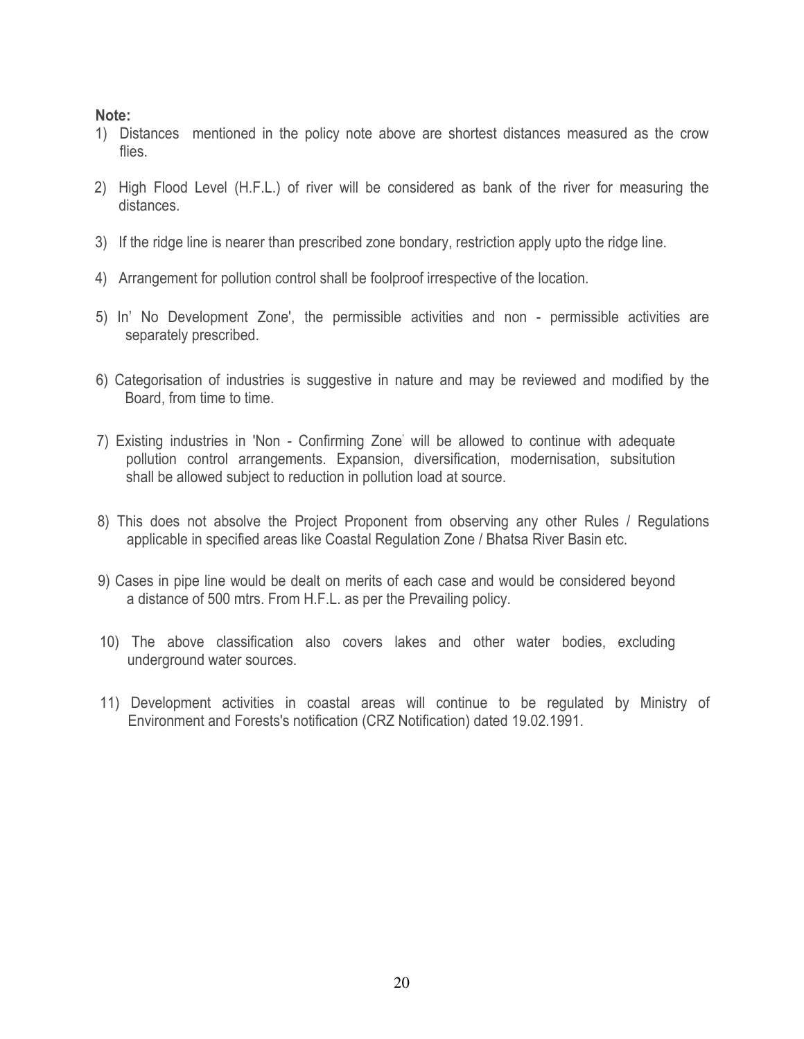**Note:**

1) Distances mentioned in the policy note above are shortest distances measured as the crow flies.

2) High Flood Level (H.F.L.) of river will be considered as bank of the river for measuring the distances.

3) If the ridge line is nearer than prescribed zone bondary, restriction apply upto the ridge line.

4) Arrangement for pollution control shall be foolproof irrespective of the location.

5) In' No Development Zone', the permissible activities and non - permissible activities are separately prescribed.

6) Categorisation of industries is suggestive in nature and may be reviewed and modified by the Board, from time to time.

7) Existing industries in 'Non - Confirming Zone' will be allowed to continue with adequate pollution control arrangements. Expansion, diversification, modernisation, subsitution shall be allowed subject to reduction in pollution load at source.

8) This does not absolve the Project Proponent from observing any other Rules / Regulations applicable in specified areas like Coastal Regulation Zone / Bhatsa River Basin etc.

9) Cases in pipe line would be dealt on merits of each case and would be considered beyond a distance of 500 mtrs. From H.F.L. as per the Prevailing policy.

10) The above classification also covers lakes and other water bodies, excluding underground water sources.

11) Development activities in coastal areas will continue to be regulated by Ministry of Environment and Forests's notification (CRZ Notification) dated 19.02.1991.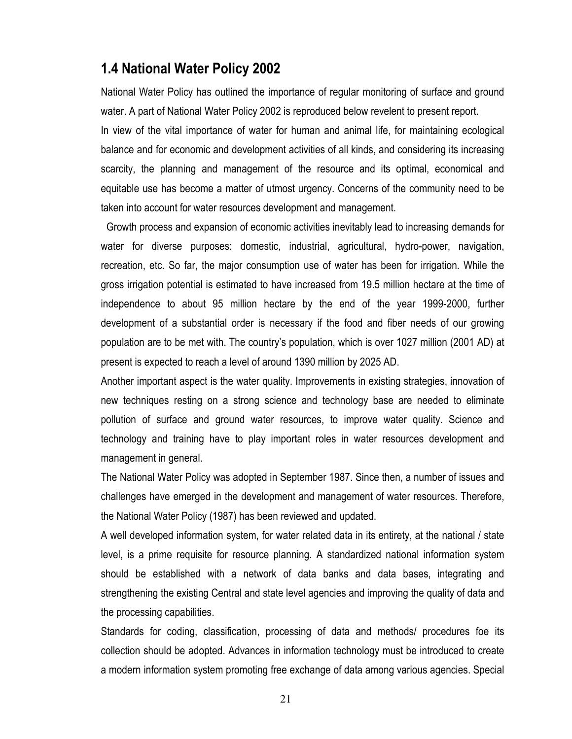## 1.4 National Water Policy 2002

National Water Policy has outlined the importance of regular monitoring of surface and ground water. A part of National Water Policy 2002 is reproduced below revelent to present report.

In view of the vital importance of water for human and animal life, for maintaining ecological balance and for economic and development activities of all kinds, and considering its increasing scarcity, the planning and management of the resource and its optimal, economical and equitable use has become a matter of utmost urgency. Concerns of the community need to be taken into account for water resources development and management.

Growth process and expansion of economic activities inevitably lead to increasing demands for water for diverse purposes: domestic, industrial, agricultural, hydro-power, navigation, recreation, etc. So far, the major consumption use of water has been for irrigation. While the gross irrigation potential is estimated to have increased from 19.5 million hectare at the time of independence to about 95 million hectare by the end of the year 1999-2000, further development of a substantial order is necessary if the food and fiber needs of our growing population are to be met with. The country's population, which is over 1027 million (2001 AD) at present is expected to reach a level of around 1390 million by 2025 AD.

Another important aspect is the water quality. Improvements in existing strategies, innovation of new techniques resting on a strong science and technology base are needed to eliminate pollution of surface and ground water resources, to improve water quality. Science and technology and training have to play important roles in water resources development and management in general.

The National Water Policy was adopted in September 1987. Since then, a number of issues and challenges have emerged in the development and management of water resources. Therefore, the National Water Policy (1987) has been reviewed and updated.

A well developed information system, for water related data in its entirety, at the national / state level, is a prime requisite for resource planning. A standardized national information system should be established with a network of data banks and data bases, integrating and strengthening the existing Central and state level agencies and improving the quality of data and the processing capabilities.

Standards for coding, classification, processing of data and methods/ procedures foe its collection should be adopted. Advances in information technology must be introduced to create a modern information system promoting free exchange of data among various agencies. Special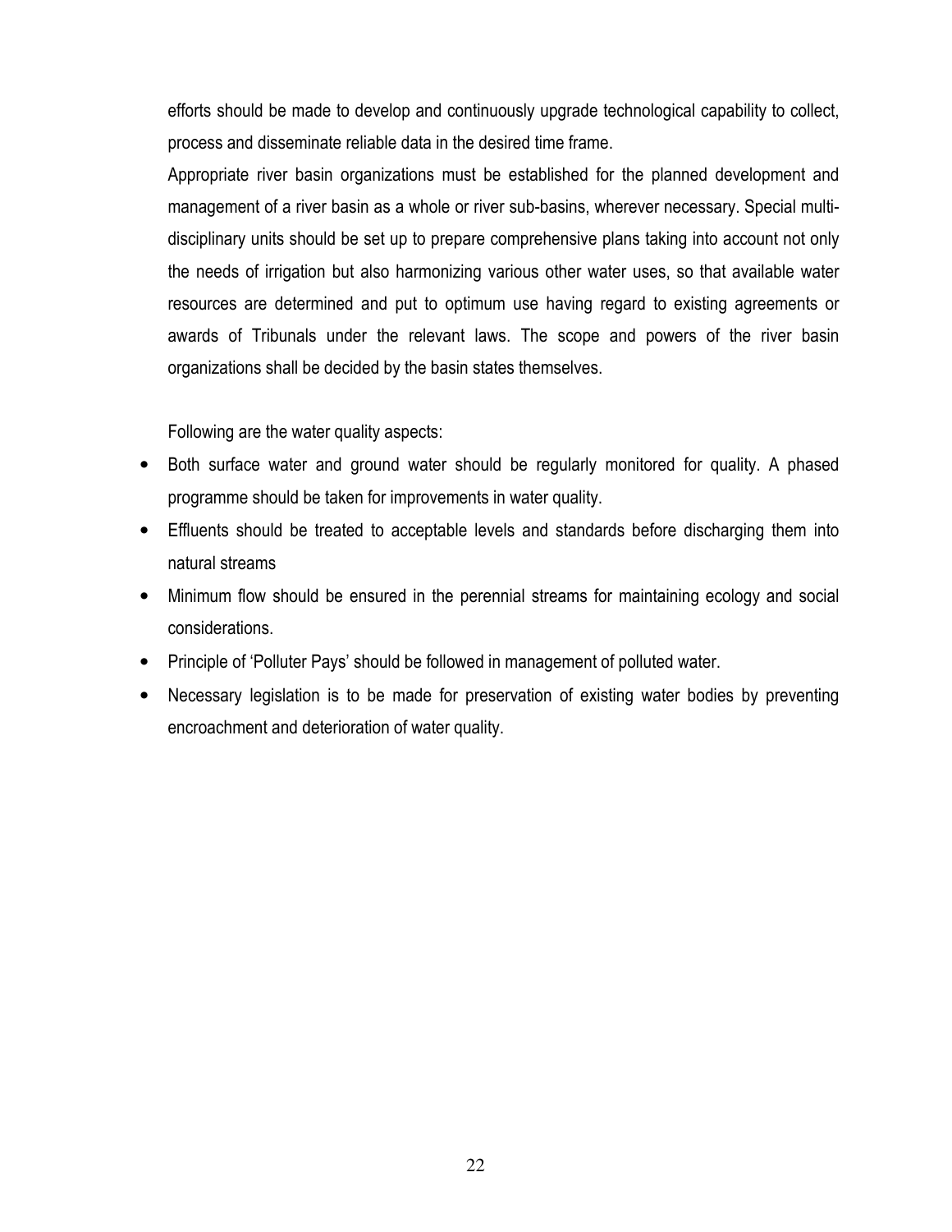efforts should be made to develop and continuously upgrade technological capability to collect, process and disseminate reliable data in the desired time frame.

Appropriate river basin organizations must be established for the planned development and management of a river basin as a whole or river sub-basins, wherever necessary. Special multi-disciplinary units should be set up to prepare comprehensive plans taking into account not only the needs of irrigation but also harmonizing various other water uses, so that available water resources are determined and put to optimum use having regard to existing agreements or awards of Tribunals under the relevant laws. The scope and powers of the river basin organizations shall be decided by the basin states themselves.

Following are the water quality aspects:

- Both surface water and ground water should be regularly monitored for quality. A phased programme should be taken for improvements in water quality.
- Effluents should be treated to acceptable levels and standards before discharging them into natural streams
- Minimum flow should be ensured in the perennial streams for maintaining ecology and social considerations.
- Principle of 'Polluter Pays' should be followed in management of polluted water.
- Necessary legislation is to be made for preservation of existing water bodies by preventing encroachment and deterioration of water quality.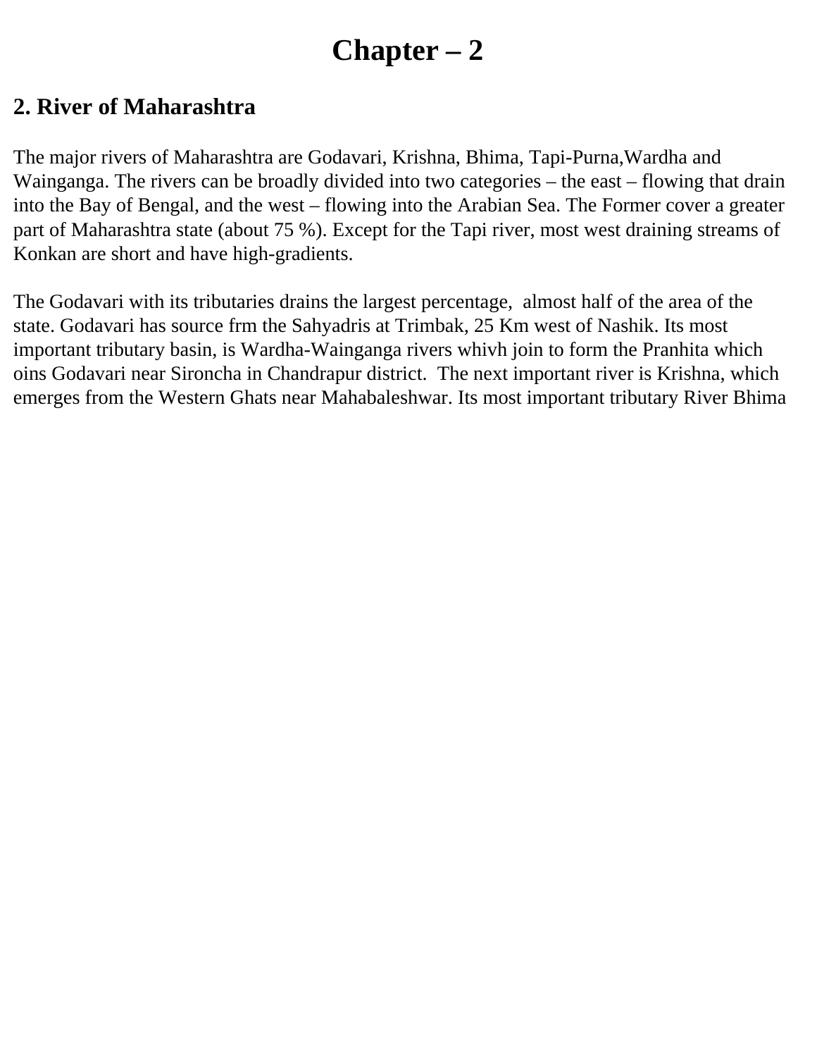# Chapter – 2

## 2. River of Maharashtra

The major rivers of Maharashtra are Godavari, Krishna, Bhima, Tapi-Purna,Wardha and Wainganga. The rivers can be broadly divided into two categories – the east – flowing that drain into the Bay of Bengal, and the west – flowing into the Arabian Sea. The Former cover a greater part of Maharashtra state (about 75 %). Except for the Tapi river, most west draining streams of Konkan are short and have high-gradients.

The Godavari with its tributaries drains the largest percentage,  almost half of the area of the state. Godavari has source frm the Sahyadris at Trimbak, 25 Km west of Nashik. Its most important tributary basin, is Wardha-Wainganga rivers whivh join to form the Pranhita which oins Godavari near Sironcha in Chandrapur district.  The next important river is Krishna, which emerges from the Western Ghats near Mahabaleshwar. Its most important tributary River Bhima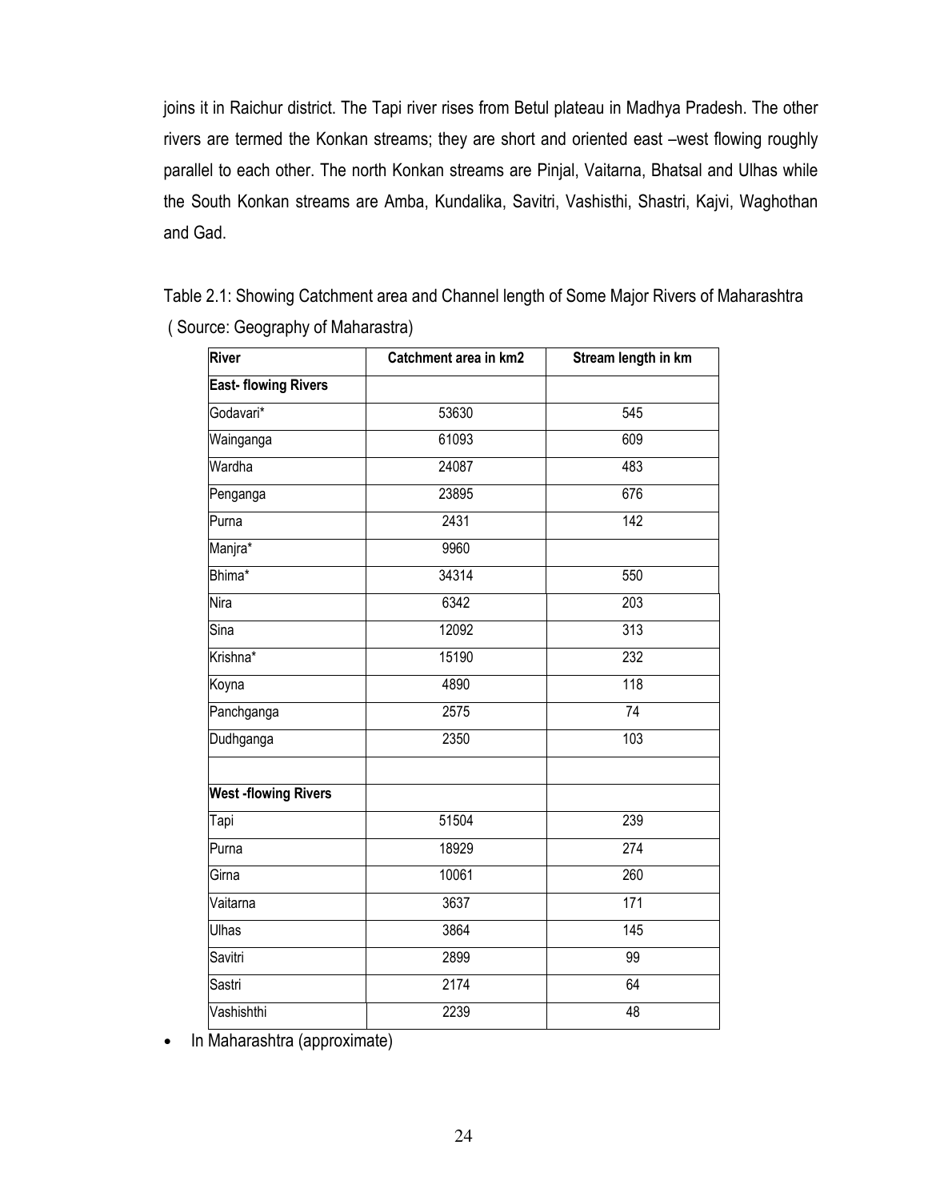joins it in Raichur district. The Tapi river rises from Betul plateau in Madhya Pradesh. The other rivers are termed the Konkan streams; they are short and oriented east –west flowing roughly parallel to each other. The north Konkan streams are Pinjal, Vaitarna, Bhatsal and Ulhas while the South Konkan streams are Amba, Kundalika, Savitri, Vashisthi, Shastri, Kajvi, Waghothan and Gad.

Table 2.1: Showing Catchment area and Channel length of Some Major Rivers of Maharashtra ( Source: Geography of Maharastra)

| River | Catchment area in km2 | Stream length in km |
|---|---|---|
| **East- flowing Rivers** | | |
| Godavari* | 53630 | 545 |
| Wainganga | 61093 | 609 |
| Wardha | 24087 | 483 |
| Penganga | 23895 | 676 |
| Purna | 2431 | 142 |
| Manjra* | 9960 | |
| Bhima* | 34314 | 550 |
| Nira | 6342 | 203 |
| Sina | 12092 | 313 |
| Krishna* | 15190 | 232 |
| Koyna | 4890 | 118 |
| Panchganga | 2575 | 74 |
| Dudhganga | 2350 | 103 |
| | | |
| **West -flowing Rivers** | | |
| Tapi | 51504 | 239 |
| Purna | 18929 | 274 |
| Girna | 10061 | 260 |
| Vaitarna | 3637 | 171 |
| Ulhas | 3864 | 145 |
| Savitri | 2899 | 99 |
| Sastri | 2174 | 64 |
| Vashishthi | 2239 | 48 |

- In Maharashtra (approximate)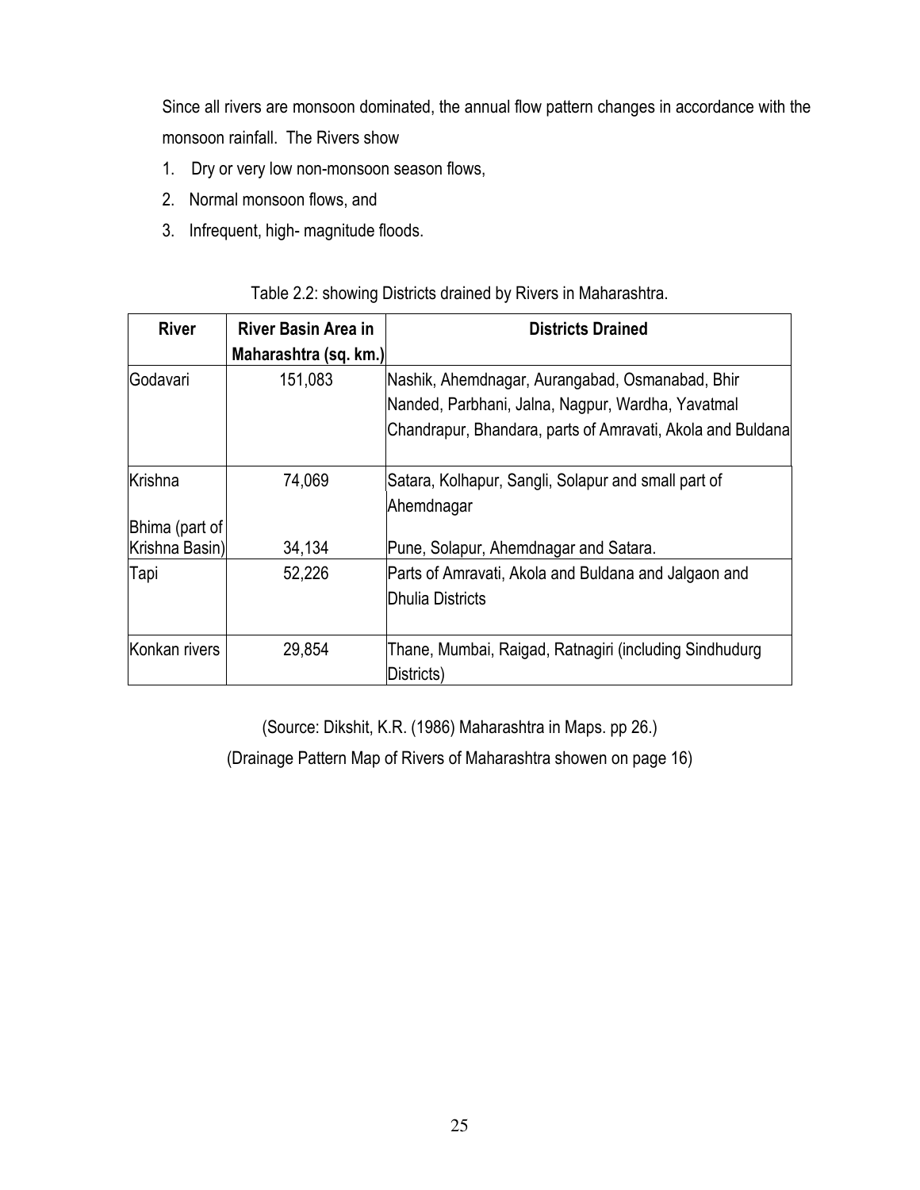Since all rivers are monsoon dominated, the annual flow pattern changes in accordance with the monsoon rainfall. The Rivers show

1. Dry or very low non-monsoon season flows,
2. Normal monsoon flows, and
3. Infrequent, high- magnitude floods.

Table 2.2: showing Districts drained by Rivers in Maharashtra.

| River | River Basin Area in Maharashtra (sq. km.) | Districts Drained |
|---|---|---|
| Godavari | 151,083 | Nashik, Ahemdnagar, Aurangabad, Osmanabad, Bhir Nanded, Parbhani, Jalna, Nagpur, Wardha, Yavatmal Chandrapur, Bhandara, parts of Amravati, Akola and Buldana |
| Krishna | 74,069 | Satara, Kolhapur, Sangli, Solapur and small part of Ahemdnagar |
| Bhima (part of Krishna Basin) | 34,134 | Pune, Solapur, Ahemdnagar and Satara. |
| Tapi | 52,226 | Parts of Amravati, Akola and Buldana and Jalgaon and Dhulia Districts |
| Konkan rivers | 29,854 | Thane, Mumbai, Raigad, Ratnagiri (including Sindhudurg Districts) |

(Source: Dikshit, K.R. (1986) Maharashtra in Maps. pp 26.)

(Drainage Pattern Map of Rivers of Maharashtra showen on page 16)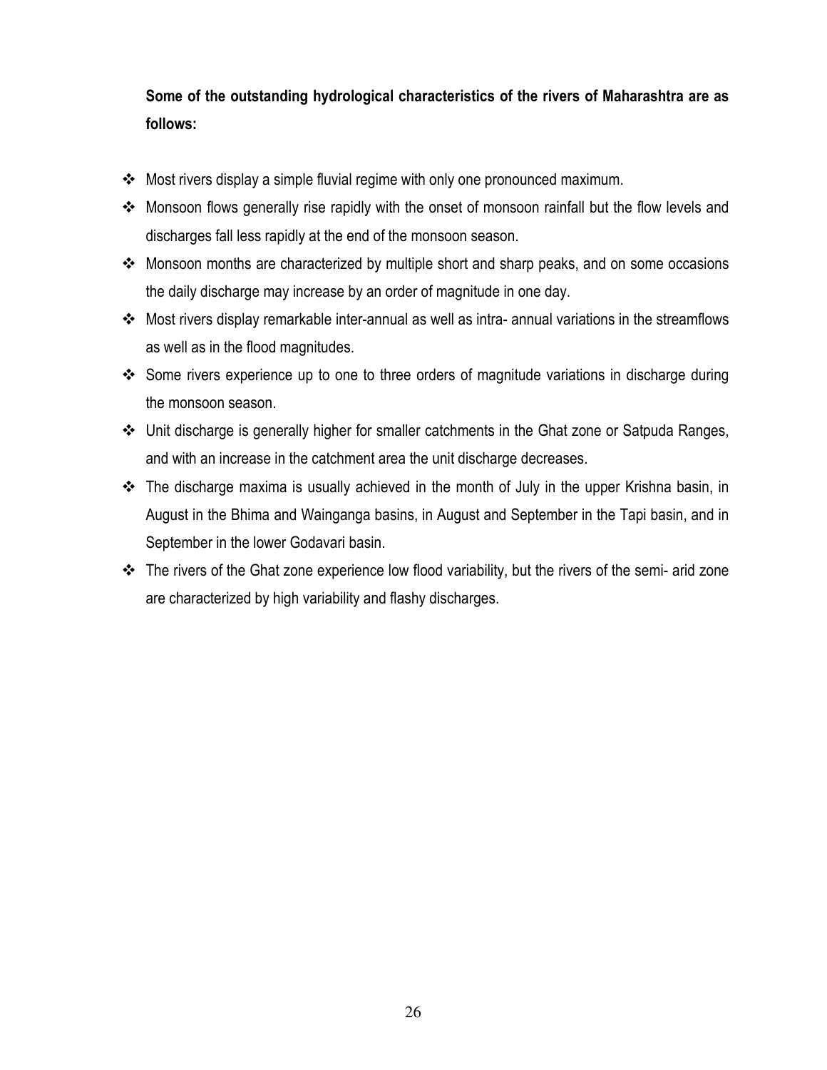**Some of the outstanding hydrological characteristics of the rivers of Maharashtra are as follows:**

- Most rivers display a simple fluvial regime with only one pronounced maximum.
- Monsoon flows generally rise rapidly with the onset of monsoon rainfall but the flow levels and discharges fall less rapidly at the end of the monsoon season.
- Monsoon months are characterized by multiple short and sharp peaks, and on some occasions the daily discharge may increase by an order of magnitude in one day.
- Most rivers display remarkable inter-annual as well as intra- annual variations in the streamflows as well as in the flood magnitudes.
- Some rivers experience up to one to three orders of magnitude variations in discharge during the monsoon season.
- Unit discharge is generally higher for smaller catchments in the Ghat zone or Satpuda Ranges, and with an increase in the catchment area the unit discharge decreases.
- The discharge maxima is usually achieved in the month of July in the upper Krishna basin, in August in the Bhima and Wainganga basins, in August and September in the Tapi basin, and in September in the lower Godavari basin.
- The rivers of the Ghat zone experience low flood variability, but the rivers of the semi- arid zone are characterized by high variability and flashy discharges.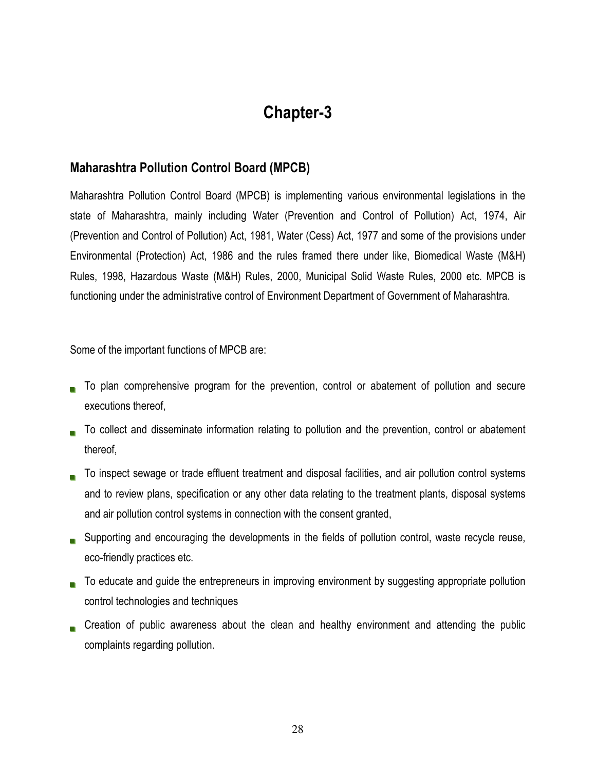# Chapter-3

## Maharashtra Pollution Control Board (MPCB)

Maharashtra Pollution Control Board (MPCB) is implementing various environmental legislations in the state of Maharashtra, mainly including Water (Prevention and Control of Pollution) Act, 1974, Air (Prevention and Control of Pollution) Act, 1981, Water (Cess) Act, 1977 and some of the provisions under Environmental (Protection) Act, 1986 and the rules framed there under like, Biomedical Waste (M&H) Rules, 1998, Hazardous Waste (M&H) Rules, 2000, Municipal Solid Waste Rules, 2000 etc. MPCB is functioning under the administrative control of Environment Department of Government of Maharashtra.

Some of the important functions of MPCB are:

- To plan comprehensive program for the prevention, control or abatement of pollution and secure executions thereof,
- To collect and disseminate information relating to pollution and the prevention, control or abatement thereof,
- To inspect sewage or trade effluent treatment and disposal facilities, and air pollution control systems and to review plans, specification or any other data relating to the treatment plants, disposal systems and air pollution control systems in connection with the consent granted,
- Supporting and encouraging the developments in the fields of pollution control, waste recycle reuse, eco-friendly practices etc.
- To educate and guide the entrepreneurs in improving environment by suggesting appropriate pollution control technologies and techniques
- Creation of public awareness about the clean and healthy environment and attending the public complaints regarding pollution.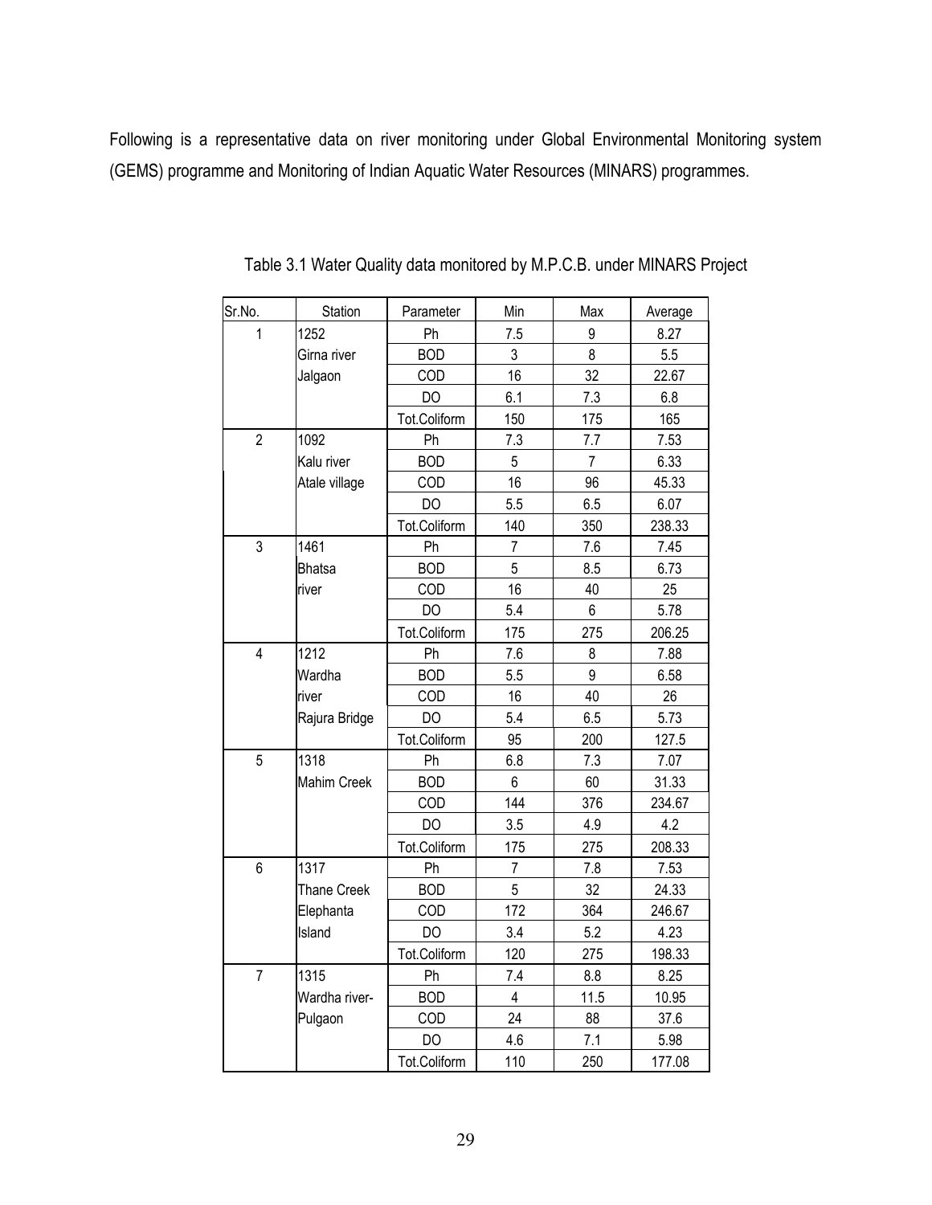Following is a representative data on river monitoring under Global Environmental Monitoring system (GEMS) programme and Monitoring of Indian Aquatic Water Resources (MINARS) programmes.

Table 3.1 Water Quality data monitored by M.P.C.B. under MINARS Project

| Sr.No. | Station | Parameter | Min | Max | Average |
|---|---|---|---|---|---|
| 1 | 1252 | Ph | 7.5 | 9 | 8.27 |
| | Girna river | BOD | 3 | 8 | 5.5 |
| | Jalgaon | COD | 16 | 32 | 22.67 |
| | | DO | 6.1 | 7.3 | 6.8 |
| | | Tot.Coliform | 150 | 175 | 165 |
| 2 | 1092 | Ph | 7.3 | 7.7 | 7.53 |
| | Kalu river | BOD | 5 | 7 | 6.33 |
| | Atale village | COD | 16 | 96 | 45.33 |
| | | DO | 5.5 | 6.5 | 6.07 |
| | | Tot.Coliform | 140 | 350 | 238.33 |
| 3 | 1461 | Ph | 7 | 7.6 | 7.45 |
| | Bhatsa | BOD | 5 | 8.5 | 6.73 |
| | river | COD | 16 | 40 | 25 |
| | | DO | 5.4 | 6 | 5.78 |
| | | Tot.Coliform | 175 | 275 | 206.25 |
| 4 | 1212 | Ph | 7.6 | 8 | 7.88 |
| | Wardha | BOD | 5.5 | 9 | 6.58 |
| | river | COD | 16 | 40 | 26 |
| | Rajura Bridge | DO | 5.4 | 6.5 | 5.73 |
| | | Tot.Coliform | 95 | 200 | 127.5 |
| 5 | 1318 | Ph | 6.8 | 7.3 | 7.07 |
| | Mahim Creek | BOD | 6 | 60 | 31.33 |
| | | COD | 144 | 376 | 234.67 |
| | | DO | 3.5 | 4.9 | 4.2 |
| | | Tot.Coliform | 175 | 275 | 208.33 |
| 6 | 1317 | Ph | 7 | 7.8 | 7.53 |
| | Thane Creek | BOD | 5 | 32 | 24.33 |
| | Elephanta | COD | 172 | 364 | 246.67 |
| | Island | DO | 3.4 | 5.2 | 4.23 |
| | | Tot.Coliform | 120 | 275 | 198.33 |
| 7 | 1315 | Ph | 7.4 | 8.8 | 8.25 |
| | Wardha river- | BOD | 4 | 11.5 | 10.95 |
| | Pulgaon | COD | 24 | 88 | 37.6 |
| | | DO | 4.6 | 7.1 | 5.98 |
| | | Tot.Coliform | 110 | 250 | 177.08 |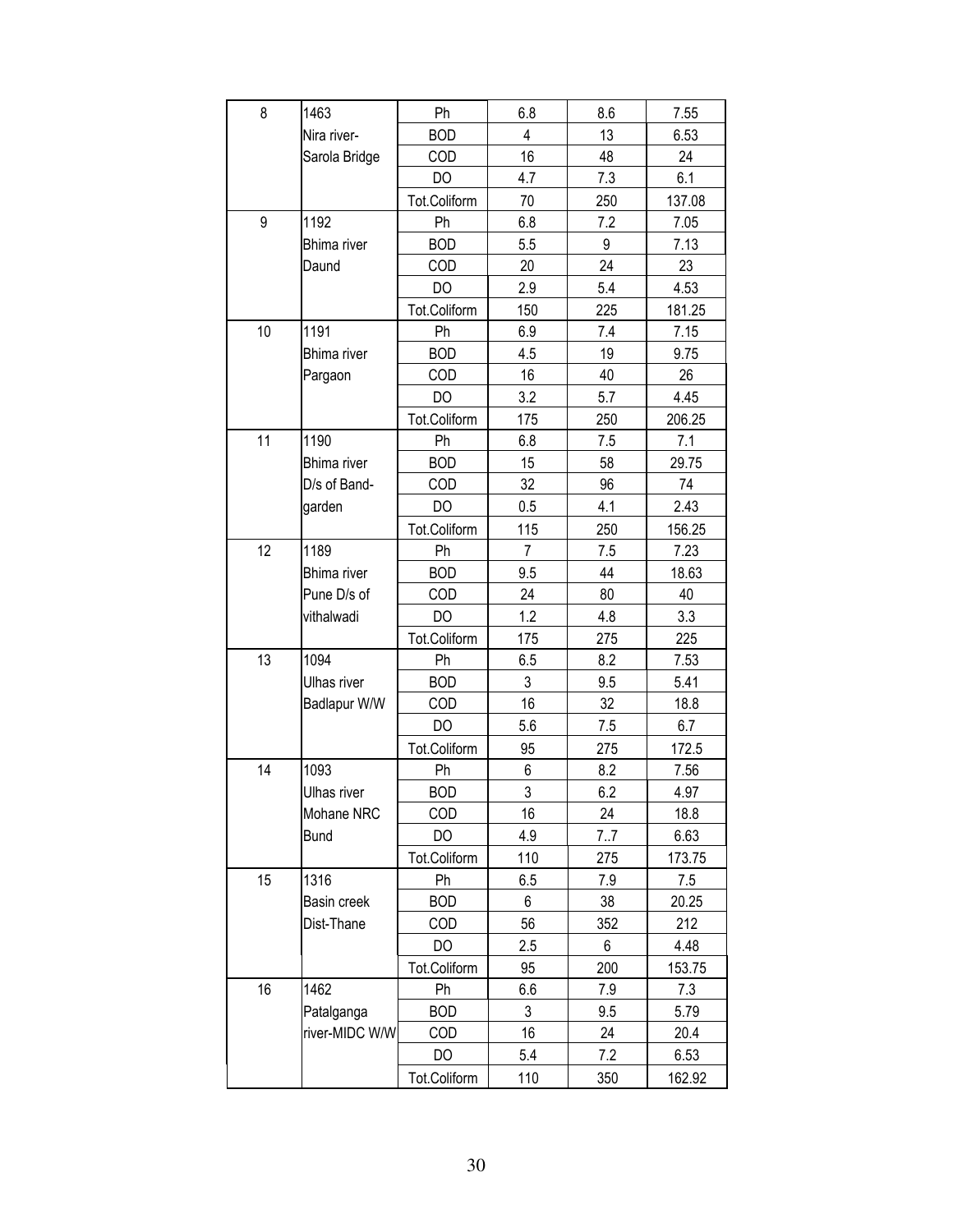| | | | | | |
|---|---|---|---|---|---|
| 8 | 1463 Nira river- Sarola Bridge | Ph | 6.8 | 8.6 | 7.55 |
| | | BOD | 4 | 13 | 6.53 |
| | | COD | 16 | 48 | 24 |
| | | DO | 4.7 | 7.3 | 6.1 |
| | | Tot.Coliform | 70 | 250 | 137.08 |
| 9 | 1192 Bhima river Daund | Ph | 6.8 | 7.2 | 7.05 |
| | | BOD | 5.5 | 9 | 7.13 |
| | | COD | 20 | 24 | 23 |
| | | DO | 2.9 | 5.4 | 4.53 |
| | | Tot.Coliform | 150 | 225 | 181.25 |
| 10 | 1191 Bhima river Pargaon | Ph | 6.9 | 7.4 | 7.15 |
| | | BOD | 4.5 | 19 | 9.75 |
| | | COD | 16 | 40 | 26 |
| | | DO | 3.2 | 5.7 | 4.45 |
| | | Tot.Coliform | 175 | 250 | 206.25 |
| 11 | 1190 Bhima river D/s of Band- garden | Ph | 6.8 | 7.5 | 7.1 |
| | | BOD | 15 | 58 | 29.75 |
| | | COD | 32 | 96 | 74 |
| | | DO | 0.5 | 4.1 | 2.43 |
| | | Tot.Coliform | 115 | 250 | 156.25 |
| 12 | 1189 Bhima river Pune D/s of vithalwadi | Ph | 7 | 7.5 | 7.23 |
| | | BOD | 9.5 | 44 | 18.63 |
| | | COD | 24 | 80 | 40 |
| | | DO | 1.2 | 4.8 | 3.3 |
| | | Tot.Coliform | 175 | 275 | 225 |
| 13 | 1094 Ulhas river Badlapur W/W | Ph | 6.5 | 8.2 | 7.53 |
| | | BOD | 3 | 9.5 | 5.41 |
| | | COD | 16 | 32 | 18.8 |
| | | DO | 5.6 | 7.5 | 6.7 |
| | | Tot.Coliform | 95 | 275 | 172.5 |
| 14 | 1093 Ulhas river Mohane NRC Bund | Ph | 6 | 8.2 | 7.56 |
| | | BOD | 3 | 6.2 | 4.97 |
| | | COD | 16 | 24 | 18.8 |
| | | DO | 4.9 | 7..7 | 6.63 |
| | | Tot.Coliform | 110 | 275 | 173.75 |
| 15 | 1316 Basin creek Dist-Thane | Ph | 6.5 | 7.9 | 7.5 |
| | | BOD | 6 | 38 | 20.25 |
| | | COD | 56 | 352 | 212 |
| | | DO | 2.5 | 6 | 4.48 |
| | | Tot.Coliform | 95 | 200 | 153.75 |
| 16 | 1462 Patalganga river-MIDC W/W | Ph | 6.6 | 7.9 | 7.3 |
| | | BOD | 3 | 9.5 | 5.79 |
| | | COD | 16 | 24 | 20.4 |
| | | DO | 5.4 | 7.2 | 6.53 |
| | | Tot.Coliform | 110 | 350 | 162.92 |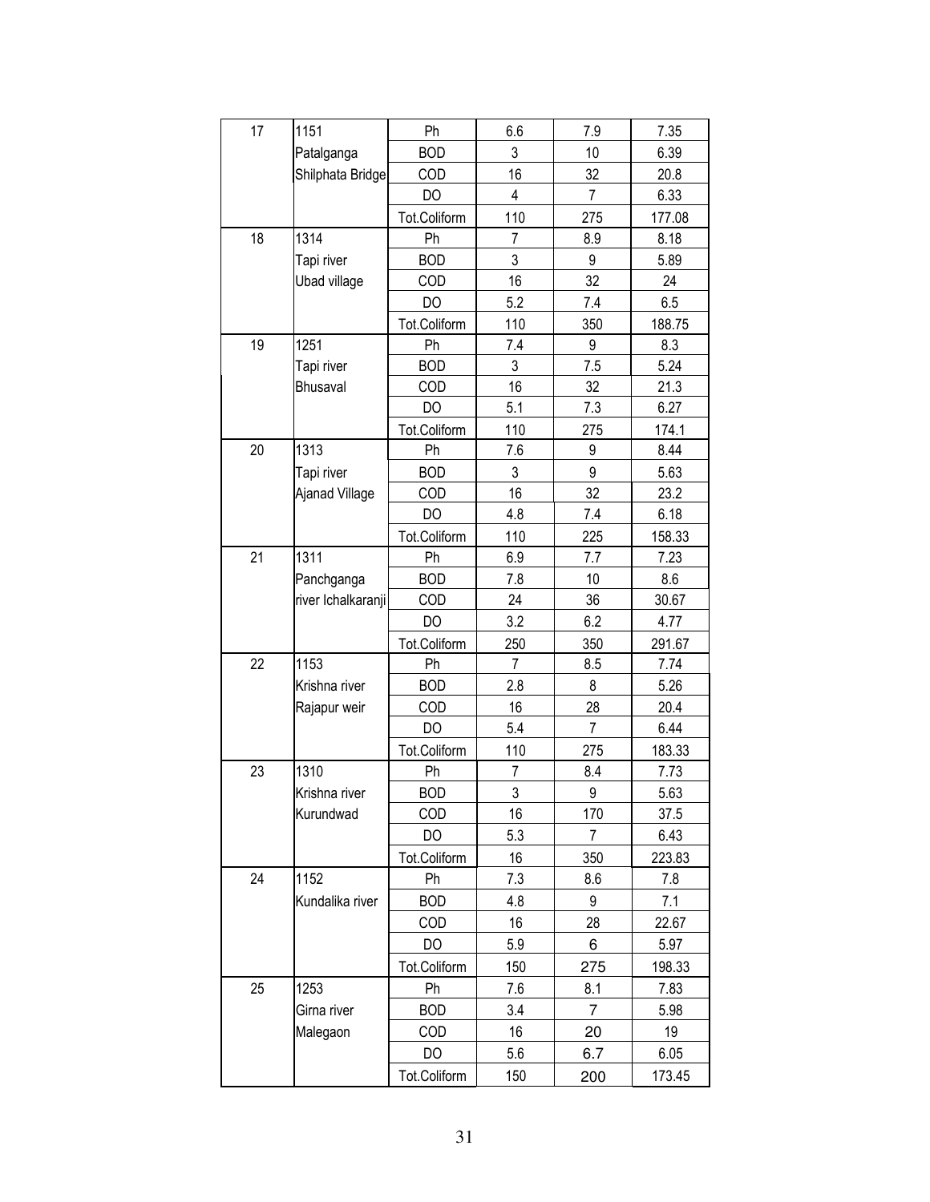| | | | | | |
|---|---|---|---|---|---|
| 17 | 1151 Patalganga Shilphata Bridge | Ph | 6.6 | 7.9 | 7.35 |
| | | BOD | 3 | 10 | 6.39 |
| | | COD | 16 | 32 | 20.8 |
| | | DO | 4 | 7 | 6.33 |
| | | Tot.Coliform | 110 | 275 | 177.08 |
| 18 | 1314 Tapi river Ubad village | Ph | 7 | 8.9 | 8.18 |
| | | BOD | 3 | 9 | 5.89 |
| | | COD | 16 | 32 | 24 |
| | | DO | 5.2 | 7.4 | 6.5 |
| | | Tot.Coliform | 110 | 350 | 188.75 |
| 19 | 1251 Tapi river Bhusaval | Ph | 7.4 | 9 | 8.3 |
| | | BOD | 3 | 7.5 | 5.24 |
| | | COD | 16 | 32 | 21.3 |
| | | DO | 5.1 | 7.3 | 6.27 |
| | | Tot.Coliform | 110 | 275 | 174.1 |
| 20 | 1313 Tapi river Ajanad Village | Ph | 7.6 | 9 | 8.44 |
| | | BOD | 3 | 9 | 5.63 |
| | | COD | 16 | 32 | 23.2 |
| | | DO | 4.8 | 7.4 | 6.18 |
| | | Tot.Coliform | 110 | 225 | 158.33 |
| 21 | 1311 Panchganga river Ichalkaranji | Ph | 6.9 | 7.7 | 7.23 |
| | | BOD | 7.8 | 10 | 8.6 |
| | | COD | 24 | 36 | 30.67 |
| | | DO | 3.2 | 6.2 | 4.77 |
| | | Tot.Coliform | 250 | 350 | 291.67 |
| 22 | 1153 Krishna river Rajapur weir | Ph | 7 | 8.5 | 7.74 |
| | | BOD | 2.8 | 8 | 5.26 |
| | | COD | 16 | 28 | 20.4 |
| | | DO | 5.4 | 7 | 6.44 |
| | | Tot.Coliform | 110 | 275 | 183.33 |
| 23 | 1310 Krishna river Kurundwad | Ph | 7 | 8.4 | 7.73 |
| | | BOD | 3 | 9 | 5.63 |
| | | COD | 16 | 170 | 37.5 |
| | | DO | 5.3 | 7 | 6.43 |
| | | Tot.Coliform | 16 | 350 | 223.83 |
| 24 | 1152 Kundalika river | Ph | 7.3 | 8.6 | 7.8 |
| | | BOD | 4.8 | 9 | 7.1 |
| | | COD | 16 | 28 | 22.67 |
| | | DO | 5.9 | 6 | 5.97 |
| | | Tot.Coliform | 150 | 275 | 198.33 |
| 25 | 1253 Girna river Malegaon | Ph | 7.6 | 8.1 | 7.83 |
| | | BOD | 3.4 | 7 | 5.98 |
| | | COD | 16 | 20 | 19 |
| | | DO | 5.6 | 6.7 | 6.05 |
| | | Tot.Coliform | 150 | 200 | 173.45 |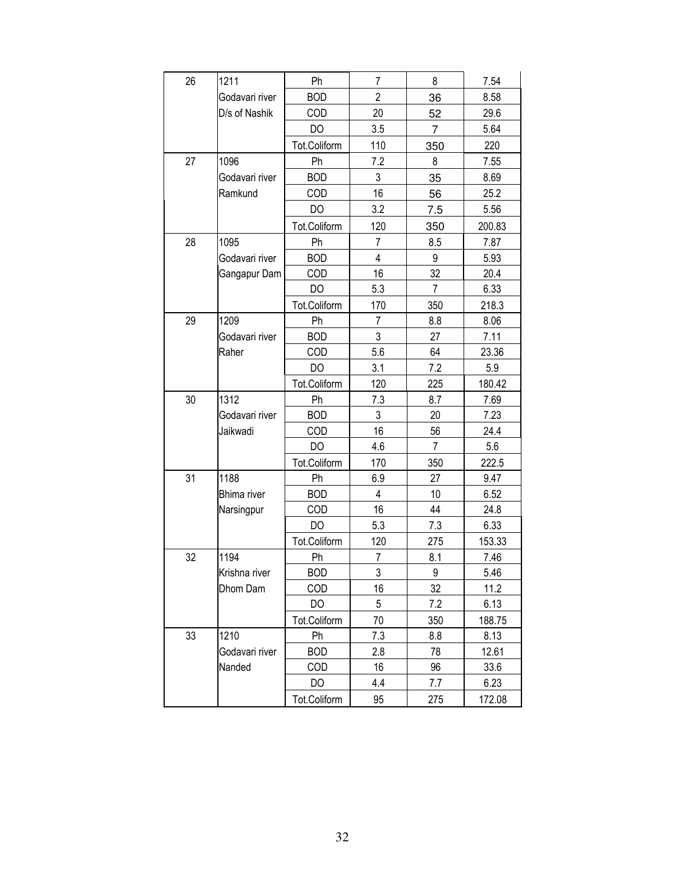| | | | | | |
|---|---|---|---|---|---|
| 26 | 1211 Godavari river D/s of Nashik | Ph | 7 | 8 | 7.54 |
| | | BOD | 2 | 36 | 8.58 |
| | | COD | 20 | 52 | 29.6 |
| | | DO | 3.5 | 7 | 5.64 |
| | | Tot.Coliform | 110 | 350 | 220 |
| 27 | 1096 Godavari river Ramkund | Ph | 7.2 | 8 | 7.55 |
| | | BOD | 3 | 35 | 8.69 |
| | | COD | 16 | 56 | 25.2 |
| | | DO | 3.2 | 7.5 | 5.56 |
| | | Tot.Coliform | 120 | 350 | 200.83 |
| 28 | 1095 Godavari river Gangapur Dam | Ph | 7 | 8.5 | 7.87 |
| | | BOD | 4 | 9 | 5.93 |
| | | COD | 16 | 32 | 20.4 |
| | | DO | 5.3 | 7 | 6.33 |
| | | Tot.Coliform | 170 | 350 | 218.3 |
| 29 | 1209 Godavari river Raher | Ph | 7 | 8.8 | 8.06 |
| | | BOD | 3 | 27 | 7.11 |
| | | COD | 5.6 | 64 | 23.36 |
| | | DO | 3.1 | 7.2 | 5.9 |
| | | Tot.Coliform | 120 | 225 | 180.42 |
| 30 | 1312 Godavari river Jaikwadi | Ph | 7.3 | 8.7 | 7.69 |
| | | BOD | 3 | 20 | 7.23 |
| | | COD | 16 | 56 | 24.4 |
| | | DO | 4.6 | 7 | 5.6 |
| | | Tot.Coliform | 170 | 350 | 222.5 |
| 31 | 1188 Bhima river Narsingpur | Ph | 6.9 | 27 | 9.47 |
| | | BOD | 4 | 10 | 6.52 |
| | | COD | 16 | 44 | 24.8 |
| | | DO | 5.3 | 7.3 | 6.33 |
| | | Tot.Coliform | 120 | 275 | 153.33 |
| 32 | 1194 Krishna river Dhom Dam | Ph | 7 | 8.1 | 7.46 |
| | | BOD | 3 | 9 | 5.46 |
| | | COD | 16 | 32 | 11.2 |
| | | DO | 5 | 7.2 | 6.13 |
| | | Tot.Coliform | 70 | 350 | 188.75 |
| 33 | 1210 Godavari river Nanded | Ph | 7.3 | 8.8 | 8.13 |
| | | BOD | 2.8 | 78 | 12.61 |
| | | COD | 16 | 96 | 33.6 |
| | | DO | 4.4 | 7.7 | 6.23 |
| | | Tot.Coliform | 95 | 275 | 172.08 |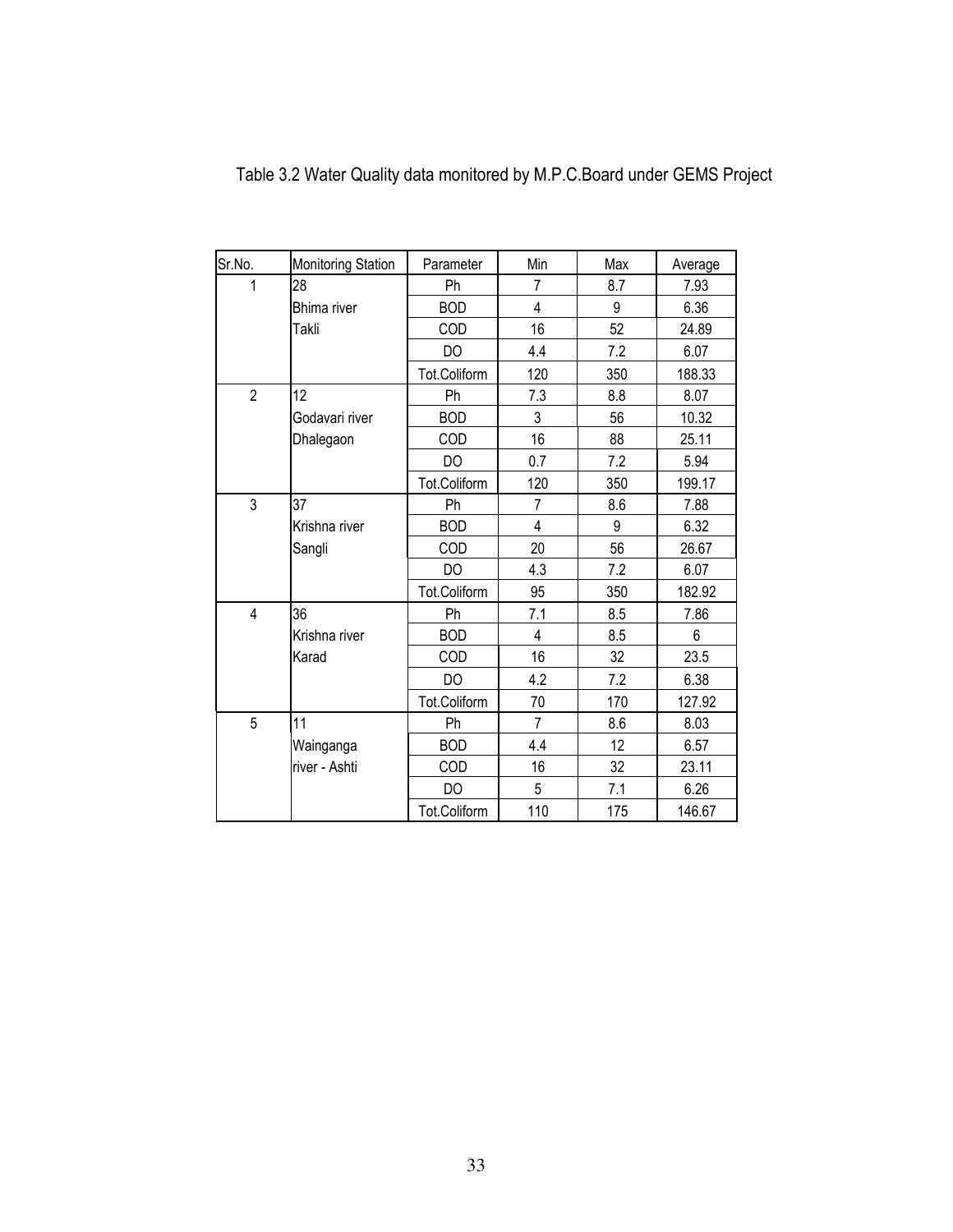Table 3.2 Water Quality data monitored by M.P.C.Board under GEMS Project

| Sr.No. | Monitoring Station | Parameter | Min | Max | Average |
|---|---|---|---|---|---|
| 1 | 28 | Ph | 7 | 8.7 | 7.93 |
| | Bhima river | BOD | 4 | 9 | 6.36 |
| | Takli | COD | 16 | 52 | 24.89 |
| | | DO | 4.4 | 7.2 | 6.07 |
| | | Tot.Coliform | 120 | 350 | 188.33 |
| 2 | 12 | Ph | 7.3 | 8.8 | 8.07 |
| | Godavari river | BOD | 3 | 56 | 10.32 |
| | Dhalegaon | COD | 16 | 88 | 25.11 |
| | | DO | 0.7 | 7.2 | 5.94 |
| | | Tot.Coliform | 120 | 350 | 199.17 |
| 3 | 37 | Ph | 7 | 8.6 | 7.88 |
| | Krishna river | BOD | 4 | 9 | 6.32 |
| | Sangli | COD | 20 | 56 | 26.67 |
| | | DO | 4.3 | 7.2 | 6.07 |
| | | Tot.Coliform | 95 | 350 | 182.92 |
| 4 | 36 | Ph | 7.1 | 8.5 | 7.86 |
| | Krishna river | BOD | 4 | 8.5 | 6 |
| | Karad | COD | 16 | 32 | 23.5 |
| | | DO | 4.2 | 7.2 | 6.38 |
| | | Tot.Coliform | 70 | 170 | 127.92 |
| 5 | 11 | Ph | 7 | 8.6 | 8.03 |
| | Wainganga | BOD | 4.4 | 12 | 6.57 |
| | river - Ashti | COD | 16 | 32 | 23.11 |
| | | DO | 5 | 7.1 | 6.26 |
| | | Tot.Coliform | 110 | 175 | 146.67 |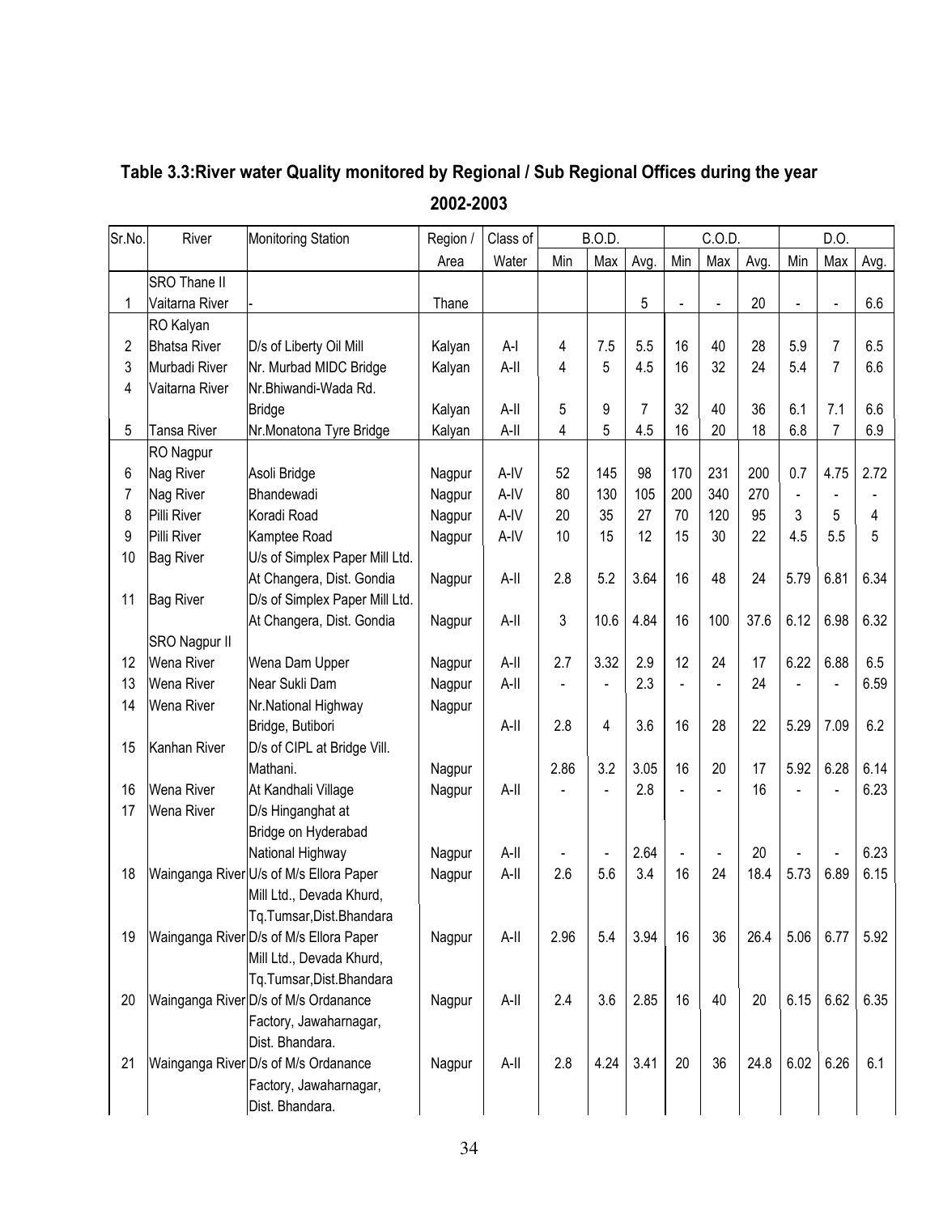## Table 3.3:River water Quality monitored by Regional / Sub Regional Offices during the year 2002-2003

| Sr.No. | River | Monitoring Station | Region / Area | Class of Water | B.O.D. | | | C.O.D. | | | D.O. | | |
|---|---|---|---|---|---|---|---|---|---|---|---|---|---|
| | | | | | Min | Max | Avg. | Min | Max | Avg. | Min | Max | Avg. |
| | SRO Thane II | | | | | | | | | | | | |
| 1 | Vaitarna River | - | Thane | | | | 5 | - | - | 20 | - | - | 6.6 |
| | RO Kalyan | | | | | | | | | | | | |
| 2 | Bhatsa River | D/s of Liberty Oil Mill | Kalyan | A-I | 4 | 7.5 | 5.5 | 16 | 40 | 28 | 5.9 | 7 | 6.5 |
| 3 | Murbadi River | Nr. Murbad MIDC Bridge | Kalyan | A-II | 4 | 5 | 4.5 | 16 | 32 | 24 | 5.4 | 7 | 6.6 |
| 4 | Vaitarna River | Nr.Bhiwandi-Wada Rd. Bridge | Kalyan | A-II | 5 | 9 | 7 | 32 | 40 | 36 | 6.1 | 7.1 | 6.6 |
| 5 | Tansa River | Nr.Monatona Tyre Bridge | Kalyan | A-II | 4 | 5 | 4.5 | 16 | 20 | 18 | 6.8 | 7 | 6.9 |
| | RO Nagpur | | | | | | | | | | | | |
| 6 | Nag River | Asoli Bridge | Nagpur | A-IV | 52 | 145 | 98 | 170 | 231 | 200 | 0.7 | 4.75 | 2.72 |
| 7 | Nag River | Bhandewadi | Nagpur | A-IV | 80 | 130 | 105 | 200 | 340 | 270 | - | - | - |
| 8 | Pilli River | Koradi Road | Nagpur | A-IV | 20 | 35 | 27 | 70 | 120 | 95 | 3 | 5 | 4 |
| 9 | Pilli River | Kamptee Road | Nagpur | A-IV | 10 | 15 | 12 | 15 | 30 | 22 | 4.5 | 5.5 | 5 |
| 10 | Bag River | U/s of Simplex Paper Mill Ltd. At Changera, Dist. Gondia | Nagpur | A-II | 2.8 | 5.2 | 3.64 | 16 | 48 | 24 | 5.79 | 6.81 | 6.34 |
| 11 | Bag River | D/s of Simplex Paper Mill Ltd. At Changera, Dist. Gondia | Nagpur | A-II | 3 | 10.6 | 4.84 | 16 | 100 | 37.6 | 6.12 | 6.98 | 6.32 |
| | SRO Nagpur II | | | | | | | | | | | | |
| 12 | Wena River | Wena Dam Upper | Nagpur | A-II | 2.7 | 3.32 | 2.9 | 12 | 24 | 17 | 6.22 | 6.88 | 6.5 |
| 13 | Wena River | Near Sukli Dam | Nagpur | A-II | - | - | 2.3 | - | - | 24 | - | - | 6.59 |
| 14 | Wena River | Nr.National Highway Bridge, Butibori | Nagpur | A-II | 2.8 | 4 | 3.6 | 16 | 28 | 22 | 5.29 | 7.09 | 6.2 |
| 15 | Kanhan River | D/s of CIPL at Bridge Vill. Mathani. | Nagpur | | 2.86 | 3.2 | 3.05 | 16 | 20 | 17 | 5.92 | 6.28 | 6.14 |
| 16 | Wena River | At Kandhali Village | Nagpur | A-II | - | - | 2.8 | - | - | 16 | - | - | 6.23 |
| 17 | Wena River | D/s Hinganghat at Bridge on Hyderabad National Highway | Nagpur | A-II | - | - | 2.64 | - | - | 20 | - | - | 6.23 |
| 18 | Wainganga River | U/s of M/s Ellora Paper Mill Ltd., Devada Khurd, Tq.Tumsar,Dist.Bhandara | Nagpur | A-II | 2.6 | 5.6 | 3.4 | 16 | 24 | 18.4 | 5.73 | 6.89 | 6.15 |
| 19 | Wainganga River | D/s of M/s Ellora Paper Mill Ltd., Devada Khurd, Tq.Tumsar,Dist.Bhandara | Nagpur | A-II | 2.96 | 5.4 | 3.94 | 16 | 36 | 26.4 | 5.06 | 6.77 | 5.92 |
| 20 | Wainganga River | D/s of M/s Ordanance Factory, Jawaharnagar, Dist. Bhandara. | Nagpur | A-II | 2.4 | 3.6 | 2.85 | 16 | 40 | 20 | 6.15 | 6.62 | 6.35 |
| 21 | Wainganga River | D/s of M/s Ordanance Factory, Jawaharnagar, Dist. Bhandara. | Nagpur | A-II | 2.8 | 4.24 | 3.41 | 20 | 36 | 24.8 | 6.02 | 6.26 | 6.1 |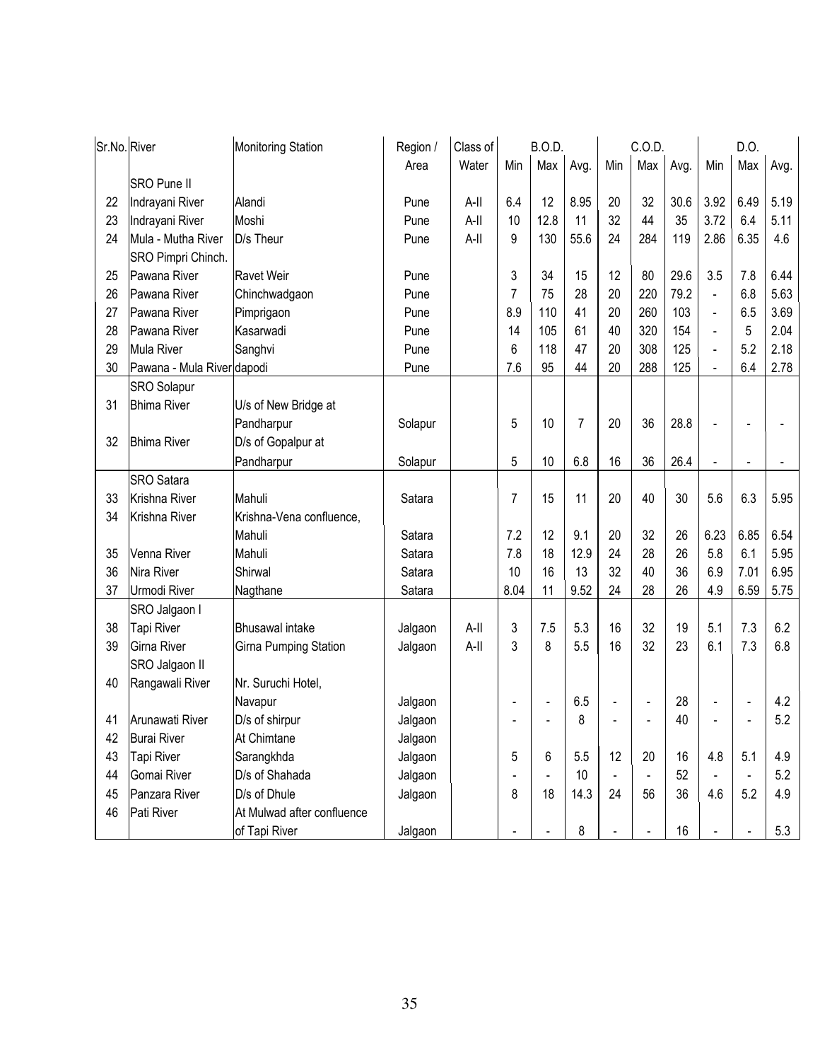| Sr.No. | River | Monitoring Station | Region / Area | Class of Water | B.O.D. | | | C.O.D. | | | D.O. | | |
|---|---|---|---|---|---|---|---|---|---|---|---|---|---|
| | | | | | Min | Max | Avg. | Min | Max | Avg. | Min | Max | Avg. |
| | SRO Pune II | | | | | | | | | | | | |
| 22 | Indrayani River | Alandi | Pune | A-II | 6.4 | 12 | 8.95 | 20 | 32 | 30.6 | 3.92 | 6.49 | 5.19 |
| 23 | Indrayani River | Moshi | Pune | A-II | 10 | 12.8 | 11 | 32 | 44 | 35 | 3.72 | 6.4 | 5.11 |
| 24 | Mula - Mutha River | D/s Theur | Pune | A-II | 9 | 130 | 55.6 | 24 | 284 | 119 | 2.86 | 6.35 | 4.6 |
| | SRO Pimpri Chinch. | | | | | | | | | | | | |
| 25 | Pawana River | Ravet Weir | Pune | | 3 | 34 | 15 | 12 | 80 | 29.6 | 3.5 | 7.8 | 6.44 |
| 26 | Pawana River | Chinchwadgaon | Pune | | 7 | 75 | 28 | 20 | 220 | 79.2 | - | 6.8 | 5.63 |
| 27 | Pawana River | Pimprigaon | Pune | | 8.9 | 110 | 41 | 20 | 260 | 103 | - | 6.5 | 3.69 |
| 28 | Pawana River | Kasarwadi | Pune | | 14 | 105 | 61 | 40 | 320 | 154 | - | 5 | 2.04 |
| 29 | Mula River | Sanghvi | Pune | | 6 | 118 | 47 | 20 | 308 | 125 | - | 5.2 | 2.18 |
| 30 | Pawana - Mula River | dapodi | Pune | | 7.6 | 95 | 44 | 20 | 288 | 125 | - | 6.4 | 2.78 |
| | SRO Solapur | | | | | | | | | | | | |
| 31 | Bhima River | U/s of New Bridge at Pandharpur | Solapur | | 5 | 10 | 7 | 20 | 36 | 28.8 | - | - | - |
| 32 | Bhima River | D/s of Gopalpur at Pandharpur | Solapur | | 5 | 10 | 6.8 | 16 | 36 | 26.4 | - | - | - |
| | SRO Satara | | | | | | | | | | | | |
| 33 | Krishna River | Mahuli | Satara | | 7 | 15 | 11 | 20 | 40 | 30 | 5.6 | 6.3 | 5.95 |
| 34 | Krishna River | Krishna-Vena confluence, Mahuli | Satara | | 7.2 | 12 | 9.1 | 20 | 32 | 26 | 6.23 | 6.85 | 6.54 |
| 35 | Venna River | Mahuli | Satara | | 7.8 | 18 | 12.9 | 24 | 28 | 26 | 5.8 | 6.1 | 5.95 |
| 36 | Nira River | Shirwal | Satara | | 10 | 16 | 13 | 32 | 40 | 36 | 6.9 | 7.01 | 6.95 |
| 37 | Urmodi River | Nagthane | Satara | | 8.04 | 11 | 9.52 | 24 | 28 | 26 | 4.9 | 6.59 | 5.75 |
| | SRO Jalgaon I | | | | | | | | | | | | |
| 38 | Tapi River | Bhusawal intake | Jalgaon | A-II | 3 | 7.5 | 5.3 | 16 | 32 | 19 | 5.1 | 7.3 | 6.2 |
| 39 | Girna River | Girna Pumping Station | Jalgaon | A-II | 3 | 8 | 5.5 | 16 | 32 | 23 | 6.1 | 7.3 | 6.8 |
| | SRO Jalgaon II | | | | | | | | | | | | |
| 40 | Rangawali River | Nr. Suruchi Hotel, Navapur | Jalgaon | | - | - | 6.5 | - | - | 28 | - | - | 4.2 |
| 41 | Arunawati River | D/s of shirpur | Jalgaon | | - | - | 8 | - | - | 40 | - | - | 5.2 |
| 42 | Burai River | At Chimtane | Jalgaon | | | | | | | | | | |
| 43 | Tapi River | Sarangkhda | Jalgaon | | 5 | 6 | 5.5 | 12 | 20 | 16 | 4.8 | 5.1 | 4.9 |
| 44 | Gomai River | D/s of Shahada | Jalgaon | | - | - | 10 | - | - | 52 | - | - | 5.2 |
| 45 | Panzara River | D/s of Dhule | Jalgaon | | 8 | 18 | 14.3 | 24 | 56 | 36 | 4.6 | 5.2 | 4.9 |
| 46 | Pati River | At Mulwad after confluence of Tapi River | Jalgaon | | - | - | 8 | - | - | 16 | - | - | 5.3 |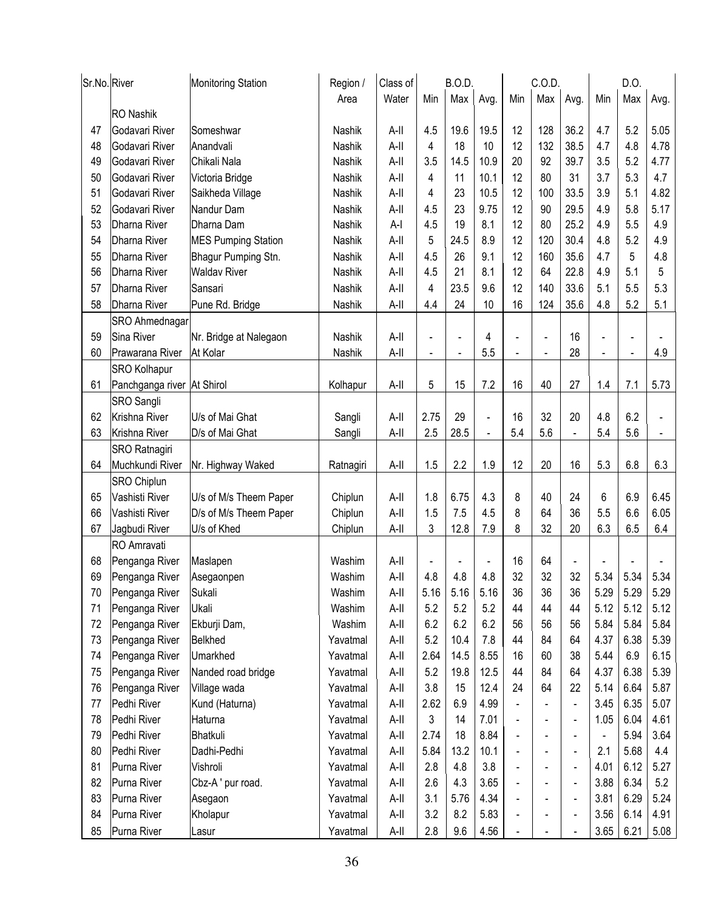| Sr.No. | River | Monitoring Station | Region / Area | Class of Water | B.O.D. | | | C.O.D. | | | D.O. | | |
|---|---|---|---|---|---|---|---|---|---|---|---|---|---|
| | | | | | Min | Max | Avg. | Min | Max | Avg. | Min | Max | Avg. |
| | RO Nashik | | | | | | | | | | | | |
| 47 | Godavari River | Someshwar | Nashik | A-II | 4.5 | 19.6 | 19.5 | 12 | 128 | 36.2 | 4.7 | 5.2 | 5.05 |
| 48 | Godavari River | Anandvali | Nashik | A-II | 4 | 18 | 10 | 12 | 132 | 38.5 | 4.7 | 4.8 | 4.78 |
| 49 | Godavari River | Chikali Nala | Nashik | A-II | 3.5 | 14.5 | 10.9 | 20 | 92 | 39.7 | 3.5 | 5.2 | 4.77 |
| 50 | Godavari River | Victoria Bridge | Nashik | A-II | 4 | 11 | 10.1 | 12 | 80 | 31 | 3.7 | 5.3 | 4.7 |
| 51 | Godavari River | Saikheda Village | Nashik | A-II | 4 | 23 | 10.5 | 12 | 100 | 33.5 | 3.9 | 5.1 | 4.82 |
| 52 | Godavari River | Nandur Dam | Nashik | A-II | 4.5 | 23 | 9.75 | 12 | 90 | 29.5 | 4.9 | 5.8 | 5.17 |
| 53 | Dharna River | Dharna Dam | Nashik | A-I | 4.5 | 19 | 8.1 | 12 | 80 | 25.2 | 4.9 | 5.5 | 4.9 |
| 54 | Dharna River | MES Pumping Station | Nashik | A-II | 5 | 24.5 | 8.9 | 12 | 120 | 30.4 | 4.8 | 5.2 | 4.9 |
| 55 | Dharna River | Bhagur Pumping Stn. | Nashik | A-II | 4.5 | 26 | 9.1 | 12 | 160 | 35.6 | 4.7 | 5 | 4.8 |
| 56 | Dharna River | Waldav River | Nashik | A-II | 4.5 | 21 | 8.1 | 12 | 64 | 22.8 | 4.9 | 5.1 | 5 |
| 57 | Dharna River | Sansari | Nashik | A-II | 4 | 23.5 | 9.6 | 12 | 140 | 33.6 | 5.1 | 5.5 | 5.3 |
| 58 | Dharna River | Pune Rd. Bridge | Nashik | A-II | 4.4 | 24 | 10 | 16 | 124 | 35.6 | 4.8 | 5.2 | 5.1 |
| | SRO Ahmednagar | | | | | | | | | | | | |
| 59 | Sina River | Nr. Bridge at Nalegaon | Nashik | A-II | - | - | 4 | - | - | 16 | - | - | - |
| 60 | Prawarana River | At Kolar | Nashik | A-II | - | - | 5.5 | - | - | 28 | - | - | 4.9 |
| | SRO Kolhapur | | | | | | | | | | | | |
| 61 | Panchganga river | At Shirol | Kolhapur | A-II | 5 | 15 | 7.2 | 16 | 40 | 27 | 1.4 | 7.1 | 5.73 |
| | SRO Sangli | | | | | | | | | | | | |
| 62 | Krishna River | U/s of Mai Ghat | Sangli | A-II | 2.75 | 29 | - | 16 | 32 | 20 | 4.8 | 6.2 | - |
| 63 | Krishna River | D/s of Mai Ghat | Sangli | A-II | 2.5 | 28.5 | - | 5.4 | 5.6 | - | 5.4 | 5.6 | - |
| | SRO Ratnagiri | | | | | | | | | | | | |
| 64 | Muchkundi River | Nr. Highway Waked | Ratnagiri | A-II | 1.5 | 2.2 | 1.9 | 12 | 20 | 16 | 5.3 | 6.8 | 6.3 |
| | SRO Chiplun | | | | | | | | | | | | |
| 65 | Vashisti River | U/s of M/s Theem Paper | Chiplun | A-II | 1.8 | 6.75 | 4.3 | 8 | 40 | 24 | 6 | 6.9 | 6.45 |
| 66 | Vashisti River | D/s of M/s Theem Paper | Chiplun | A-II | 1.5 | 7.5 | 4.5 | 8 | 64 | 36 | 5.5 | 6.6 | 6.05 |
| 67 | Jagbudi River | U/s of Khed | Chiplun | A-II | 3 | 12.8 | 7.9 | 8 | 32 | 20 | 6.3 | 6.5 | 6.4 |
| | RO Amravati | | | | | | | | | | | | |
| 68 | Penganga River | Maslapen | Washim | A-II | - | - | - | 16 | 64 | - | - | - | - |
| 69 | Penganga River | Asegaonpen | Washim | A-II | 4.8 | 4.8 | 4.8 | 32 | 32 | 32 | 5.34 | 5.34 | 5.34 |
| 70 | Penganga River | Sukali | Washim | A-II | 5.16 | 5.16 | 5.16 | 36 | 36 | 36 | 5.29 | 5.29 | 5.29 |
| 71 | Penganga River | Ukali | Washim | A-II | 5.2 | 5.2 | 5.2 | 44 | 44 | 44 | 5.12 | 5.12 | 5.12 |
| 72 | Penganga River | Ekburji Dam, | Washim | A-II | 6.2 | 6.2 | 6.2 | 56 | 56 | 56 | 5.84 | 5.84 | 5.84 |
| 73 | Penganga River | Belkhed | Yavatmal | A-II | 5.2 | 10.4 | 7.8 | 44 | 84 | 64 | 4.37 | 6.38 | 5.39 |
| 74 | Penganga River | Umarkhed | Yavatmal | A-II | 2.64 | 14.5 | 8.55 | 16 | 60 | 38 | 5.44 | 6.9 | 6.15 |
| 75 | Penganga River | Nanded road bridge | Yavatmal | A-II | 5.2 | 19.8 | 12.5 | 44 | 84 | 64 | 4.37 | 6.38 | 5.39 |
| 76 | Penganga River | Village wada | Yavatmal | A-II | 3.8 | 15 | 12.4 | 24 | 64 | 22 | 5.14 | 6.64 | 5.87 |
| 77 | Pedhi River | Kund (Haturna) | Yavatmal | A-II | 2.62 | 6.9 | 4.99 | - | - | - | 3.45 | 6.35 | 5.07 |
| 78 | Pedhi River | Haturna | Yavatmal | A-II | 3 | 14 | 7.01 | - | - | - | 1.05 | 6.04 | 4.61 |
| 79 | Pedhi River | Bhatkuli | Yavatmal | A-II | 2.74 | 18 | 8.84 | - | - | - | - | 5.94 | 3.64 |
| 80 | Pedhi River | Dadhi-Pedhi | Yavatmal | A-II | 5.84 | 13.2 | 10.1 | - | - | - | 2.1 | 5.68 | 4.4 |
| 81 | Purna River | Vishroli | Yavatmal | A-II | 2.8 | 4.8 | 3.8 | - | - | - | 4.01 | 6.12 | 5.27 |
| 82 | Purna River | Cbz-A ' pur road. | Yavatmal | A-II | 2.6 | 4.3 | 3.65 | - | - | - | 3.88 | 6.34 | 5.2 |
| 83 | Purna River | Asegaon | Yavatmal | A-II | 3.1 | 5.76 | 4.34 | - | - | - | 3.81 | 6.29 | 5.24 |
| 84 | Purna River | Kholapur | Yavatmal | A-II | 3.2 | 8.2 | 5.83 | - | - | - | 3.56 | 6.14 | 4.91 |
| 85 | Purna River | Lasur | Yavatmal | A-II | 2.8 | 9.6 | 4.56 | - | - | - | 3.65 | 6.21 | 5.08 |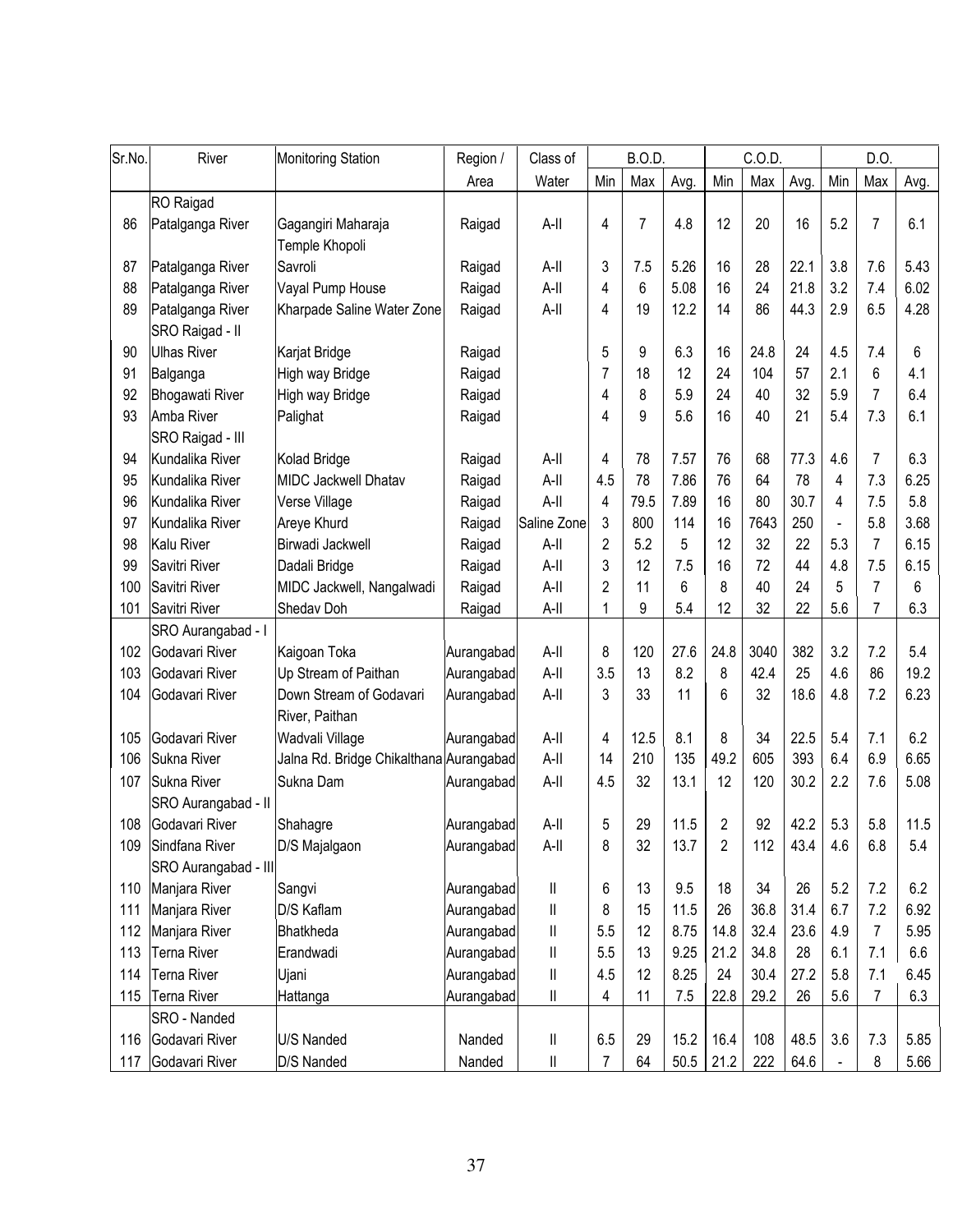| Sr.No. | River | Monitoring Station | Region / | Class of | B.O.D. | | | C.O.D. | | | D.O. | | |
|---|---|---|---|---|---|---|---|---|---|---|---|---|---|
| | | | Area | Water | Min | Max | Avg. | Min | Max | Avg. | Min | Max | Avg. |
| | RO Raigad | | | | | | | | | | | | |
| 86 | Patalganga River | Gagangiri Maharaja Temple Khopoli | Raigad | A-II | 4 | 7 | 4.8 | 12 | 20 | 16 | 5.2 | 7 | 6.1 |
| 87 | Patalganga River | Savroli | Raigad | A-II | 3 | 7.5 | 5.26 | 16 | 28 | 22.1 | 3.8 | 7.6 | 5.43 |
| 88 | Patalganga River | Vayal Pump House | Raigad | A-II | 4 | 6 | 5.08 | 16 | 24 | 21.8 | 3.2 | 7.4 | 6.02 |
| 89 | Patalganga River | Kharpade Saline Water Zone | Raigad | A-II | 4 | 19 | 12.2 | 14 | 86 | 44.3 | 2.9 | 6.5 | 4.28 |
| | SRO Raigad - II | | | | | | | | | | | | |
| 90 | Ulhas River | Karjat Bridge | Raigad | | 5 | 9 | 6.3 | 16 | 24.8 | 24 | 4.5 | 7.4 | 6 |
| 91 | Balganga | High way Bridge | Raigad | | 7 | 18 | 12 | 24 | 104 | 57 | 2.1 | 6 | 4.1 |
| 92 | Bhogawati River | High way Bridge | Raigad | | 4 | 8 | 5.9 | 24 | 40 | 32 | 5.9 | 7 | 6.4 |
| 93 | Amba River | Palighat | Raigad | | 4 | 9 | 5.6 | 16 | 40 | 21 | 5.4 | 7.3 | 6.1 |
| | SRO Raigad - III | | | | | | | | | | | | |
| 94 | Kundalika River | Kolad Bridge | Raigad | A-II | 4 | 78 | 7.57 | 76 | 68 | 77.3 | 4.6 | 7 | 6.3 |
| 95 | Kundalika River | MIDC Jackwell Dhatav | Raigad | A-II | 4.5 | 78 | 7.86 | 76 | 64 | 78 | 4 | 7.3 | 6.25 |
| 96 | Kundalika River | Verse Village | Raigad | A-II | 4 | 79.5 | 7.89 | 16 | 80 | 30.7 | 4 | 7.5 | 5.8 |
| 97 | Kundalika River | Areye Khurd | Raigad | Saline Zone | 3 | 800 | 114 | 16 | 7643 | 250 | - | 5.8 | 3.68 |
| 98 | Kalu River | Birwadi Jackwell | Raigad | A-II | 2 | 5.2 | 5 | 12 | 32 | 22 | 5.3 | 7 | 6.15 |
| 99 | Savitri River | Dadali Bridge | Raigad | A-II | 3 | 12 | 7.5 | 16 | 72 | 44 | 4.8 | 7.5 | 6.15 |
| 100 | Savitri River | MIDC Jackwell, Nangalwadi | Raigad | A-II | 2 | 11 | 6 | 8 | 40 | 24 | 5 | 7 | 6 |
| 101 | Savitri River | Shedav Doh | Raigad | A-II | 1 | 9 | 5.4 | 12 | 32 | 22 | 5.6 | 7 | 6.3 |
| | SRO Aurangabad - I | | | | | | | | | | | | |
| 102 | Godavari River | Kaigoan Toka | Aurangabad | A-II | 8 | 120 | 27.6 | 24.8 | 3040 | 382 | 3.2 | 7.2 | 5.4 |
| 103 | Godavari River | Up Stream of Paithan | Aurangabad | A-II | 3.5 | 13 | 8.2 | 8 | 42.4 | 25 | 4.6 | 86 | 19.2 |
| 104 | Godavari River | Down Stream of Godavari River, Paithan | Aurangabad | A-II | 3 | 33 | 11 | 6 | 32 | 18.6 | 4.8 | 7.2 | 6.23 |
| 105 | Godavari River | Wadvali Village | Aurangabad | A-II | 4 | 12.5 | 8.1 | 8 | 34 | 22.5 | 5.4 | 7.1 | 6.2 |
| 106 | Sukna River | Jalna Rd. Bridge Chikalthana | Aurangabad | A-II | 14 | 210 | 135 | 49.2 | 605 | 393 | 6.4 | 6.9 | 6.65 |
| 107 | Sukna River | Sukna Dam | Aurangabad | A-II | 4.5 | 32 | 13.1 | 12 | 120 | 30.2 | 2.2 | 7.6 | 5.08 |
| | SRO Aurangabad - II | | | | | | | | | | | | |
| 108 | Godavari River | Shahagre | Aurangabad | A-II | 5 | 29 | 11.5 | 2 | 92 | 42.2 | 5.3 | 5.8 | 11.5 |
| 109 | Sindfana River | D/S Majalgaon | Aurangabad | A-II | 8 | 32 | 13.7 | 2 | 112 | 43.4 | 4.6 | 6.8 | 5.4 |
| | SRO Aurangabad - III | | | | | | | | | | | | |
| 110 | Manjara River | Sangvi | Aurangabad | II | 6 | 13 | 9.5 | 18 | 34 | 26 | 5.2 | 7.2 | 6.2 |
| 111 | Manjara River | D/S Kaflam | Aurangabad | II | 8 | 15 | 11.5 | 26 | 36.8 | 31.4 | 6.7 | 7.2 | 6.92 |
| 112 | Manjara River | Bhatkheda | Aurangabad | II | 5.5 | 12 | 8.75 | 14.8 | 32.4 | 23.6 | 4.9 | 7 | 5.95 |
| 113 | Terna River | Erandwadi | Aurangabad | II | 5.5 | 13 | 9.25 | 21.2 | 34.8 | 28 | 6.1 | 7.1 | 6.6 |
| 114 | Terna River | Ujani | Aurangabad | II | 4.5 | 12 | 8.25 | 24 | 30.4 | 27.2 | 5.8 | 7.1 | 6.45 |
| 115 | Terna River | Hattanga | Aurangabad | II | 4 | 11 | 7.5 | 22.8 | 29.2 | 26 | 5.6 | 7 | 6.3 |
| | SRO - Nanded | | | | | | | | | | | | |
| 116 | Godavari River | U/S Nanded | Nanded | II | 6.5 | 29 | 15.2 | 16.4 | 108 | 48.5 | 3.6 | 7.3 | 5.85 |
| 117 | Godavari River | D/S Nanded | Nanded | II | 7 | 64 | 50.5 | 21.2 | 222 | 64.6 | - | 8 | 5.66 |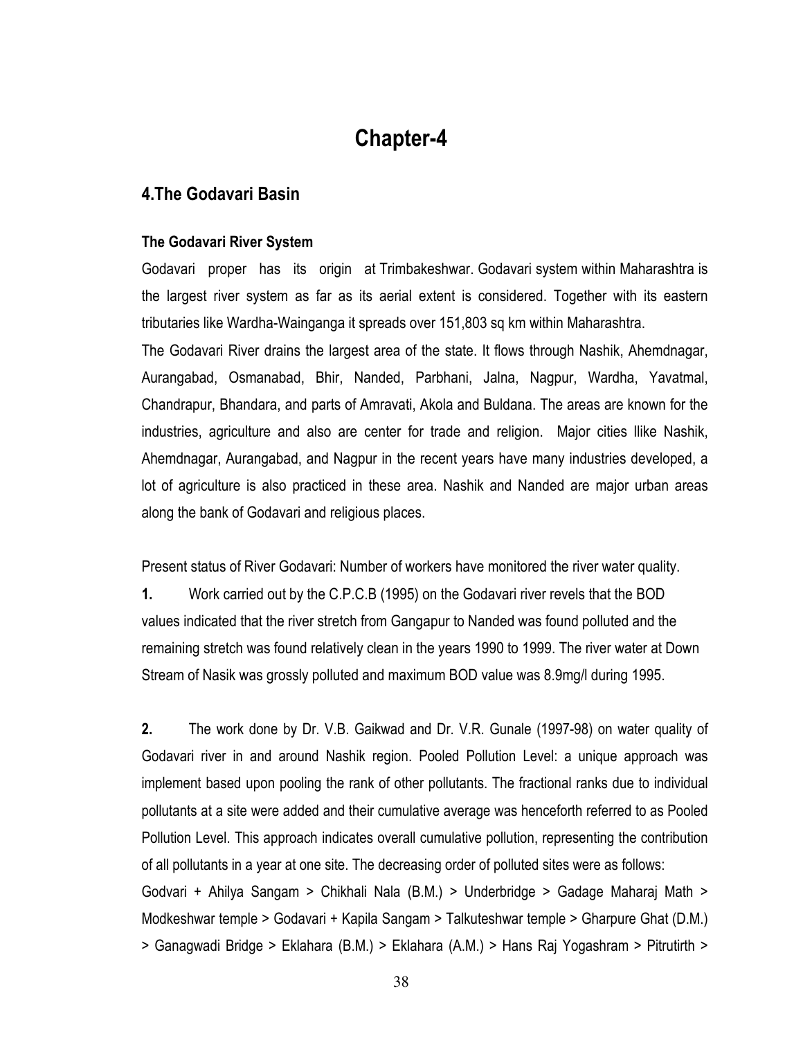# Chapter-4

## 4.The Godavari Basin

### The Godavari River System

Godavari proper has its origin at Trimbakeshwar. Godavari system within Maharashtra is the largest river system as far as its aerial extent is considered. Together with its eastern tributaries like Wardha-Wainganga it spreads over 151,803 sq km within Maharashtra.

The Godavari River drains the largest area of the state. It flows through Nashik, Ahemdnagar, Aurangabad, Osmanabad, Bhir, Nanded, Parbhani, Jalna, Nagpur, Wardha, Yavatmal, Chandrapur, Bhandara, and parts of Amravati, Akola and Buldana. The areas are known for the industries, agriculture and also are center for trade and religion. Major cities llike Nashik, Ahemdnagar, Aurangabad, and Nagpur in the recent years have many industries developed, a lot of agriculture is also practiced in these area. Nashik and Nanded are major urban areas along the bank of Godavari and religious places.

Present status of River Godavari: Number of workers have monitored the river water quality.

**1.** Work carried out by the C.P.C.B (1995) on the Godavari river revels that the BOD values indicated that the river stretch from Gangapur to Nanded was found polluted and the remaining stretch was found relatively clean in the years 1990 to 1999. The river water at Down Stream of Nasik was grossly polluted and maximum BOD value was 8.9mg/l during 1995.

**2.** The work done by Dr. V.B. Gaikwad and Dr. V.R. Gunale (1997-98) on water quality of Godavari river in and around Nashik region. Pooled Pollution Level: a unique approach was implement based upon pooling the rank of other pollutants. The fractional ranks due to individual pollutants at a site were added and their cumulative average was henceforth referred to as Pooled Pollution Level. This approach indicates overall cumulative pollution, representing the contribution of all pollutants in a year at one site. The decreasing order of polluted sites were as follows:

Godvari + Ahilya Sangam > Chikhali Nala (B.M.) > Underbridge > Gadage Maharaj Math > Modkeshwar temple > Godavari + Kapila Sangam > Talkuteshwar temple > Gharpure Ghat (D.M.) > Ganagwadi Bridge > Eklahara (B.M.) > Eklahara (A.M.) > Hans Raj Yogashram > Pitrutirth >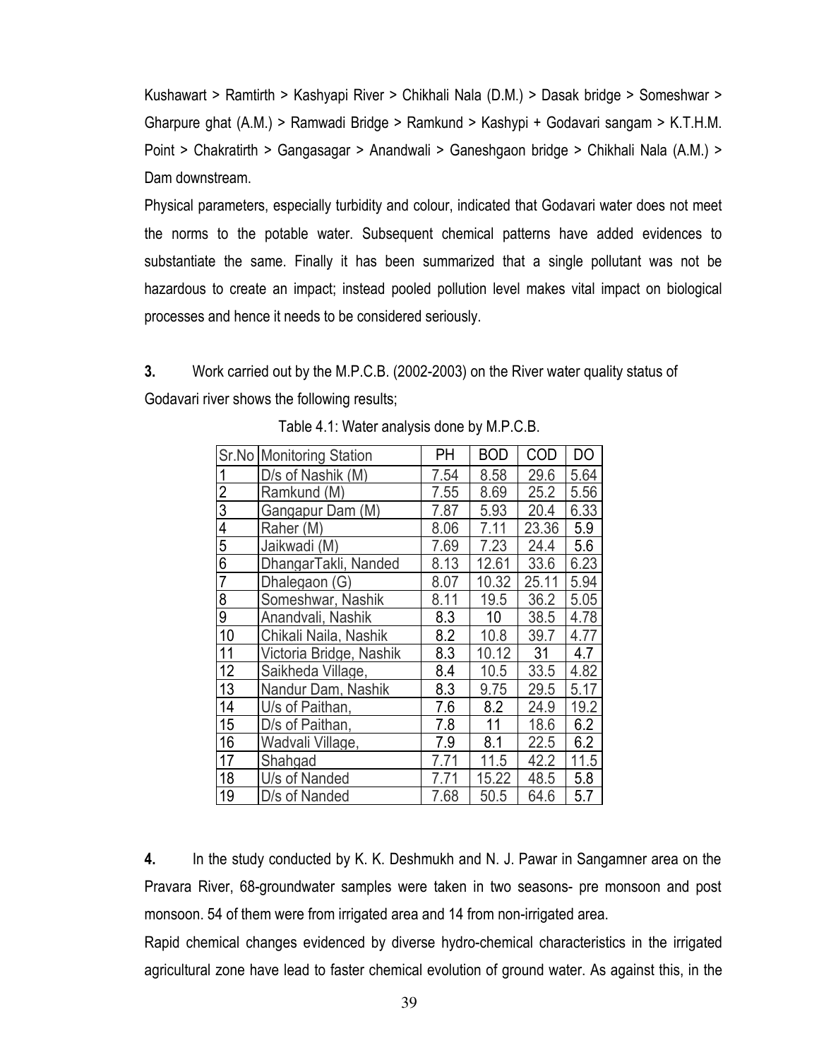Kushawart > Ramtirth > Kashyapi River > Chikhali Nala (D.M.) > Dasak bridge > Someshwar > Gharpure ghat (A.M.) > Ramwadi Bridge > Ramkund > Kashypi + Godavari sangam > K.T.H.M. Point > Chakratirth > Gangasagar > Anandwali > Ganeshgaon bridge > Chikhali Nala (A.M.) > Dam downstream.

Physical parameters, especially turbidity and colour, indicated that Godavari water does not meet the norms to the potable water. Subsequent chemical patterns have added evidences to substantiate the same. Finally it has been summarized that a single pollutant was not be hazardous to create an impact; instead pooled pollution level makes vital impact on biological processes and hence it needs to be considered seriously.

**3.** Work carried out by the M.P.C.B. (2002-2003) on the River water quality status of Godavari river shows the following results;

Table 4.1: Water analysis done by M.P.C.B.

| Sr.No | Monitoring Station | PH | BOD | COD | DO |
|---|---|---|---|---|---|
| 1 | D/s of Nashik (M) | 7.54 | 8.58 | 29.6 | 5.64 |
| 2 | Ramkund (M) | 7.55 | 8.69 | 25.2 | 5.56 |
| 3 | Gangapur Dam (M) | 7.87 | 5.93 | 20.4 | 6.33 |
| 4 | Raher (M) | 8.06 | 7.11 | 23.36 | 5.9 |
| 5 | Jaikwadi (M) | 7.69 | 7.23 | 24.4 | 5.6 |
| 6 | DhangarTakli, Nanded | 8.13 | 12.61 | 33.6 | 6.23 |
| 7 | Dhalegaon (G) | 8.07 | 10.32 | 25.11 | 5.94 |
| 8 | Someshwar, Nashik | 8.11 | 19.5 | 36.2 | 5.05 |
| 9 | Anandvali, Nashik | 8.3 | 10 | 38.5 | 4.78 |
| 10 | Chikali Naila, Nashik | 8.2 | 10.8 | 39.7 | 4.77 |
| 11 | Victoria Bridge, Nashik | 8.3 | 10.12 | 31 | 4.7 |
| 12 | Saikheda Village, | 8.4 | 10.5 | 33.5 | 4.82 |
| 13 | Nandur Dam, Nashik | 8.3 | 9.75 | 29.5 | 5.17 |
| 14 | U/s of Paithan, | 7.6 | 8.2 | 24.9 | 19.2 |
| 15 | D/s of Paithan, | 7.8 | 11 | 18.6 | 6.2 |
| 16 | Wadvali Village, | 7.9 | 8.1 | 22.5 | 6.2 |
| 17 | Shahgad | 7.71 | 11.5 | 42.2 | 11.5 |
| 18 | U/s of Nanded | 7.71 | 15.22 | 48.5 | 5.8 |
| 19 | D/s of Nanded | 7.68 | 50.5 | 64.6 | 5.7 |

**4.** In the study conducted by K. K. Deshmukh and N. J. Pawar in Sangamner area on the Pravara River, 68-groundwater samples were taken in two seasons- pre monsoon and post monsoon. 54 of them were from irrigated area and 14 from non-irrigated area.

Rapid chemical changes evidenced by diverse hydro-chemical characteristics in the irrigated agricultural zone have lead to faster chemical evolution of ground water. As against this, in the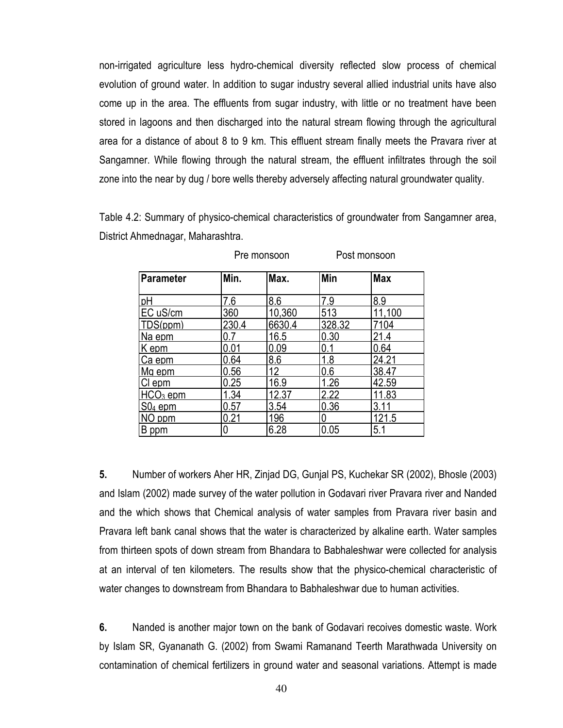non-irrigated agriculture less hydro-chemical diversity reflected slow process of chemical evolution of ground water. In addition to sugar industry several allied industrial units have also come up in the area. The effluents from sugar industry, with little or no treatment have been stored in lagoons and then discharged into the natural stream flowing through the agricultural area for a distance of about 8 to 9 km. This effluent stream finally meets the Pravara river at Sangamner. While flowing through the natural stream, the effluent infiltrates through the soil zone into the near by dug / bore wells thereby adversely affecting natural groundwater quality.

Table 4.2: Summary of physico-chemical characteristics of groundwater from Sangamner area, District Ahmednagar, Maharashtra.

| | Pre monsoon | | Post monsoon | |
|---|---|---|---|---|
| **Parameter** | **Min.** | **Max.** | **Min** | **Max** |
| pH | 7.6 | 8.6 | 7.9 | 8.9 |
| EC uS/cm | 360 | 10,360 | 513 | 11,100 |
| TDS(ppm) | 230.4 | 6630.4 | 328.32 | 7104 |
| Na epm | 0.7 | 16.5 | 0.30 | 21.4 |
| K epm | 0.01 | 0.09 | 0.1 | 0.64 |
| Ca epm | 0.64 | 8.6 | 1.8 | 24.21 |
| Mg epm | 0.56 | 12 | 0.6 | 38.47 |
| Cl epm | 0.25 | 16.9 | 1.26 | 42.59 |
| $HCO_3$ epm | 1.34 | 12.37 | 2.22 | 11.83 |
| $S0_4$ epm | 0.57 | 3.54 | 0.36 | 3.11 |
| NO ppm | 0.21 | 196 | 0 | 121.5 |
| B ppm | 0 | 6.28 | 0.05 | 5.1 |

**5.** Number of workers Aher HR, Zinjad DG, Gunjal PS, Kuchekar SR (2002), Bhosle (2003) and Islam (2002) made survey of the water pollution in Godavari river Pravara river and Nanded and the which shows that Chemical analysis of water samples from Pravara river basin and Pravara left bank canal shows that the water is characterized by alkaline earth. Water samples from thirteen spots of down stream from Bhandara to Babhaleshwar were collected for analysis at an interval of ten kilometers. The results show that the physico-chemical characteristic of water changes to downstream from Bhandara to Babhaleshwar due to human activities.

**6.** Nanded is another major town on the bank of Godavari recoives domestic waste. Work by Islam SR, Gyananath G. (2002) from Swami Ramanand Teerth Marathwada University on contamination of chemical fertilizers in ground water and seasonal variations. Attempt is made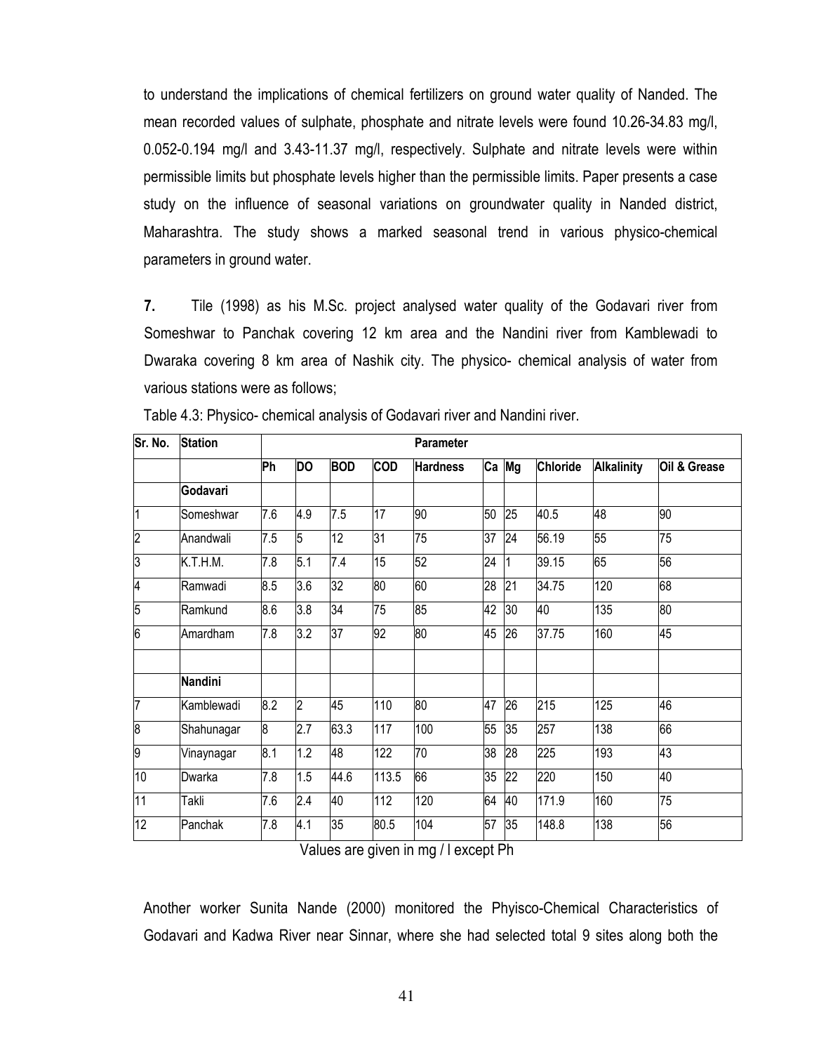to understand the implications of chemical fertilizers on ground water quality of Nanded. The mean recorded values of sulphate, phosphate and nitrate levels were found 10.26-34.83 mg/l, 0.052-0.194 mg/l and 3.43-11.37 mg/l, respectively. Sulphate and nitrate levels were within permissible limits but phosphate levels higher than the permissible limits. Paper presents a case study on the influence of seasonal variations on groundwater quality in Nanded district, Maharashtra. The study shows a marked seasonal trend in various physico-chemical parameters in ground water.

**7.** Tile (1998) as his M.Sc. project analysed water quality of the Godavari river from Someshwar to Panchak covering 12 km area and the Nandini river from Kamblewadi to Dwaraka covering 8 km area of Nashik city. The physico- chemical analysis of water from various stations were as follows;

Table 4.3: Physico- chemical analysis of Godavari river and Nandini river.

| Sr. No. | Station | Parameter | | | | | | | | | |
|---|---|---|---|---|---|---|---|---|---|---|---|
| | | Ph | DO | BOD | COD | Hardness | Ca | Mg | Chloride | Alkalinity | Oil & Grease |
| | **Godavari** | | | | | | | | | | |
| 1 | Someshwar | 7.6 | 4.9 | 7.5 | 17 | 90 | 50 | 25 | 40.5 | 48 | 90 |
| 2 | Anandwali | 7.5 | 5 | 12 | 31 | 75 | 37 | 24 | 56.19 | 55 | 75 |
| 3 | K.T.H.M. | 7.8 | 5.1 | 7.4 | 15 | 52 | 24 | 1 | 39.15 | 65 | 56 |
| 4 | Ramwadi | 8.5 | 3.6 | 32 | 80 | 60 | 28 | 21 | 34.75 | 120 | 68 |
| 5 | Ramkund | 8.6 | 3.8 | 34 | 75 | 85 | 42 | 30 | 40 | 135 | 80 |
| 6 | Amardham | 7.8 | 3.2 | 37 | 92 | 80 | 45 | 26 | 37.75 | 160 | 45 |
| | | | | | | | | | | | |
| | **Nandini** | | | | | | | | | | |
| 7 | Kamblewadi | 8.2 | 2 | 45 | 110 | 80 | 47 | 26 | 215 | 125 | 46 |
| 8 | Shahunagar | 8 | 2.7 | 63.3 | 117 | 100 | 55 | 35 | 257 | 138 | 66 |
| 9 | Vinaynagar | 8.1 | 1.2 | 48 | 122 | 70 | 38 | 28 | 225 | 193 | 43 |
| 10 | Dwarka | 7.8 | 1.5 | 44.6 | 113.5 | 66 | 35 | 22 | 220 | 150 | 40 |
| 11 | Takli | 7.6 | 2.4 | 40 | 112 | 120 | 64 | 40 | 171.9 | 160 | 75 |
| 12 | Panchak | 7.8 | 4.1 | 35 | 80.5 | 104 | 57 | 35 | 148.8 | 138 | 56 |

Values are given in mg / l except Ph

Another worker Sunita Nande (2000) monitored the Phyisco-Chemical Characteristics of Godavari and Kadwa River near Sinnar, where she had selected total 9 sites along both the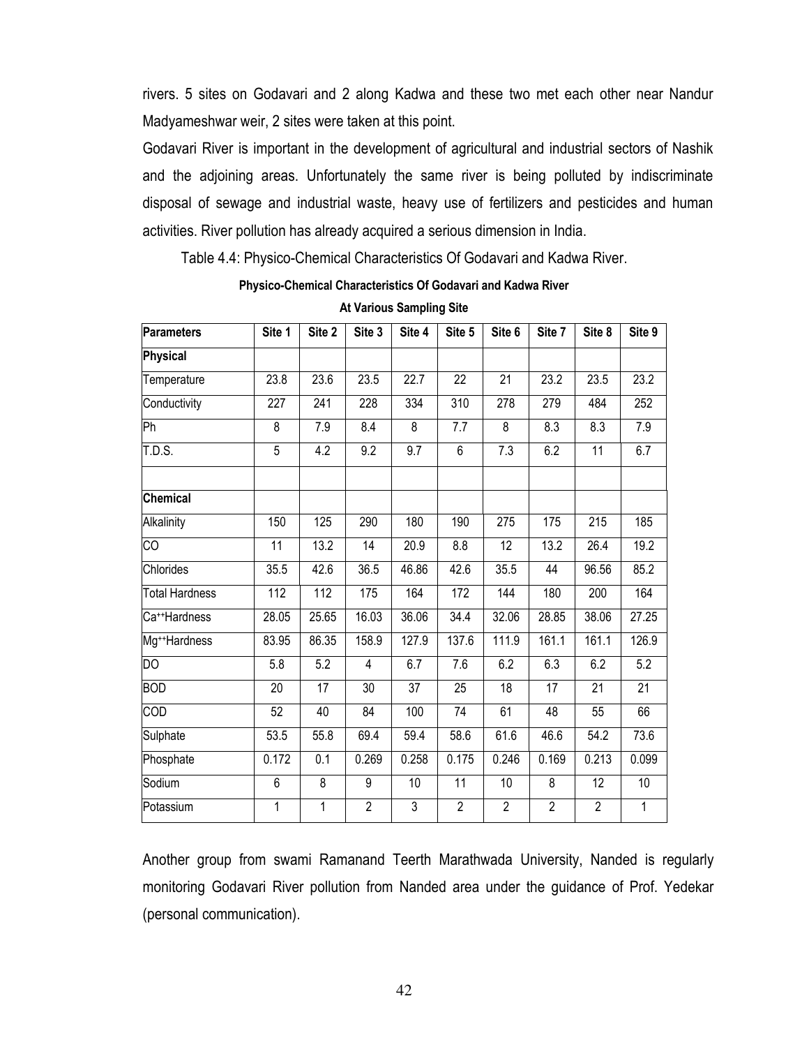rivers. 5 sites on Godavari and 2 along Kadwa and these two met each other near Nandur Madyameshwar weir, 2 sites were taken at this point.

Godavari River is important in the development of agricultural and industrial sectors of Nashik and the adjoining areas. Unfortunately the same river is being polluted by indiscriminate disposal of sewage and industrial waste, heavy use of fertilizers and pesticides and human activities. River pollution has already acquired a serious dimension in India.

Table 4.4: Physico-Chemical Characteristics Of Godavari and Kadwa River.

**Physico-Chemical Characteristics Of Godavari and Kadwa River At Various Sampling Site**

| Parameters | Site 1 | Site 2 | Site 3 | Site 4 | Site 5 | Site 6 | Site 7 | Site 8 | Site 9 |
|---|---|---|---|---|---|---|---|---|---|
| **Physical** | | | | | | | | | |
| Temperature | 23.8 | 23.6 | 23.5 | 22.7 | 22 | 21 | 23.2 | 23.5 | 23.2 |
| Conductivity | 227 | 241 | 228 | 334 | 310 | 278 | 279 | 484 | 252 |
| Ph | 8 | 7.9 | 8.4 | 8 | 7.7 | 8 | 8.3 | 8.3 | 7.9 |
| T.D.S. | 5 | 4.2 | 9.2 | 9.7 | 6 | 7.3 | 6.2 | 11 | 6.7 |
| | | | | | | | | | |
| **Chemical** | | | | | | | | | |
| Alkalinity | 150 | 125 | 290 | 180 | 190 | 275 | 175 | 215 | 185 |
| CO | 11 | 13.2 | 14 | 20.9 | 8.8 | 12 | 13.2 | 26.4 | 19.2 |
| Chlorides | 35.5 | 42.6 | 36.5 | 46.86 | 42.6 | 35.5 | 44 | 96.56 | 85.2 |
| Total Hardness | 112 | 112 | 175 | 164 | 172 | 144 | 180 | 200 | 164 |
| $Ca^{++}$Hardness | 28.05 | 25.65 | 16.03 | 36.06 | 34.4 | 32.06 | 28.85 | 38.06 | 27.25 |
| $Mg^{++}$Hardness | 83.95 | 86.35 | 158.9 | 127.9 | 137.6 | 111.9 | 161.1 | 161.1 | 126.9 |
| DO | 5.8 | 5.2 | 4 | 6.7 | 7.6 | 6.2 | 6.3 | 6.2 | 5.2 |
| BOD | 20 | 17 | 30 | 37 | 25 | 18 | 17 | 21 | 21 |
| COD | 52 | 40 | 84 | 100 | 74 | 61 | 48 | 55 | 66 |
| Sulphate | 53.5 | 55.8 | 69.4 | 59.4 | 58.6 | 61.6 | 46.6 | 54.2 | 73.6 |
| Phosphate | 0.172 | 0.1 | 0.269 | 0.258 | 0.175 | 0.246 | 0.169 | 0.213 | 0.099 |
| Sodium | 6 | 8 | 9 | 10 | 11 | 10 | 8 | 12 | 10 |
| Potassium | 1 | 1 | 2 | 3 | 2 | 2 | 2 | 2 | 1 |

Another group from swami Ramanand Teerth Marathwada University, Nanded is regularly monitoring Godavari River pollution from Nanded area under the guidance of Prof. Yedekar (personal communication).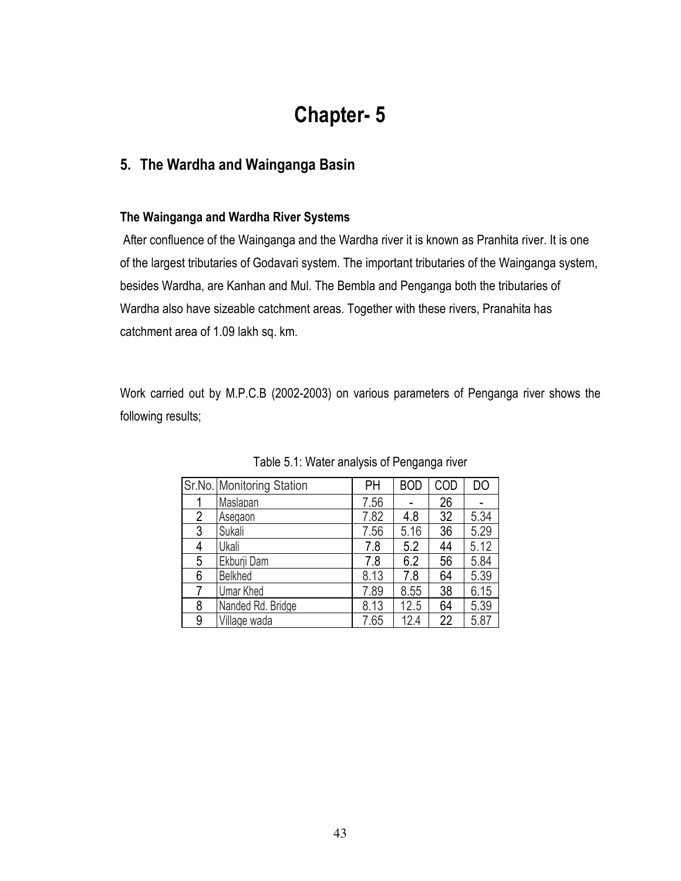# Chapter- 5

## 5. The Wardha and Wainganga Basin

### The Wainganga and Wardha River Systems

After confluence of the Wainganga and the Wardha river it is known as Pranhita river. It is one of the largest tributaries of Godavari system. The important tributaries of the Wainganga system, besides Wardha, are Kanhan and Mul. The Bembla and Penganga both the tributaries of Wardha also have sizeable catchment areas. Together with these rivers, Pranahita has catchment area of 1.09 lakh sq. km.

Work carried out by M.P.C.B (2002-2003) on various parameters of Penganga river shows the following results;

Table 5.1: Water analysis of Penganga river

| Sr.No. | Monitoring Station | PH | BOD | COD | DO |
|---|---|---|---|---|---|
| 1 | Maslapan | 7.56 | - | 26 | - |
| 2 | Asegaon | 7.82 | 4.8 | 32 | 5.34 |
| 3 | Sukali | 7.56 | 5.16 | 36 | 5.29 |
| 4 | Ukali | 7.8 | 5.2 | 44 | 5.12 |
| 5 | Ekburji Dam | 7.8 | 6.2 | 56 | 5.84 |
| 6 | Belkhed | 8.13 | 7.8 | 64 | 5.39 |
| 7 | Umar Khed | 7.89 | 8.55 | 38 | 6.15 |
| 8 | Nanded Rd. Bridge | 8.13 | 12.5 | 64 | 5.39 |
| 9 | Village wada | 7.65 | 12.4 | 22 | 5.87 |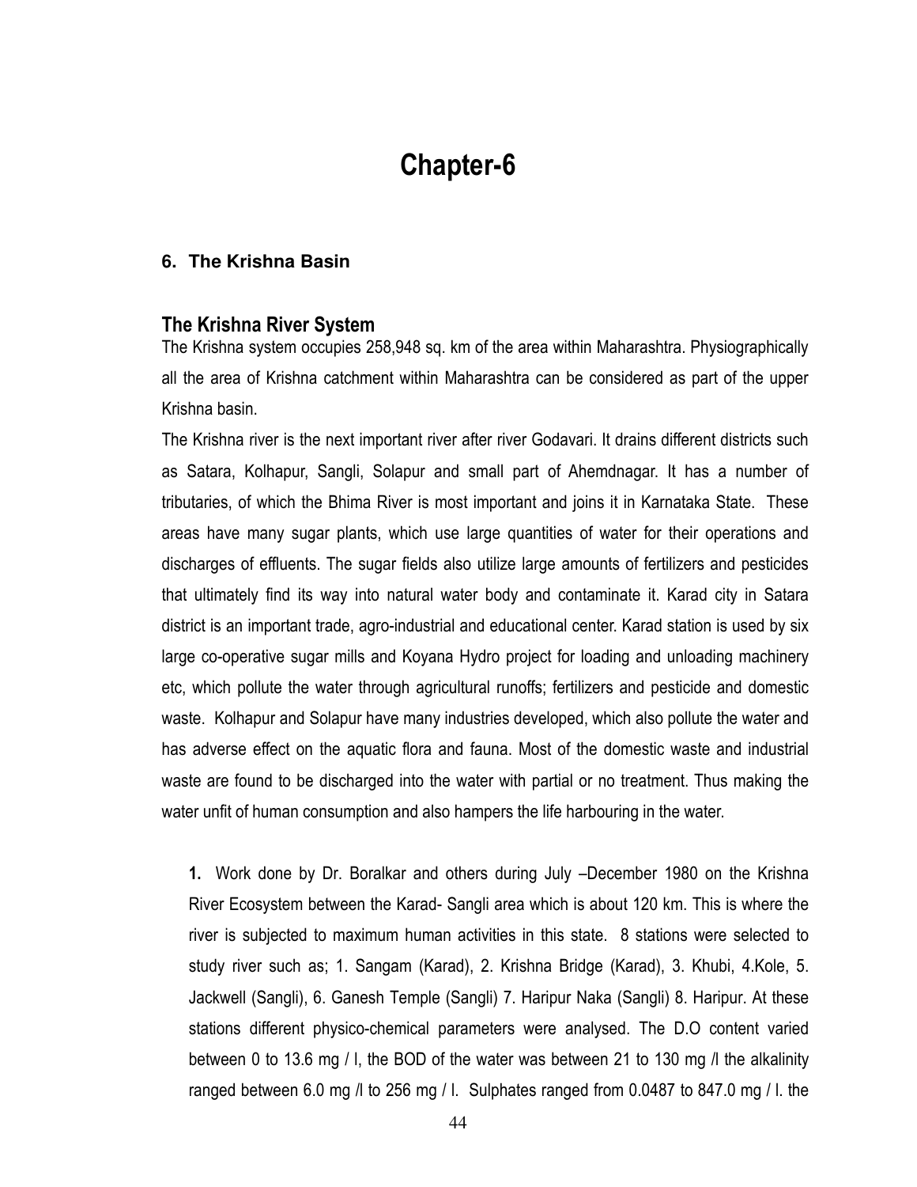# Chapter-6

### 6. The Krishna Basin

## The Krishna River System

The Krishna system occupies 258,948 sq. km of the area within Maharashtra. Physiographically all the area of Krishna catchment within Maharashtra can be considered as part of the upper Krishna basin.

The Krishna river is the next important river after river Godavari. It drains different districts such as Satara, Kolhapur, Sangli, Solapur and small part of Ahemdnagar. It has a number of tributaries, of which the Bhima River is most important and joins it in Karnataka State. These areas have many sugar plants, which use large quantities of water for their operations and discharges of effluents. The sugar fields also utilize large amounts of fertilizers and pesticides that ultimately find its way into natural water body and contaminate it. Karad city in Satara district is an important trade, agro-industrial and educational center. Karad station is used by six large co-operative sugar mills and Koyana Hydro project for loading and unloading machinery etc, which pollute the water through agricultural runoffs; fertilizers and pesticide and domestic waste. Kolhapur and Solapur have many industries developed, which also pollute the water and has adverse effect on the aquatic flora and fauna. Most of the domestic waste and industrial waste are found to be discharged into the water with partial or no treatment. Thus making the water unfit of human consumption and also hampers the life harbouring in the water.

**1.** Work done by Dr. Boralkar and others during July –December 1980 on the Krishna River Ecosystem between the Karad- Sangli area which is about 120 km. This is where the river is subjected to maximum human activities in this state. 8 stations were selected to study river such as; 1. Sangam (Karad), 2. Krishna Bridge (Karad), 3. Khubi, 4.Kole, 5. Jackwell (Sangli), 6. Ganesh Temple (Sangli) 7. Haripur Naka (Sangli) 8. Haripur. At these stations different physico-chemical parameters were analysed. The D.O content varied between 0 to 13.6 mg / l, the BOD of the water was between 21 to 130 mg /l the alkalinity ranged between 6.0 mg /l to 256 mg / l. Sulphates ranged from 0.0487 to 847.0 mg / l. the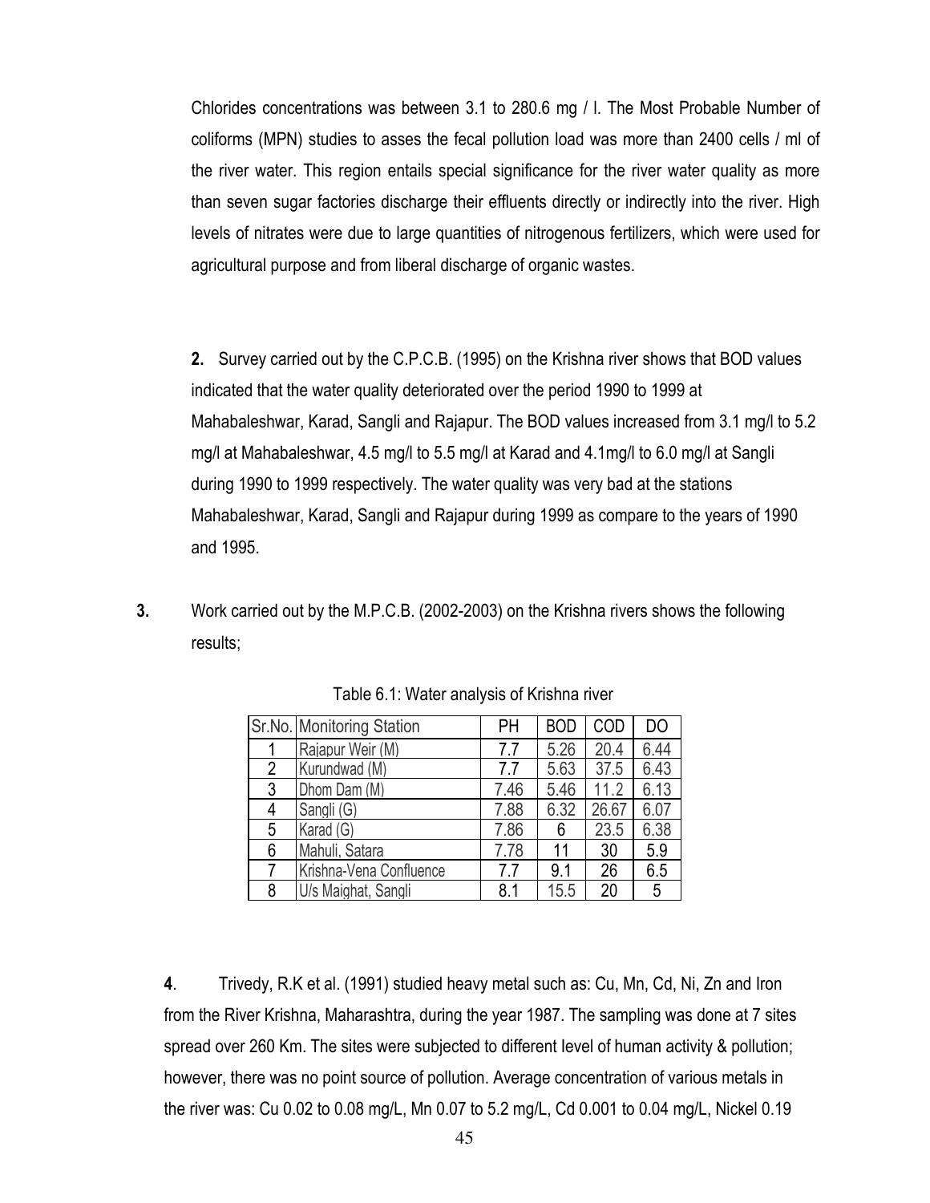Chlorides concentrations was between 3.1 to 280.6 mg / l. The Most Probable Number of coliforms (MPN) studies to asses the fecal pollution load was more than 2400 cells / ml of the river water. This region entails special significance for the river water quality as more than seven sugar factories discharge their effluents directly or indirectly into the river. High levels of nitrates were due to large quantities of nitrogenous fertilizers, which were used for agricultural purpose and from liberal discharge of organic wastes.

**2.** Survey carried out by the C.P.C.B. (1995) on the Krishna river shows that BOD values indicated that the water quality deteriorated over the period 1990 to 1999 at Mahabaleshwar, Karad, Sangli and Rajapur. The BOD values increased from 3.1 mg/l to 5.2 mg/l at Mahabaleshwar, 4.5 mg/l to 5.5 mg/l at Karad and 4.1mg/l to 6.0 mg/l at Sangli during 1990 to 1999 respectively. The water quality was very bad at the stations Mahabaleshwar, Karad, Sangli and Rajapur during 1999 as compare to the years of 1990 and 1995.

**3.** Work carried out by the M.P.C.B. (2002-2003) on the Krishna rivers shows the following results;

Table 6.1: Water analysis of Krishna river

| Sr.No. | Monitoring Station | PH | BOD | COD | DO |
|---|---|---|---|---|---|
| 1 | Rajapur Weir (M) | 7.7 | 5.26 | 20.4 | 6.44 |
| 2 | Kurundwad (M) | 7.7 | 5.63 | 37.5 | 6.43 |
| 3 | Dhom Dam (M) | 7.46 | 5.46 | 11.2 | 6.13 |
| 4 | Sangli (G) | 7.88 | 6.32 | 26.67 | 6.07 |
| 5 | Karad (G) | 7.86 | 6 | 23.5 | 6.38 |
| 6 | Mahuli, Satara | 7.78 | 11 | 30 | 5.9 |
| 7 | Krishna-Vena Confluence | 7.7 | 9.1 | 26 | 6.5 |
| 8 | U/s Maighat, Sangli | 8.1 | 15.5 | 20 | 5 |

**4**. Trivedy, R.K et al. (1991) studied heavy metal such as: Cu, Mn, Cd, Ni, Zn and Iron from the River Krishna, Maharashtra, during the year 1987. The sampling was done at 7 sites spread over 260 Km. The sites were subjected to different level of human activity & pollution; however, there was no point source of pollution. Average concentration of various metals in the river was: Cu 0.02 to 0.08 mg/L, Mn 0.07 to 5.2 mg/L, Cd 0.001 to 0.04 mg/L, Nickel 0.19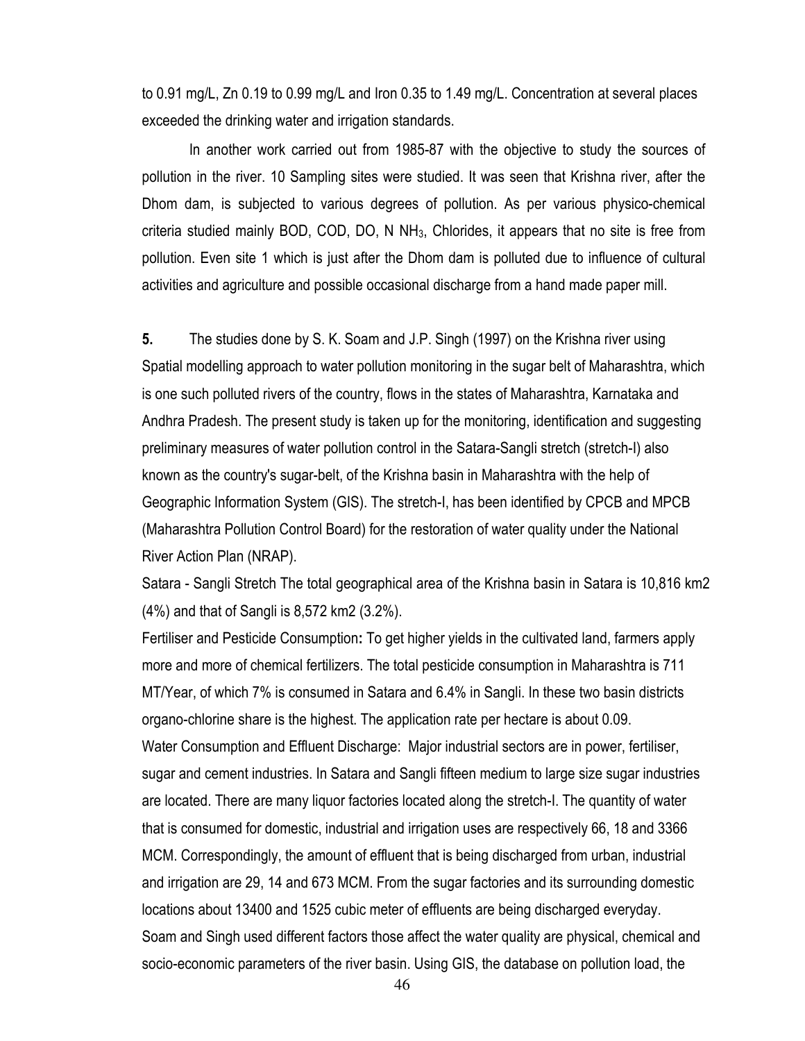to 0.91 mg/L, Zn 0.19 to 0.99 mg/L and Iron 0.35 to 1.49 mg/L. Concentration at several places exceeded the drinking water and irrigation standards.

In another work carried out from 1985-87 with the objective to study the sources of pollution in the river. 10 Sampling sites were studied. It was seen that Krishna river, after the Dhom dam, is subjected to various degrees of pollution. As per various physico-chemical criteria studied mainly BOD, COD, DO, N $NH_3$, Chlorides, it appears that no site is free from pollution. Even site 1 which is just after the Dhom dam is polluted due to influence of cultural activities and agriculture and possible occasional discharge from a hand made paper mill.

**5.** The studies done by S. K. Soam and J.P. Singh (1997) on the Krishna river using Spatial modelling approach to water pollution monitoring in the sugar belt of Maharashtra, which is one such polluted rivers of the country, flows in the states of Maharashtra, Karnataka and Andhra Pradesh. The present study is taken up for the monitoring, identification and suggesting preliminary measures of water pollution control in the Satara-Sangli stretch (stretch-I) also known as the country's sugar-belt, of the Krishna basin in Maharashtra with the help of Geographic Information System (GIS). The stretch-I, has been identified by CPCB and MPCB (Maharashtra Pollution Control Board) for the restoration of water quality under the National River Action Plan (NRAP).

Satara - Sangli Stretch The total geographical area of the Krishna basin in Satara is 10,816 km2 (4%) and that of Sangli is 8,572 km2 (3.2%).

Fertiliser and Pesticide Consumption**:** To get higher yields in the cultivated land, farmers apply more and more of chemical fertilizers. The total pesticide consumption in Maharashtra is 711 MT/Year, of which 7% is consumed in Satara and 6.4% in Sangli. In these two basin districts organo-chlorine share is the highest. The application rate per hectare is about 0.09.

Water Consumption and Effluent Discharge: Major industrial sectors are in power, fertiliser, sugar and cement industries. In Satara and Sangli fifteen medium to large size sugar industries are located. There are many liquor factories located along the stretch-I. The quantity of water that is consumed for domestic, industrial and irrigation uses are respectively 66, 18 and 3366 MCM. Correspondingly, the amount of effluent that is being discharged from urban, industrial and irrigation are 29, 14 and 673 MCM. From the sugar factories and its surrounding domestic locations about 13400 and 1525 cubic meter of effluents are being discharged everyday.

Soam and Singh used different factors those affect the water quality are physical, chemical and socio-economic parameters of the river basin. Using GIS, the database on pollution load, the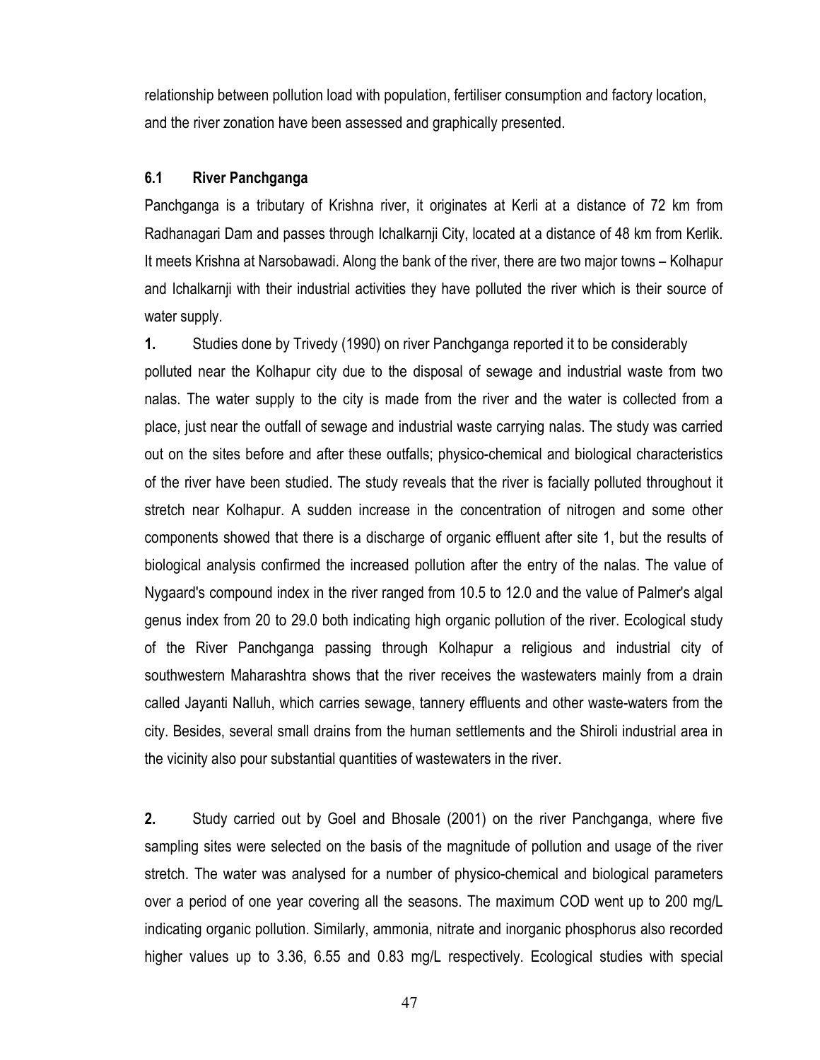relationship between pollution load with population, fertiliser consumption and factory location, and the river zonation have been assessed and graphically presented.

### 6.1 River Panchganga

Panchganga is a tributary of Krishna river, it originates at Kerli at a distance of 72 km from Radhanagari Dam and passes through Ichalkarnji City, located at a distance of 48 km from Kerlik. It meets Krishna at Narsobawadi. Along the bank of the river, there are two major towns – Kolhapur and Ichalkarnji with their industrial activities they have polluted the river which is their source of water supply.

**1.** Studies done by Trivedy (1990) on river Panchganga reported it to be considerably polluted near the Kolhapur city due to the disposal of sewage and industrial waste from two nalas. The water supply to the city is made from the river and the water is collected from a place, just near the outfall of sewage and industrial waste carrying nalas. The study was carried out on the sites before and after these outfalls; physico-chemical and biological characteristics of the river have been studied. The study reveals that the river is facially polluted throughout it stretch near Kolhapur. A sudden increase in the concentration of nitrogen and some other components showed that there is a discharge of organic effluent after site 1, but the results of biological analysis confirmed the increased pollution after the entry of the nalas. The value of Nygaard's compound index in the river ranged from 10.5 to 12.0 and the value of Palmer's algal genus index from 20 to 29.0 both indicating high organic pollution of the river. Ecological study of the River Panchganga passing through Kolhapur a religious and industrial city of southwestern Maharashtra shows that the river receives the wastewaters mainly from a drain called Jayanti Nalluh, which carries sewage, tannery effluents and other waste-waters from the city. Besides, several small drains from the human settlements and the Shiroli industrial area in the vicinity also pour substantial quantities of wastewaters in the river.

**2.** Study carried out by Goel and Bhosale (2001) on the river Panchganga, where five sampling sites were selected on the basis of the magnitude of pollution and usage of the river stretch. The water was analysed for a number of physico-chemical and biological parameters over a period of one year covering all the seasons. The maximum COD went up to 200 mg/L indicating organic pollution. Similarly, ammonia, nitrate and inorganic phosphorus also recorded higher values up to 3.36, 6.55 and 0.83 mg/L respectively. Ecological studies with special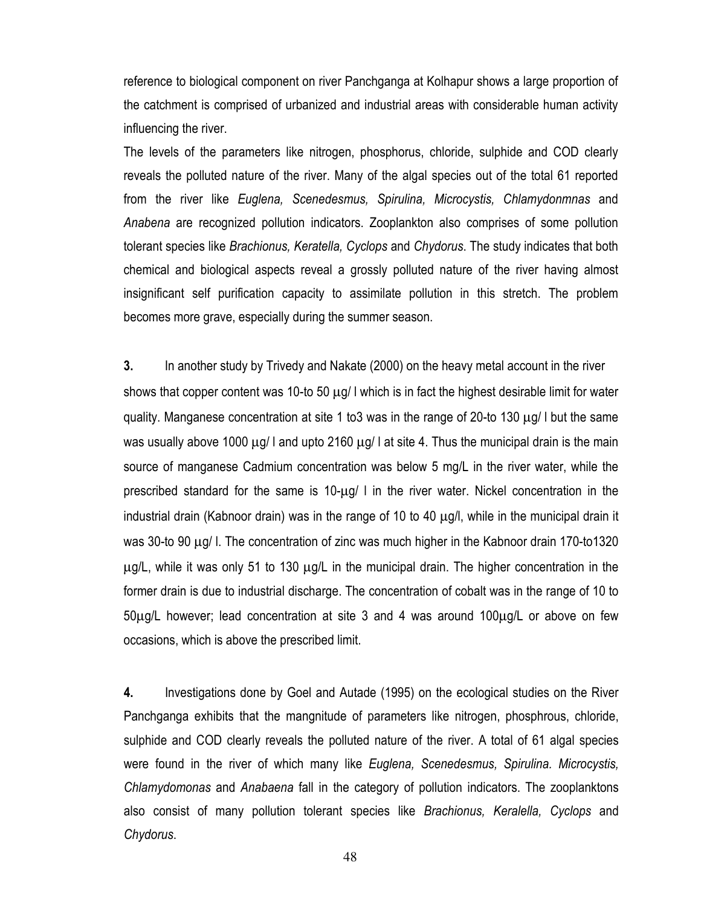reference to biological component on river Panchganga at Kolhapur shows a large proportion of the catchment is comprised of urbanized and industrial areas with considerable human activity influencing the river.

The levels of the parameters like nitrogen, phosphorus, chloride, sulphide and COD clearly reveals the polluted nature of the river. Many of the algal species out of the total 61 reported from the river like *Euglena, Scenedesmus, Spirulina, Microcystis, Chlamydonmnas* and *Anabena* are recognized pollution indicators. Zooplankton also comprises of some pollution tolerant species like *Brachionus, Keratella, Cyclops* and *Chydorus*. The study indicates that both chemical and biological aspects reveal a grossly polluted nature of the river having almost insignificant self purification capacity to assimilate pollution in this stretch. The problem becomes more grave, especially during the summer season.

**3.** In another study by Trivedy and Nakate (2000) on the heavy metal account in the river shows that copper content was 10-to 50 μg/ l which is in fact the highest desirable limit for water quality. Manganese concentration at site 1 to3 was in the range of 20-to 130 μg/ l but the same was usually above 1000 μg/ l and upto 2160 μg/ l at site 4. Thus the municipal drain is the main source of manganese Cadmium concentration was below 5 mg/L in the river water, while the prescribed standard for the same is 10-μg/ l in the river water. Nickel concentration in the industrial drain (Kabnoor drain) was in the range of 10 to 40 μg/l, while in the municipal drain it was 30-to 90 μg/ l. The concentration of zinc was much higher in the Kabnoor drain 170-to1320 μg/L, while it was only 51 to 130 μg/L in the municipal drain. The higher concentration in the former drain is due to industrial discharge. The concentration of cobalt was in the range of 10 to 50μg/L however; lead concentration at site 3 and 4 was around 100μg/L or above on few occasions, which is above the prescribed limit.

**4.** Investigations done by Goel and Autade (1995) on the ecological studies on the River Panchganga exhibits that the mangnitude of parameters like nitrogen, phosphrous, chloride, sulphide and COD clearly reveals the polluted nature of the river. A total of 61 algal species were found in the river of which many like *Euglena, Scenedesmus, Spirulina. Microcystis, Chlamydomonas* and *Anabaena* fall in the category of pollution indicators. The zooplanktons also consist of many pollution tolerant species like *Brachionus, Keralella, Cyclops* and *Chydorus*.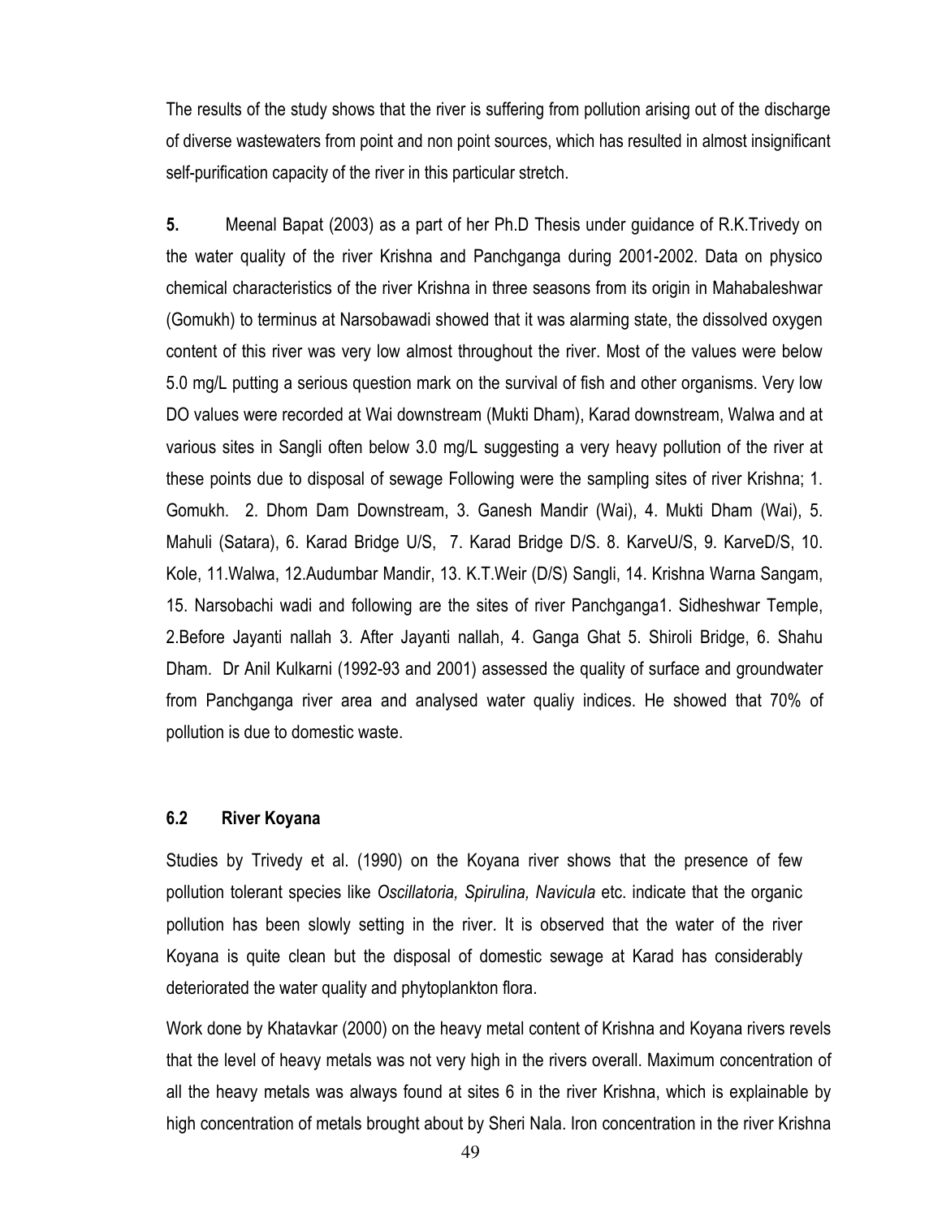The results of the study shows that the river is suffering from pollution arising out of the discharge of diverse wastewaters from point and non point sources, which has resulted in almost insignificant self-purification capacity of the river in this particular stretch.

**5.** Meenal Bapat (2003) as a part of her Ph.D Thesis under guidance of R.K.Trivedy on the water quality of the river Krishna and Panchganga during 2001-2002. Data on physico chemical characteristics of the river Krishna in three seasons from its origin in Mahabaleshwar (Gomukh) to terminus at Narsobawadi showed that it was alarming state, the dissolved oxygen content of this river was very low almost throughout the river. Most of the values were below 5.0 mg/L putting a serious question mark on the survival of fish and other organisms. Very low DO values were recorded at Wai downstream (Mukti Dham), Karad downstream, Walwa and at various sites in Sangli often below 3.0 mg/L suggesting a very heavy pollution of the river at these points due to disposal of sewage Following were the sampling sites of river Krishna; 1. Gomukh. 2. Dhom Dam Downstream, 3. Ganesh Mandir (Wai), 4. Mukti Dham (Wai), 5. Mahuli (Satara), 6. Karad Bridge U/S, 7. Karad Bridge D/S. 8. KarveU/S, 9. KarveD/S, 10. Kole, 11.Walwa, 12.Audumbar Mandir, 13. K.T.Weir (D/S) Sangli, 14. Krishna Warna Sangam, 15. Narsobachi wadi and following are the sites of river Panchganga1. Sidheshwar Temple, 2.Before Jayanti nallah 3. After Jayanti nallah, 4. Ganga Ghat 5. Shiroli Bridge, 6. Shahu Dham. Dr Anil Kulkarni (1992-93 and 2001) assessed the quality of surface and groundwater from Panchganga river area and analysed water qualiy indices. He showed that 70% of pollution is due to domestic waste.

### 6.2 River Koyana

Studies by Trivedy et al. (1990) on the Koyana river shows that the presence of few pollution tolerant species like *Oscillatoria, Spirulina, Navicula* etc. indicate that the organic pollution has been slowly setting in the river. It is observed that the water of the river Koyana is quite clean but the disposal of domestic sewage at Karad has considerably deteriorated the water quality and phytoplankton flora.

Work done by Khatavkar (2000) on the heavy metal content of Krishna and Koyana rivers revels that the level of heavy metals was not very high in the rivers overall. Maximum concentration of all the heavy metals was always found at sites 6 in the river Krishna, which is explainable by high concentration of metals brought about by Sheri Nala. Iron concentration in the river Krishna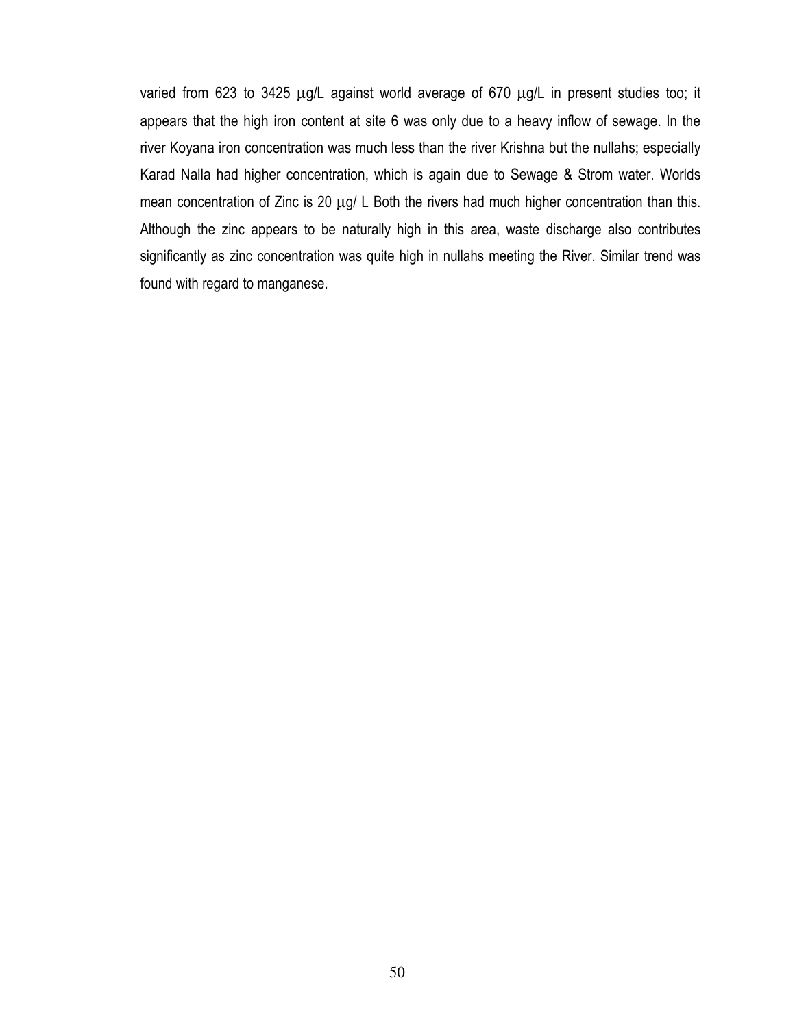varied from 623 to 3425 μg/L against world average of 670 μg/L in present studies too; it appears that the high iron content at site 6 was only due to a heavy inflow of sewage. In the river Koyana iron concentration was much less than the river Krishna but the nullahs; especially Karad Nalla had higher concentration, which is again due to Sewage & Strom water. Worlds mean concentration of Zinc is 20 μg/ L Both the rivers had much higher concentration than this. Although the zinc appears to be naturally high in this area, waste discharge also contributes significantly as zinc concentration was quite high in nullahs meeting the River. Similar trend was found with regard to manganese.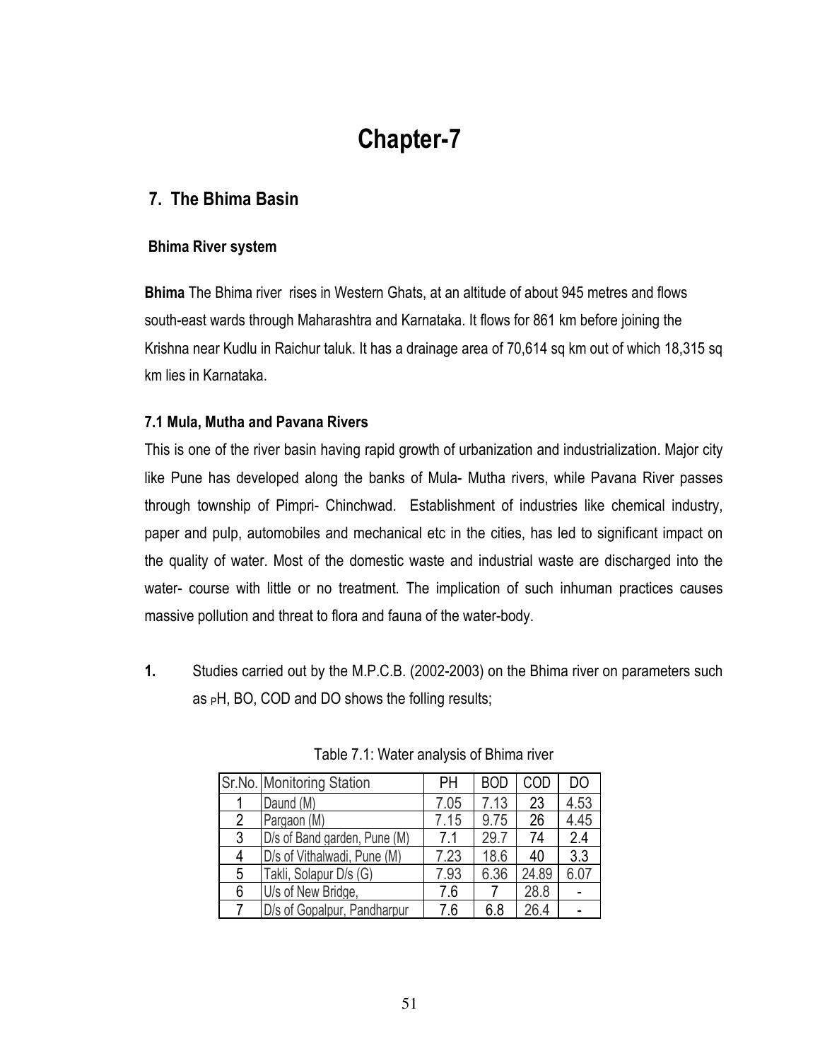# Chapter-7

## 7. The Bhima Basin

### Bhima River system

**Bhima** The Bhima river rises in Western Ghats, at an altitude of about 945 metres and flows south-east wards through Maharashtra and Karnataka. It flows for 861 km before joining the Krishna near Kudlu in Raichur taluk. It has a drainage area of 70,614 sq km out of which 18,315 sq km lies in Karnataka.

### 7.1 Mula, Mutha and Pavana Rivers

This is one of the river basin having rapid growth of urbanization and industrialization. Major city like Pune has developed along the banks of Mula- Mutha rivers, while Pavana River passes through township of Pimpri- Chinchwad. Establishment of industries like chemical industry, paper and pulp, automobiles and mechanical etc in the cities, has led to significant impact on the quality of water. Most of the domestic waste and industrial waste are discharged into the water- course with little or no treatment. The implication of such inhuman practices causes massive pollution and threat to flora and fauna of the water-body.

1. Studies carried out by the M.P.C.B. (2002-2003) on the Bhima river on parameters such as pH, BO, COD and DO shows the folling results;

Table 7.1: Water analysis of Bhima river

| Sr.No. | Monitoring Station | PH | BOD | COD | DO |
|---|---|---|---|---|---|
| 1 | Daund (M) | 7.05 | 7.13 | 23 | 4.53 |
| 2 | Pargaon (M) | 7.15 | 9.75 | 26 | 4.45 |
| 3 | D/s of Band garden, Pune (M) | 7.1 | 29.7 | 74 | 2.4 |
| 4 | D/s of Vithalwadi, Pune (M) | 7.23 | 18.6 | 40 | 3.3 |
| 5 | Takli, Solapur D/s (G) | 7.93 | 6.36 | 24.89 | 6.07 |
| 6 | U/s of New Bridge, | 7.6 | 7 | 28.8 | - |
| 7 | D/s of Gopalpur, Pandharpur | 7.6 | 6.8 | 26.4 | - |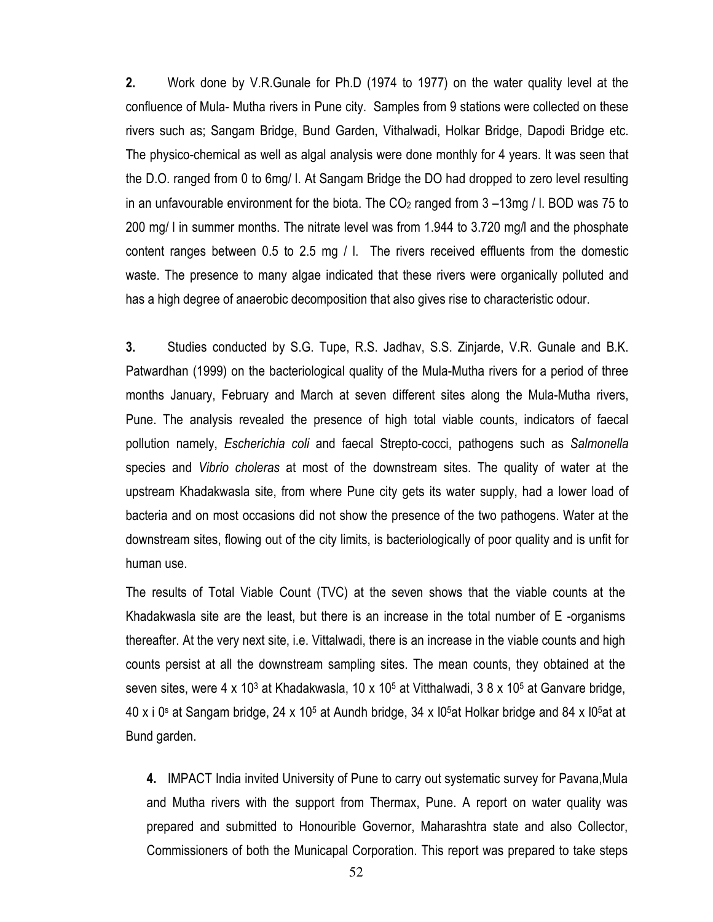**2.** Work done by V.R.Gunale for Ph.D (1974 to 1977) on the water quality level at the confluence of Mula- Mutha rivers in Pune city. Samples from 9 stations were collected on these rivers such as; Sangam Bridge, Bund Garden, Vithalwadi, Holkar Bridge, Dapodi Bridge etc. The physico-chemical as well as algal analysis were done monthly for 4 years. It was seen that the D.O. ranged from 0 to 6mg/ l. At Sangam Bridge the DO had dropped to zero level resulting in an unfavourable environment for the biota. The $CO_2$ ranged from 3 –13mg / l. BOD was 75 to 200 mg/ l in summer months. The nitrate level was from 1.944 to 3.720 mg/l and the phosphate content ranges between 0.5 to 2.5 mg / l. The rivers received effluents from the domestic waste. The presence to many algae indicated that these rivers were organically polluted and has a high degree of anaerobic decomposition that also gives rise to characteristic odour.

**3.** Studies conducted by S.G. Tupe, R.S. Jadhav, S.S. Zinjarde, V.R. Gunale and B.K. Patwardhan (1999) on the bacteriological quality of the Mula-Mutha rivers for a period of three months January, February and March at seven different sites along the Mula-Mutha rivers, Pune. The analysis revealed the presence of high total viable counts, indicators of faecal pollution namely, *Escherichia coli* and faecal Strepto-cocci, pathogens such as *Salmonella* species and *Vibrio choleras* at most of the downstream sites. The quality of water at the upstream Khadakwasla site, from where Pune city gets its water supply, had a lower load of bacteria and on most occasions did not show the presence of the two pathogens. Water at the downstream sites, flowing out of the city limits, is bacteriologically of poor quality and is unfit for human use.

The results of Total Viable Count (TVC) at the seven shows that the viable counts at the Khadakwasla site are the least, but there is an increase in the total number of E -organisms thereafter. At the very next site, i.e. Vittalwadi, there is an increase in the viable counts and high counts persist at all the downstream sampling sites. The mean counts, they obtained at the seven sites, were 4 x $10^3$ at Khadakwasla, 10 x $10^5$ at Vitthalwadi, 3 8 x $10^5$ at Ganvare bridge, 40 x i $0^s$ at Sangam bridge, 24 x $10^5$ at Aundh bridge, 34 x l$0^5$at Holkar bridge and 84 x l$0^5$at at Bund garden.

**4.** IMPACT India invited University of Pune to carry out systematic survey for Pavana,Mula and Mutha rivers with the support from Thermax, Pune. A report on water quality was prepared and submitted to Honourible Governor, Maharashtra state and also Collector, Commissioners of both the Municapal Corporation. This report was prepared to take steps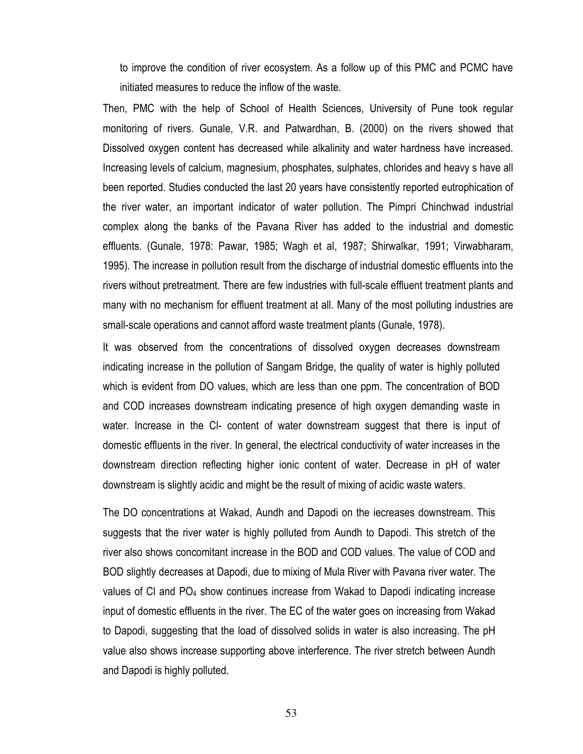to improve the condition of river ecosystem. As a follow up of this PMC and PCMC have initiated measures to reduce the inflow of the waste.

Then, PMC with the help of School of Health Sciences, University of Pune took regular monitoring of rivers. Gunale, V.R. and Patwardhan, B. (2000) on the rivers showed that Dissolved oxygen content has decreased while alkalinity and water hardness have increased. Increasing levels of calcium, magnesium, phosphates, sulphates, chlorides and heavy s have all been reported. Studies conducted the last 20 years have consistently reported eutrophication of the river water, an important indicator of water pollution. The Pimpri Chinchwad industrial complex along the banks of the Pavana River has added to the industrial and domestic effluents. (Gunale, 1978: Pawar, 1985; Wagh et al, 1987; Shirwalkar, 1991; Virwabharam, 1995). The increase in pollution result from the discharge of industrial domestic effluents into the rivers without pretreatment. There are few industries with full-scale effluent treatment plants and many with no mechanism for effluent treatment at all. Many of the most polluting industries are small-scale operations and cannot afford waste treatment plants (Gunale, 1978).

It was observed from the concentrations of dissolved oxygen decreases downstream indicating increase in the pollution of Sangam Bridge, the quality of water is highly polluted which is evident from DO values, which are less than one ppm. The concentration of BOD and COD increases downstream indicating presence of high oxygen demanding waste in water. Increase in the $Cl^-$ content of water downstream suggest that there is input of domestic effluents in the river. In general, the electrical conductivity of water increases in the downstream direction reflecting higher ionic content of water. Decrease in pH of water downstream is slightly acidic and might be the result of mixing of acidic waste waters.

The DO concentrations at Wakad, Aundh and Dapodi on the iecreases downstream. This suggests that the river water is highly polluted from Aundh to Dapodi. This stretch of the river also shows concomitant increase in the BOD and COD values. The value of COD and BOD slightly decreases at Dapodi, due to mixing of Mula River with Pavana river water. The values of Cl and $PO_4$ show continues increase from Wakad to Dapodi indicating increase input of domestic effluents in the river. The EC of the water goes on increasing from Wakad to Dapodi, suggesting that the load of dissolved solids in water is also increasing. The pH value also shows increase supporting above interference. The river stretch between Aundh and Dapodi is highly polluted.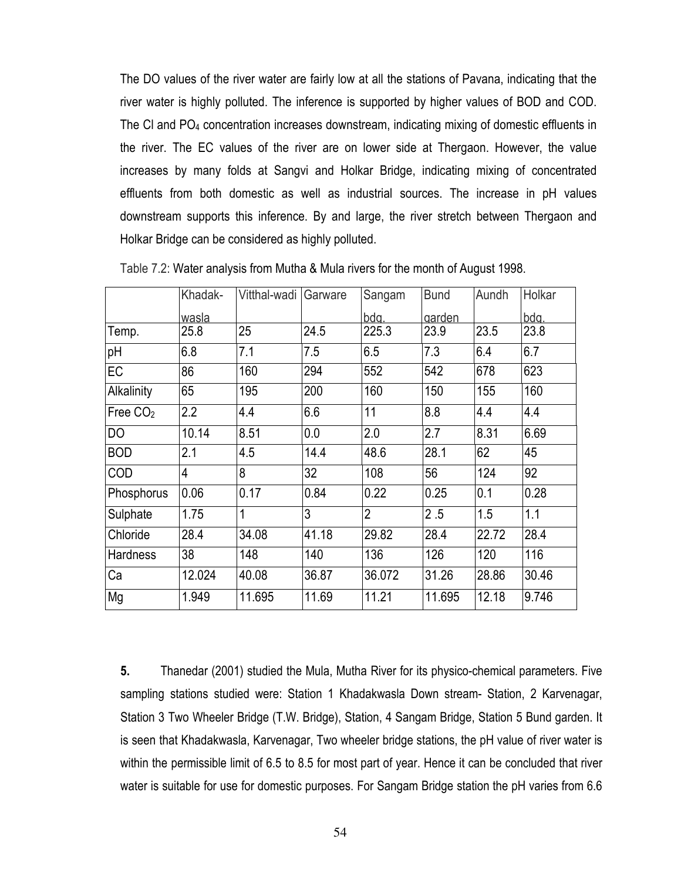The DO values of the river water are fairly low at all the stations of Pavana, indicating that the river water is highly polluted. The inference is supported by higher values of BOD and COD. The Cl and $PO_4$ concentration increases downstream, indicating mixing of domestic effluents in the river. The EC values of the river are on lower side at Thergaon. However, the value increases by many folds at Sangvi and Holkar Bridge, indicating mixing of concentrated effluents from both domestic as well as industrial sources. The increase in pH values downstream supports this inference. By and large, the river stretch between Thergaon and Holkar Bridge can be considered as highly polluted.

Table 7.2: Water analysis from Mutha & Mula rivers for the month of August 1998.

| | Khadak-wasla | Vitthal-wadi | Garware | Sangam bdg. | Bund garden | Aundh | Holkar bdg. |
|---|---|---|---|---|---|---|---|
| Temp. | 25.8 | 25 | 24.5 | 225.3 | 23.9 | 23.5 | 23.8 |
| pH | 6.8 | 7.1 | 7.5 | 6.5 | 7.3 | 6.4 | 6.7 |
| EC | 86 | 160 | 294 | 552 | 542 | 678 | 623 |
| Alkalinity | 65 | 195 | 200 | 160 | 150 | 155 | 160 |
| Free $CO_2$ | 2.2 | 4.4 | 6.6 | 11 | 8.8 | 4.4 | 4.4 |
| DO | 10.14 | 8.51 | 0.0 | 2.0 | 2.7 | 8.31 | 6.69 |
| BOD | 2.1 | 4.5 | 14.4 | 48.6 | 28.1 | 62 | 45 |
| COD | 4 | 8 | 32 | 108 | 56 | 124 | 92 |
| Phosphorus | 0.06 | 0.17 | 0.84 | 0.22 | 0.25 | 0.1 | 0.28 |
| Sulphate | 1.75 | 1 | 3 | 2 | 2 .5 | 1.5 | 1.1 |
| Chloride | 28.4 | 34.08 | 41.18 | 29.82 | 28.4 | 22.72 | 28.4 |
| Hardness | 38 | 148 | 140 | 136 | 126 | 120 | 116 |
| Ca | 12.024 | 40.08 | 36.87 | 36.072 | 31.26 | 28.86 | 30.46 |
| Mg | 1.949 | 11.695 | 11.69 | 11.21 | 11.695 | 12.18 | 9.746 |

**5.** Thanedar (2001) studied the Mula, Mutha River for its physico-chemical parameters. Five sampling stations studied were: Station 1 Khadakwasla Down stream- Station, 2 Karvenagar, Station 3 Two Wheeler Bridge (T.W. Bridge), Station, 4 Sangam Bridge, Station 5 Bund garden. It is seen that Khadakwasla, Karvenagar, Two wheeler bridge stations, the pH value of river water is within the permissible limit of 6.5 to 8.5 for most part of year. Hence it can be concluded that river water is suitable for use for domestic purposes. For Sangam Bridge station the pH varies from 6.6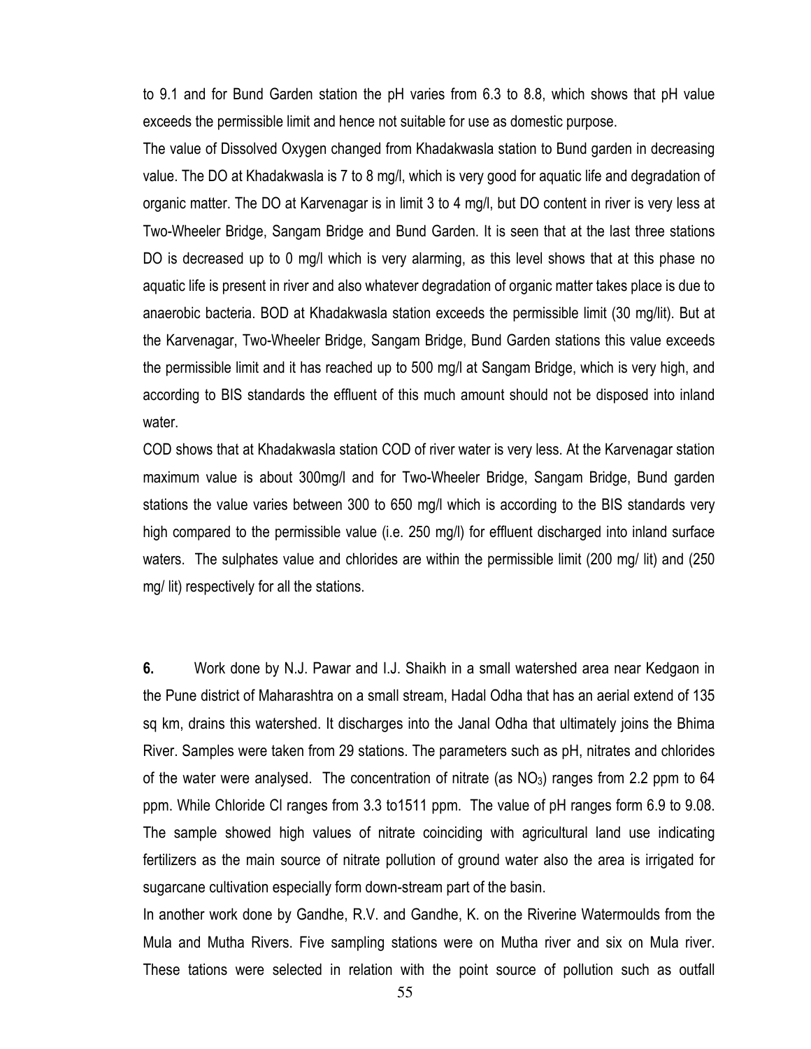to 9.1 and for Bund Garden station the pH varies from 6.3 to 8.8, which shows that pH value exceeds the permissible limit and hence not suitable for use as domestic purpose.

The value of Dissolved Oxygen changed from Khadakwasla station to Bund garden in decreasing value. The DO at Khadakwasla is 7 to 8 mg/l, which is very good for aquatic life and degradation of organic matter. The DO at Karvenagar is in limit 3 to 4 mg/l, but DO content in river is very less at Two-Wheeler Bridge, Sangam Bridge and Bund Garden. It is seen that at the last three stations DO is decreased up to 0 mg/l which is very alarming, as this level shows that at this phase no aquatic life is present in river and also whatever degradation of organic matter takes place is due to anaerobic bacteria. BOD at Khadakwasla station exceeds the permissible limit (30 mg/lit). But at the Karvenagar, Two-Wheeler Bridge, Sangam Bridge, Bund Garden stations this value exceeds the permissible limit and it has reached up to 500 mg/l at Sangam Bridge, which is very high, and according to BIS standards the effluent of this much amount should not be disposed into inland water.

COD shows that at Khadakwasla station COD of river water is very less. At the Karvenagar station maximum value is about 300mg/l and for Two-Wheeler Bridge, Sangam Bridge, Bund garden stations the value varies between 300 to 650 mg/l which is according to the BIS standards very high compared to the permissible value (i.e. 250 mg/l) for effluent discharged into inland surface waters. The sulphates value and chlorides are within the permissible limit (200 mg/ lit) and (250 mg/ lit) respectively for all the stations.

**6.** Work done by N.J. Pawar and I.J. Shaikh in a small watershed area near Kedgaon in the Pune district of Maharashtra on a small stream, Hadal Odha that has an aerial extend of 135 sq km, drains this watershed. It discharges into the Janal Odha that ultimately joins the Bhima River. Samples were taken from 29 stations. The parameters such as pH, nitrates and chlorides of the water were analysed. The concentration of nitrate (as $NO_3$) ranges from 2.2 ppm to 64 ppm. While Chloride Cl ranges from 3.3 to1511 ppm. The value of pH ranges form 6.9 to 9.08. The sample showed high values of nitrate coinciding with agricultural land use indicating fertilizers as the main source of nitrate pollution of ground water also the area is irrigated for sugarcane cultivation especially form down-stream part of the basin.

In another work done by Gandhe, R.V. and Gandhe, K. on the Riverine Watermoulds from the Mula and Mutha Rivers. Five sampling stations were on Mutha river and six on Mula river. These tations were selected in relation with the point source of pollution such as outfall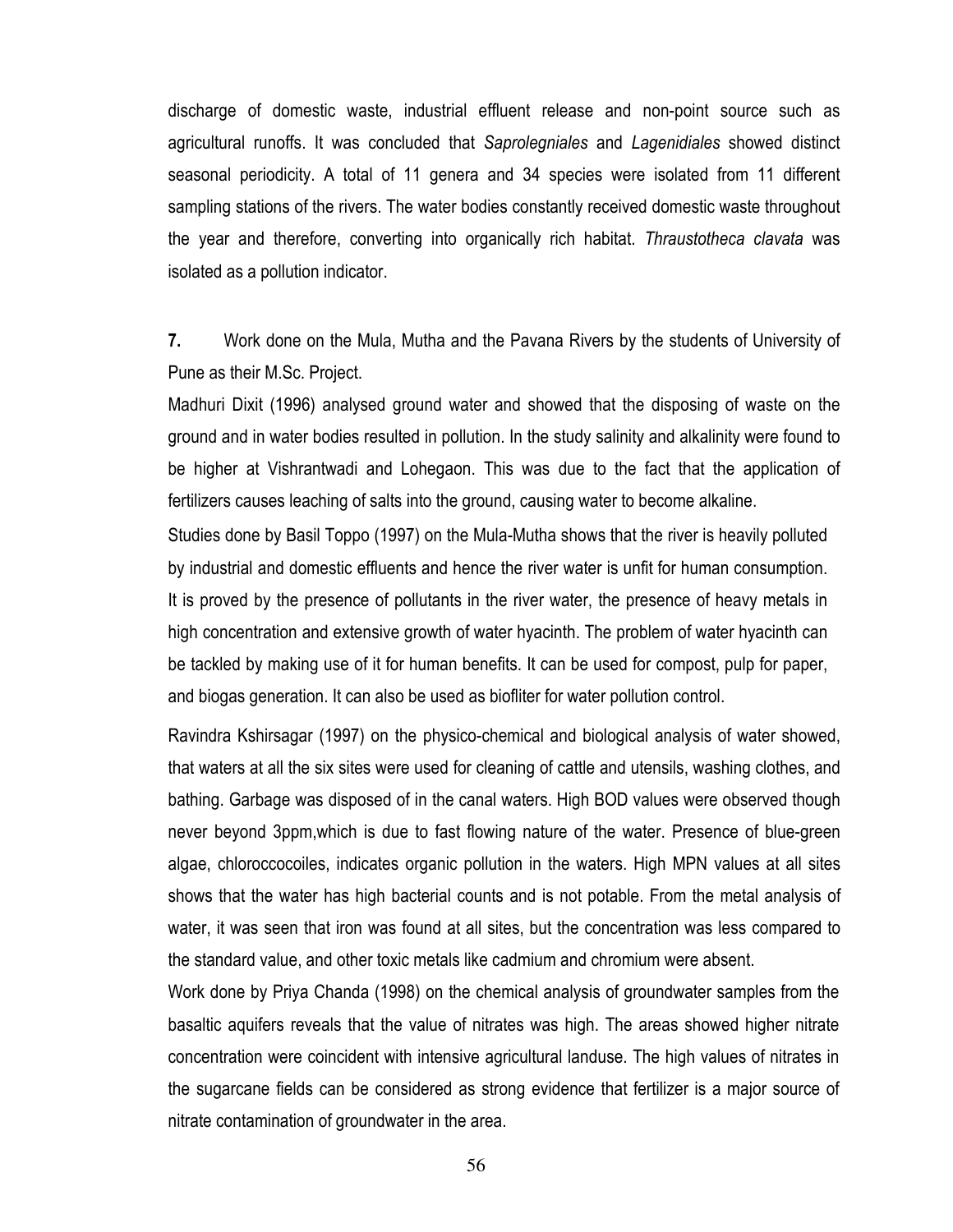discharge of domestic waste, industrial effluent release and non-point source such as agricultural runoffs. It was concluded that *Saprolegniales* and *Lagenidiales* showed distinct seasonal periodicity. A total of 11 genera and 34 species were isolated from 11 different sampling stations of the rivers. The water bodies constantly received domestic waste throughout the year and therefore, converting into organically rich habitat. *Thraustotheca clavata* was isolated as a pollution indicator.

**7.** Work done on the Mula, Mutha and the Pavana Rivers by the students of University of Pune as their M.Sc. Project.

Madhuri Dixit (1996) analysed ground water and showed that the disposing of waste on the ground and in water bodies resulted in pollution. In the study salinity and alkalinity were found to be higher at Vishrantwadi and Lohegaon. This was due to the fact that the application of fertilizers causes leaching of salts into the ground, causing water to become alkaline.

Studies done by Basil Toppo (1997) on the Mula-Mutha shows that the river is heavily polluted by industrial and domestic effluents and hence the river water is unfit for human consumption. It is proved by the presence of pollutants in the river water, the presence of heavy metals in high concentration and extensive growth of water hyacinth. The problem of water hyacinth can be tackled by making use of it for human benefits. It can be used for compost, pulp for paper, and biogas generation. It can also be used as biofliter for water pollution control.

Ravindra Kshirsagar (1997) on the physico-chemical and biological analysis of water showed, that waters at all the six sites were used for cleaning of cattle and utensils, washing clothes, and bathing. Garbage was disposed of in the canal waters. High BOD values were observed though never beyond 3ppm,which is due to fast flowing nature of the water. Presence of blue-green algae, chloroccocoiles, indicates organic pollution in the waters. High MPN values at all sites shows that the water has high bacterial counts and is not potable. From the metal analysis of water, it was seen that iron was found at all sites, but the concentration was less compared to the standard value, and other toxic metals like cadmium and chromium were absent.

Work done by Priya Chanda (1998) on the chemical analysis of groundwater samples from the basaltic aquifers reveals that the value of nitrates was high. The areas showed higher nitrate concentration were coincident with intensive agricultural landuse. The high values of nitrates in the sugarcane fields can be considered as strong evidence that fertilizer is a major source of nitrate contamination of groundwater in the area.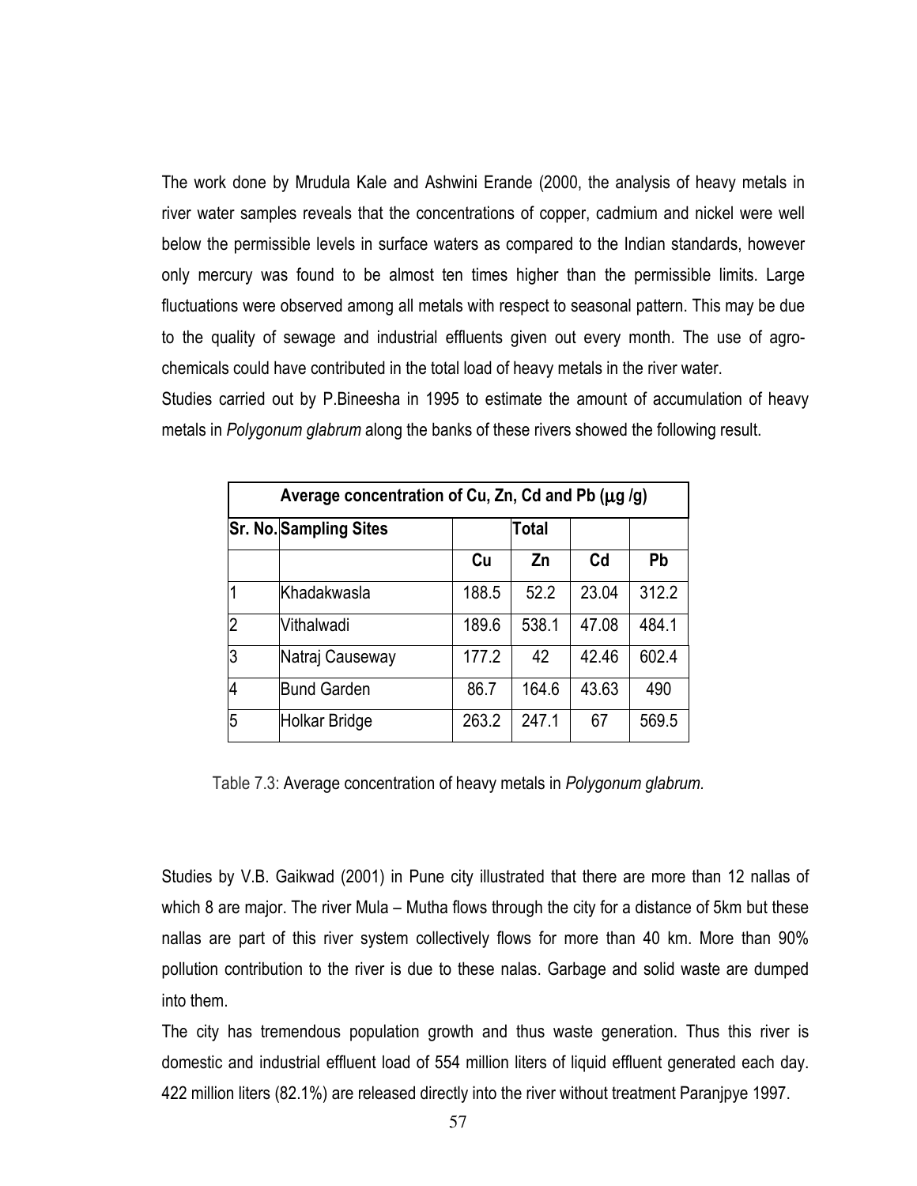The work done by Mrudula Kale and Ashwini Erande (2000, the analysis of heavy metals in river water samples reveals that the concentrations of copper, cadmium and nickel were well below the permissible levels in surface waters as compared to the Indian standards, however only mercury was found to be almost ten times higher than the permissible limits. Large fluctuations were observed among all metals with respect to seasonal pattern. This may be due to the quality of sewage and industrial effluents given out every month. The use of agro-chemicals could have contributed in the total load of heavy metals in the river water.

Studies carried out by P.Bineesha in 1995 to estimate the amount of accumulation of heavy metals in *Polygonum glabrum* along the banks of these rivers showed the following result.

| Average concentration of Cu, Zn, Cd and Pb (µg /g) | | | | | |
|---|---|---|---|---|---|
| **Sr. No.** | **Sampling Sites** | | **Total** | | |
| | | **Cu** | **Zn** | **Cd** | **Pb** |
| 1 | Khadakwasla | 188.5 | 52.2 | 23.04 | 312.2 |
| 2 | Vithalwadi | 189.6 | 538.1 | 47.08 | 484.1 |
| 3 | Natraj Causeway | 177.2 | 42 | 42.46 | 602.4 |
| 4 | Bund Garden | 86.7 | 164.6 | 43.63 | 490 |
| 5 | Holkar Bridge | 263.2 | 247.1 | 67 | 569.5 |

Table 7.3: Average concentration of heavy metals in *Polygonum glabrum.*

Studies by V.B. Gaikwad (2001) in Pune city illustrated that there are more than 12 nallas of which 8 are major. The river Mula – Mutha flows through the city for a distance of 5km but these nallas are part of this river system collectively flows for more than 40 km. More than 90% pollution contribution to the river is due to these nalas. Garbage and solid waste are dumped into them.

The city has tremendous population growth and thus waste generation. Thus this river is domestic and industrial effluent load of 554 million liters of liquid effluent generated each day. 422 million liters (82.1%) are released directly into the river without treatment Paranjpye 1997.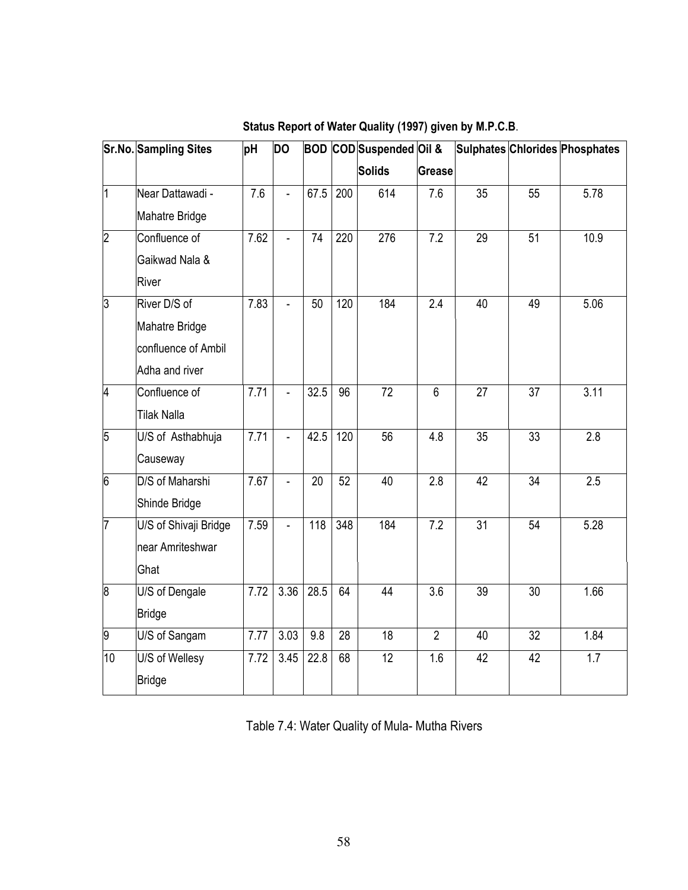**Status Report of Water Quality (1997) given by M.P.C.B.**

| Sr.No. | Sampling Sites | pH | DO | BOD | COD | Suspended Solids | Oil & Grease | Sulphates | Chlorides | Phosphates |
|---|---|---|---|---|---|---|---|---|---|---|
| 1 | Near Dattawadi - Mahatre Bridge | 7.6 | - | 67.5 | 200 | 614 | 7.6 | 35 | 55 | 5.78 |
| 2 | Confluence of Gaikwad Nala & River | 7.62 | - | 74 | 220 | 276 | 7.2 | 29 | 51 | 10.9 |
| 3 | River D/S of Mahatre Bridge confluence of Ambil Adha and river | 7.83 | - | 50 | 120 | 184 | 2.4 | 40 | 49 | 5.06 |
| 4 | Confluence of Tilak Nalla | 7.71 | - | 32.5 | 96 | 72 | 6 | 27 | 37 | 3.11 |
| 5 | U/S of Asthabhuja Causeway | 7.71 | - | 42.5 | 120 | 56 | 4.8 | 35 | 33 | 2.8 |
| 6 | D/S of Maharshi Shinde Bridge | 7.67 | - | 20 | 52 | 40 | 2.8 | 42 | 34 | 2.5 |
| 7 | U/S of Shivaji Bridge near Amriteshwar Ghat | 7.59 | - | 118 | 348 | 184 | 7.2 | 31 | 54 | 5.28 |
| 8 | U/S of Dengale Bridge | 7.72 | 3.36 | 28.5 | 64 | 44 | 3.6 | 39 | 30 | 1.66 |
| 9 | U/S of Sangam | 7.77 | 3.03 | 9.8 | 28 | 18 | 2 | 40 | 32 | 1.84 |
| 10 | U/S of Wellesy Bridge | 7.72 | 3.45 | 22.8 | 68 | 12 | 1.6 | 42 | 42 | 1.7 |

Table 7.4: Water Quality of Mula- Mutha Rivers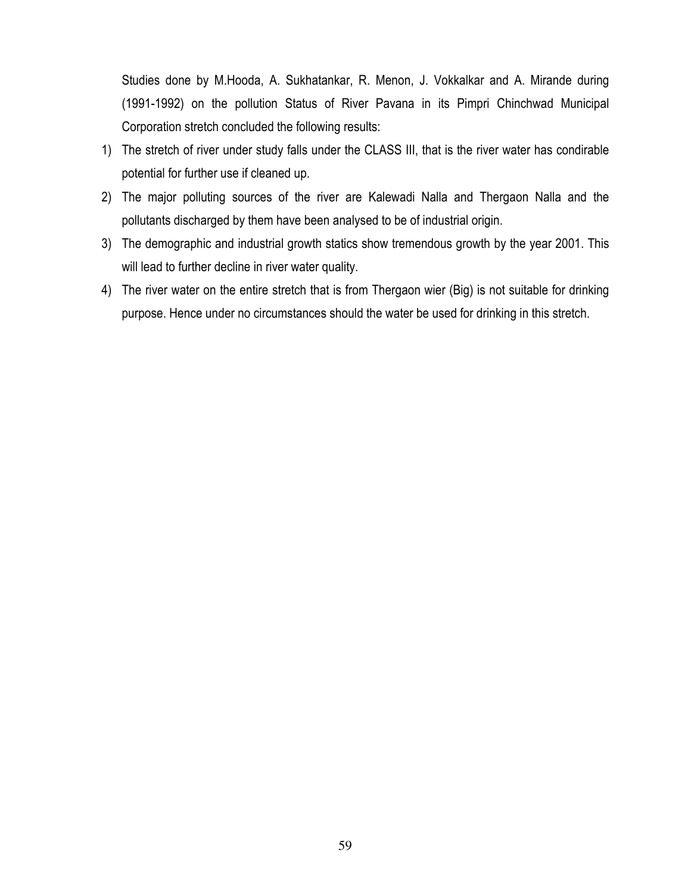Studies done by M.Hooda, A. Sukhatankar, R. Menon, J. Vokkalkar and A. Mirande during (1991-1992) on the pollution Status of River Pavana in its Pimpri Chinchwad Municipal Corporation stretch concluded the following results:

1) The stretch of river under study falls under the CLASS III, that is the river water has condirable potential for further use if cleaned up.
2) The major polluting sources of the river are Kalewadi Nalla and Thergaon Nalla and the pollutants discharged by them have been analysed to be of industrial origin.
3) The demographic and industrial growth statics show tremendous growth by the year 2001. This will lead to further decline in river water quality.
4) The river water on the entire stretch that is from Thergaon wier (Big) is not suitable for drinking purpose. Hence under no circumstances should the water be used for drinking in this stretch.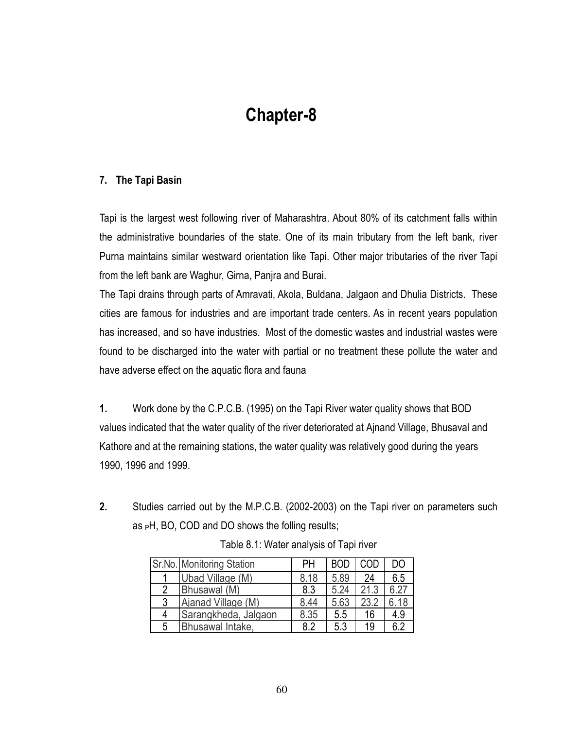# Chapter-8

## 7. The Tapi Basin

Tapi is the largest west following river of Maharashtra. About 80% of its catchment falls within the administrative boundaries of the state. One of its main tributary from the left bank, river Purna maintains similar westward orientation like Tapi. Other major tributaries of the river Tapi from the left bank are Waghur, Girna, Panjra and Burai.

The Tapi drains through parts of Amravati, Akola, Buldana, Jalgaon and Dhulia Districts. These cities are famous for industries and are important trade centers. As in recent years population has increased, and so have industries. Most of the domestic wastes and industrial wastes were found to be discharged into the water with partial or no treatment these pollute the water and have adverse effect on the aquatic flora and fauna

**1.** Work done by the C.P.C.B. (1995) on the Tapi River water quality shows that BOD values indicated that the water quality of the river deteriorated at Ajnand Village, Bhusaval and Kathore and at the remaining stations, the water quality was relatively good during the years 1990, 1996 and 1999.

**2.** Studies carried out by the M.P.C.B. (2002-2003) on the Tapi river on parameters such as pH, BO, COD and DO shows the folling results;

Table 8.1: Water analysis of Tapi river

| Sr.No. | Monitoring Station | PH | BOD | COD | DO |
|---|---|---|---|---|---|
| 1 | Ubad Village (M) | 8.18 | 5.89 | 24 | 6.5 |
| 2 | Bhusawal (M) | 8.3 | 5.24 | 21.3 | 6.27 |
| 3 | Ajanad Village (M) | 8.44 | 5.63 | 23.2 | 6.18 |
| 4 | Sarangkheda, Jalgaon | 8.35 | 5.5 | 16 | 4.9 |
| 5 | Bhusawal Intake, | 8.2 | 5.3 | 19 | 6.2 |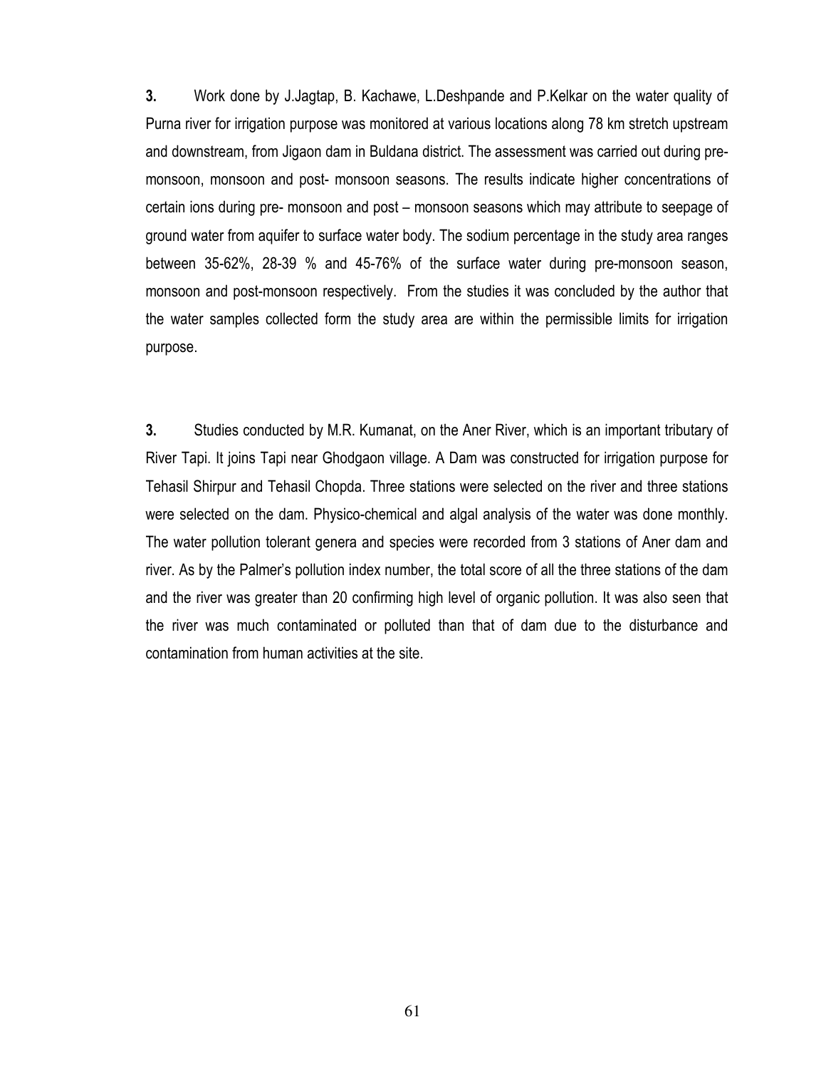**3.** Work done by J.Jagtap, B. Kachawe, L.Deshpande and P.Kelkar on the water quality of Purna river for irrigation purpose was monitored at various locations along 78 km stretch upstream and downstream, from Jigaon dam in Buldana district. The assessment was carried out during pre-monsoon, monsoon and post- monsoon seasons. The results indicate higher concentrations of certain ions during pre- monsoon and post – monsoon seasons which may attribute to seepage of ground water from aquifer to surface water body. The sodium percentage in the study area ranges between 35-62%, 28-39 % and 45-76% of the surface water during pre-monsoon season, monsoon and post-monsoon respectively. From the studies it was concluded by the author that the water samples collected form the study area are within the permissible limits for irrigation purpose.

**3.** Studies conducted by M.R. Kumanat, on the Aner River, which is an important tributary of River Tapi. It joins Tapi near Ghodgaon village. A Dam was constructed for irrigation purpose for Tehasil Shirpur and Tehasil Chopda. Three stations were selected on the river and three stations were selected on the dam. Physico-chemical and algal analysis of the water was done monthly. The water pollution tolerant genera and species were recorded from 3 stations of Aner dam and river. As by the Palmer's pollution index number, the total score of all the three stations of the dam and the river was greater than 20 confirming high level of organic pollution. It was also seen that the river was much contaminated or polluted than that of dam due to the disturbance and contamination from human activities at the site.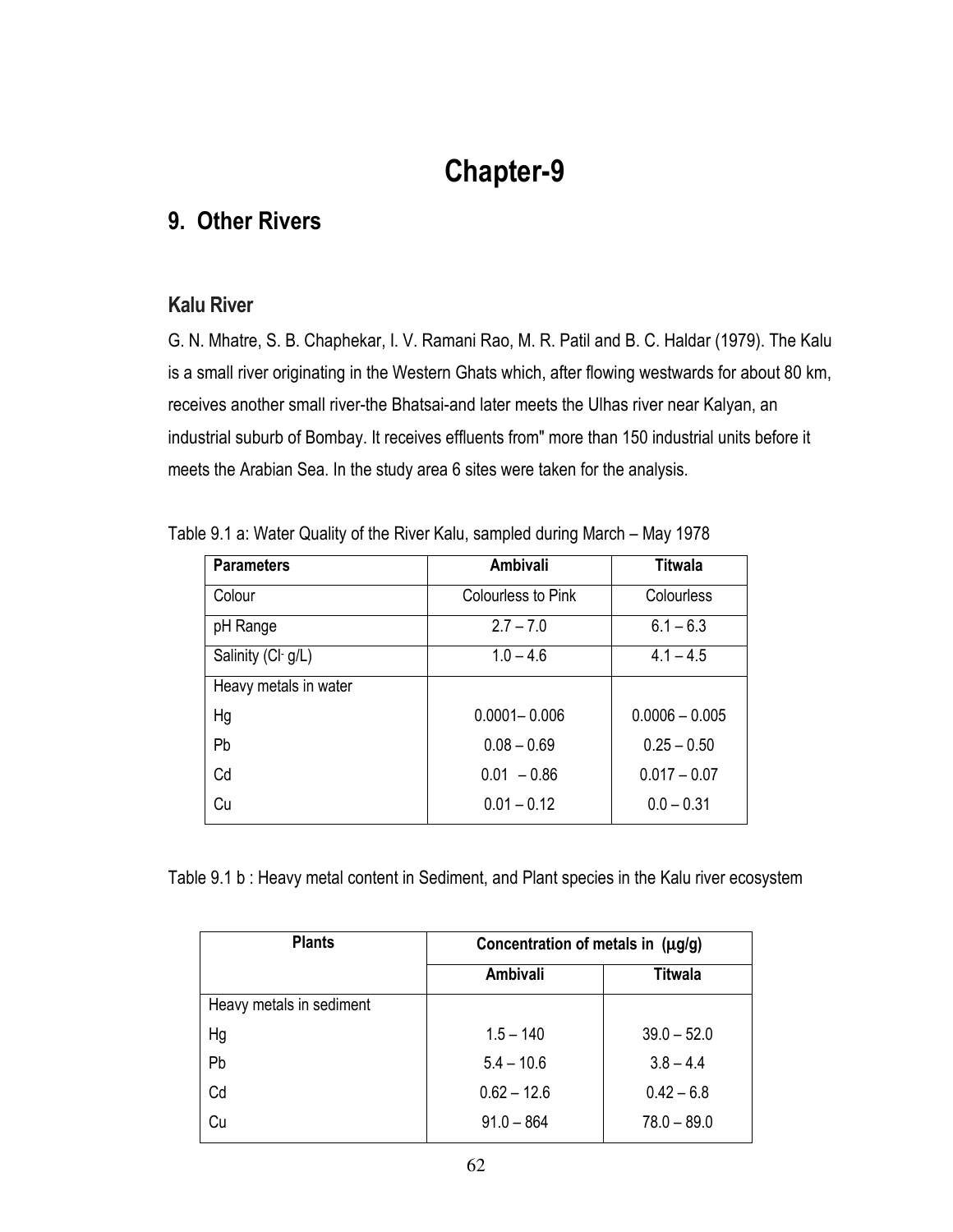# Chapter-9

## 9. Other Rivers

### Kalu River

G. N. Mhatre, S. B. Chaphekar, I. V. Ramani Rao, M. R. Patil and B. C. Haldar (1979). The Kalu is a small river originating in the Western Ghats which, after flowing westwards for about 80 km, receives another small river-the Bhatsai-and later meets the Ulhas river near Kalyan, an industrial suburb of Bombay. It receives effluents from" more than 150 industrial units before it meets the Arabian Sea. In the study area 6 sites were taken for the analysis.

Table 9.1 a: Water Quality of the River Kalu, sampled during March – May 1978

| Parameters | Ambivali | Titwala |
|---|---|---|
| Colour | Colourless to Pink | Colourless |
| pH Range | 2.7 – 7.0 | 6.1 – 6.3 |
| Salinity ($Cl^-$ g/L) | 1.0 – 4.6 | 4.1 – 4.5 |
| Heavy metals in water | | |
| Hg | 0.0001– 0.006 | 0.0006 – 0.005 |
| Pb | 0.08 – 0.69 | 0.25 – 0.50 |
| Cd | 0.01 – 0.86 | 0.017 – 0.07 |
| Cu | 0.01 – 0.12 | 0.0 – 0.31 |

Table 9.1 b : Heavy metal content in Sediment, and Plant species in the Kalu river ecosystem

| Plants | Concentration of metals in (µg/g) | |
|---|---|---|
| | Ambivali | Titwala |
| Heavy metals in sediment | | |
| Hg | 1.5 – 140 | 39.0 – 52.0 |
| Pb | 5.4 – 10.6 | 3.8 – 4.4 |
| Cd | 0.62 – 12.6 | 0.42 – 6.8 |
| Cu | 91.0 – 864 | 78.0 – 89.0 |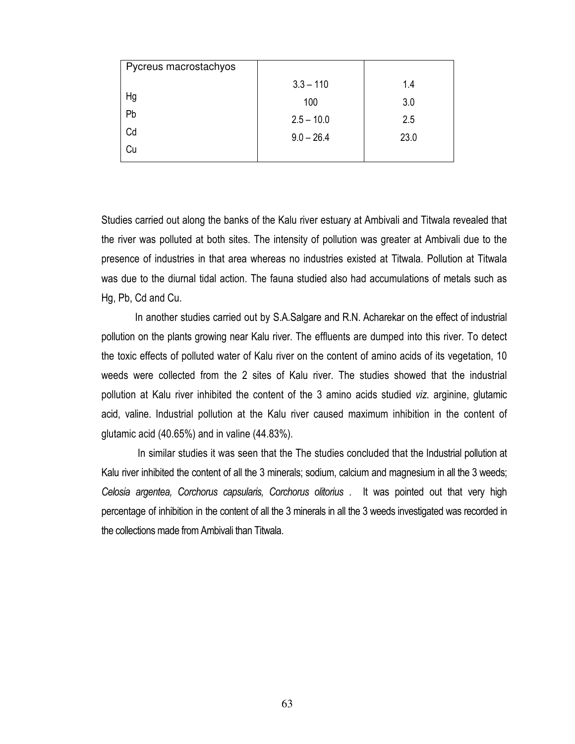| Pycreus macrostachyos | | |
|---|---|---|
| Hg | 3.3 – 110 | 1.4 |
| Pb | 100 | 3.0 |
| Cd | 2.5 – 10.0 | 2.5 |
| Cu | 9.0 – 26.4 | 23.0 |

Studies carried out along the banks of the Kalu river estuary at Ambivali and Titwala revealed that the river was polluted at both sites. The intensity of pollution was greater at Ambivali due to the presence of industries in that area whereas no industries existed at Titwala. Pollution at Titwala was due to the diurnal tidal action. The fauna studied also had accumulations of metals such as Hg, Pb, Cd and Cu.

In another studies carried out by S.A.Salgare and R.N. Acharekar on the effect of industrial pollution on the plants growing near Kalu river. The effluents are dumped into this river. To detect the toxic effects of polluted water of Kalu river on the content of amino acids of its vegetation, 10 weeds were collected from the 2 sites of Kalu river. The studies showed that the industrial pollution at Kalu river inhibited the content of the 3 amino acids studied *viz.* arginine, glutamic acid, valine. Industrial pollution at the Kalu river caused maximum inhibition in the content of glutamic acid (40.65%) and in valine (44.83%).

In similar studies it was seen that the The studies concluded that the Industrial pollution at Kalu river inhibited the content of all the 3 minerals; sodium, calcium and magnesium in all the 3 weeds; *Celosia argentea, Corchorus capsularis, Corchorus olitorius* . It was pointed out that very high percentage of inhibition in the content of all the 3 minerals in all the 3 weeds investigated was recorded in the collections made from Ambivali than Titwala.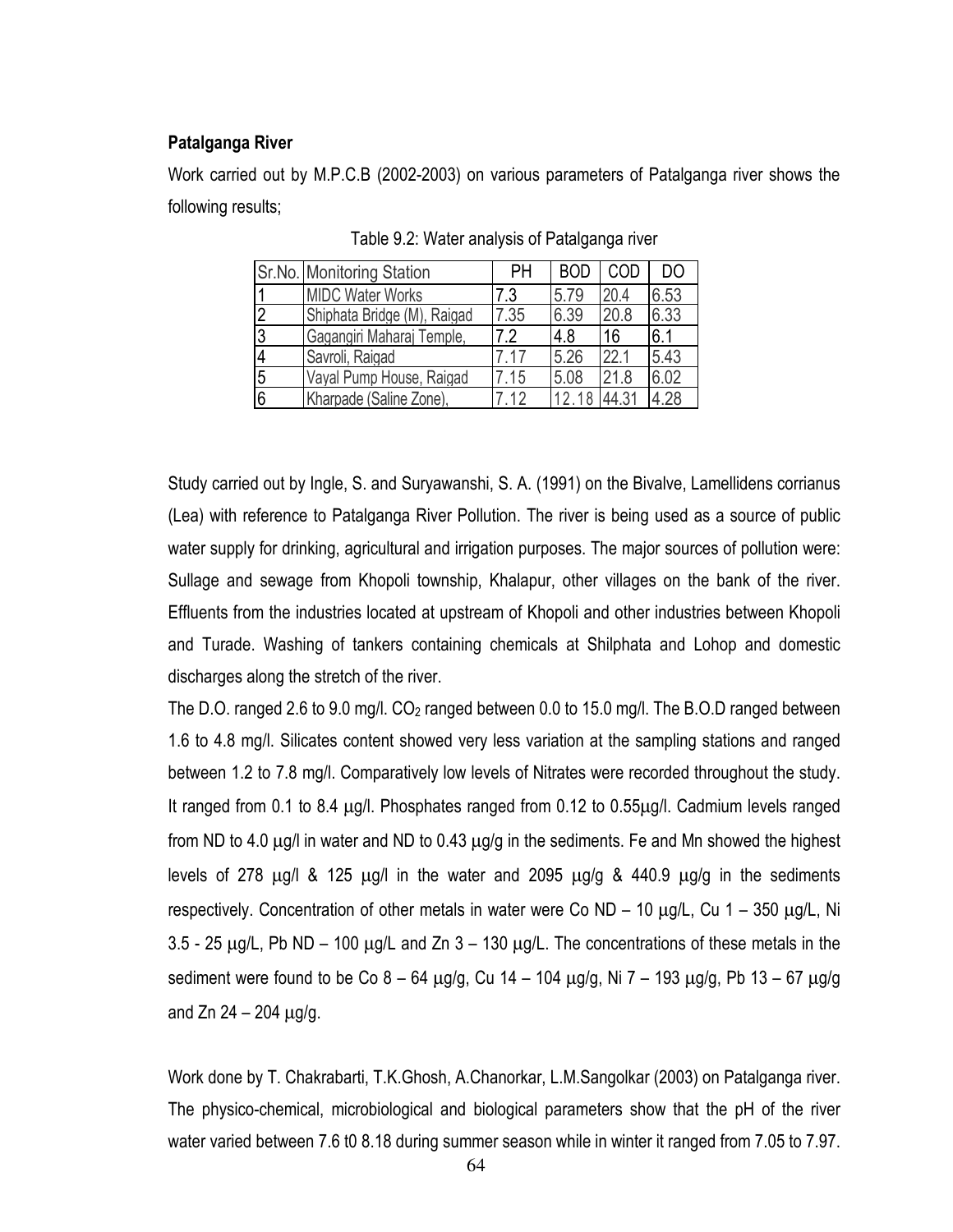**Patalganga River**

Work carried out by M.P.C.B (2002-2003) on various parameters of Patalganga river shows the following results;

Table 9.2: Water analysis of Patalganga river

| Sr.No. | Monitoring Station | PH | BOD | COD | DO |
|---|---|---|---|---|---|
| 1 | MIDC Water Works | 7.3 | 5.79 | 20.4 | 6.53 |
| 2 | Shiphata Bridge (M), Raigad | 7.35 | 6.39 | 20.8 | 6.33 |
| 3 | Gagangiri Maharaj Temple, | 7.2 | 4.8 | 16 | 6.1 |
| 4 | Savroli, Raigad | 7.17 | 5.26 | 22.1 | 5.43 |
| 5 | Vayal Pump House, Raigad | 7.15 | 5.08 | 21.8 | 6.02 |
| 6 | Kharpade (Saline Zone), | 7.12 | 12.18 | 44.31 | 4.28 |

Study carried out by Ingle, S. and Suryawanshi, S. A. (1991) on the Bivalve, Lamellidens corrianus (Lea) with reference to Patalganga River Pollution. The river is being used as a source of public water supply for drinking, agricultural and irrigation purposes. The major sources of pollution were: Sullage and sewage from Khopoli township, Khalapur, other villages on the bank of the river. Effluents from the industries located at upstream of Khopoli and other industries between Khopoli and Turade. Washing of tankers containing chemicals at Shilphata and Lohop and domestic discharges along the stretch of the river.

The D.O. ranged 2.6 to 9.0 mg/l. $CO_2$ ranged between 0.0 to 15.0 mg/l. The B.O.D ranged between 1.6 to 4.8 mg/l. Silicates content showed very less variation at the sampling stations and ranged between 1.2 to 7.8 mg/l. Comparatively low levels of Nitrates were recorded throughout the study. It ranged from 0.1 to 8.4 $\mu$g/l. Phosphates ranged from 0.12 to 0.55$\mu$g/l. Cadmium levels ranged from ND to 4.0 $\mu$g/l in water and ND to 0.43 $\mu$g/g in the sediments. Fe and Mn showed the highest levels of 278 $\mu$g/l & 125 $\mu$g/l in the water and 2095 $\mu$g/g & 440.9 $\mu$g/g in the sediments respectively. Concentration of other metals in water were Co ND – 10 $\mu$g/L, Cu 1 – 350 $\mu$g/L, Ni 3.5 - 25 $\mu$g/L, Pb ND – 100 $\mu$g/L and Zn 3 – 130 $\mu$g/L. The concentrations of these metals in the sediment were found to be Co 8 – 64 $\mu$g/g, Cu 14 – 104 $\mu$g/g, Ni 7 – 193 $\mu$g/g, Pb 13 – 67 $\mu$g/g and Zn 24 – 204 $\mu$g/g.

Work done by T. Chakrabarti, T.K.Ghosh, A.Chanorkar, L.M.Sangolkar (2003) on Patalganga river. The physico-chemical, microbiological and biological parameters show that the pH of the river water varied between 7.6 t0 8.18 during summer season while in winter it ranged from 7.05 to 7.97.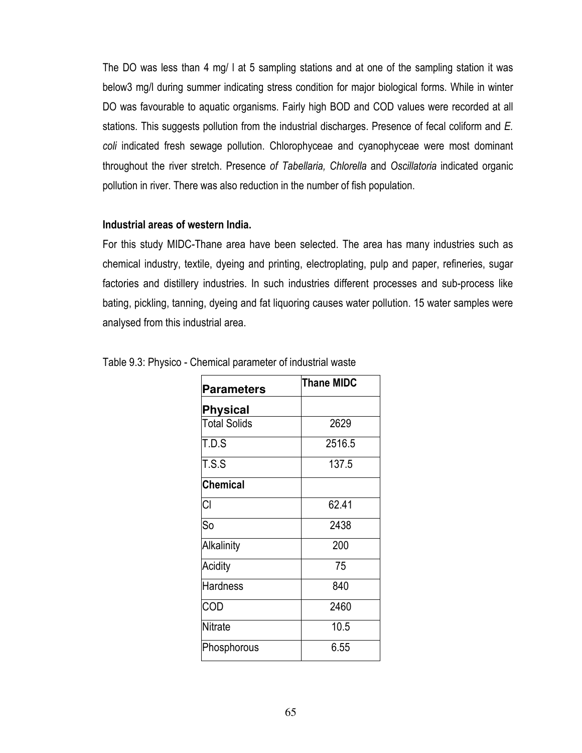The DO was less than 4 mg/ l at 5 sampling stations and at one of the sampling station it was below3 mg/l during summer indicating stress condition for major biological forms. While in winter DO was favourable to aquatic organisms. Fairly high BOD and COD values were recorded at all stations. This suggests pollution from the industrial discharges. Presence of fecal coliform and *E. coli* indicated fresh sewage pollution. Chlorophyceae and cyanophyceae were most dominant throughout the river stretch. Presence *of Tabellaria, Chlorella* and *Oscillatoria* indicated organic pollution in river. There was also reduction in the number of fish population.

**Industrial areas of western India.**

For this study MIDC-Thane area have been selected. The area has many industries such as chemical industry, textile, dyeing and printing, electroplating, pulp and paper, refineries, sugar factories and distillery industries. In such industries different processes and sub-process like bating, pickling, tanning, dyeing and fat liquoring causes water pollution. 15 water samples were analysed from this industrial area.

Table 9.3: Physico - Chemical parameter of industrial waste

| **Parameters** | **Thane MIDC** |
|---|---|
| **Physical** | |
| Total Solids | 2629 |
| T.D.S | 2516.5 |
| T.S.S | 137.5 |
| **Chemical** | |
| Cl | 62.41 |
| So | 2438 |
| Alkalinity | 200 |
| Acidity | 75 |
| Hardness | 840 |
| COD | 2460 |
| Nitrate | 10.5 |
| Phosphorous | 6.55 |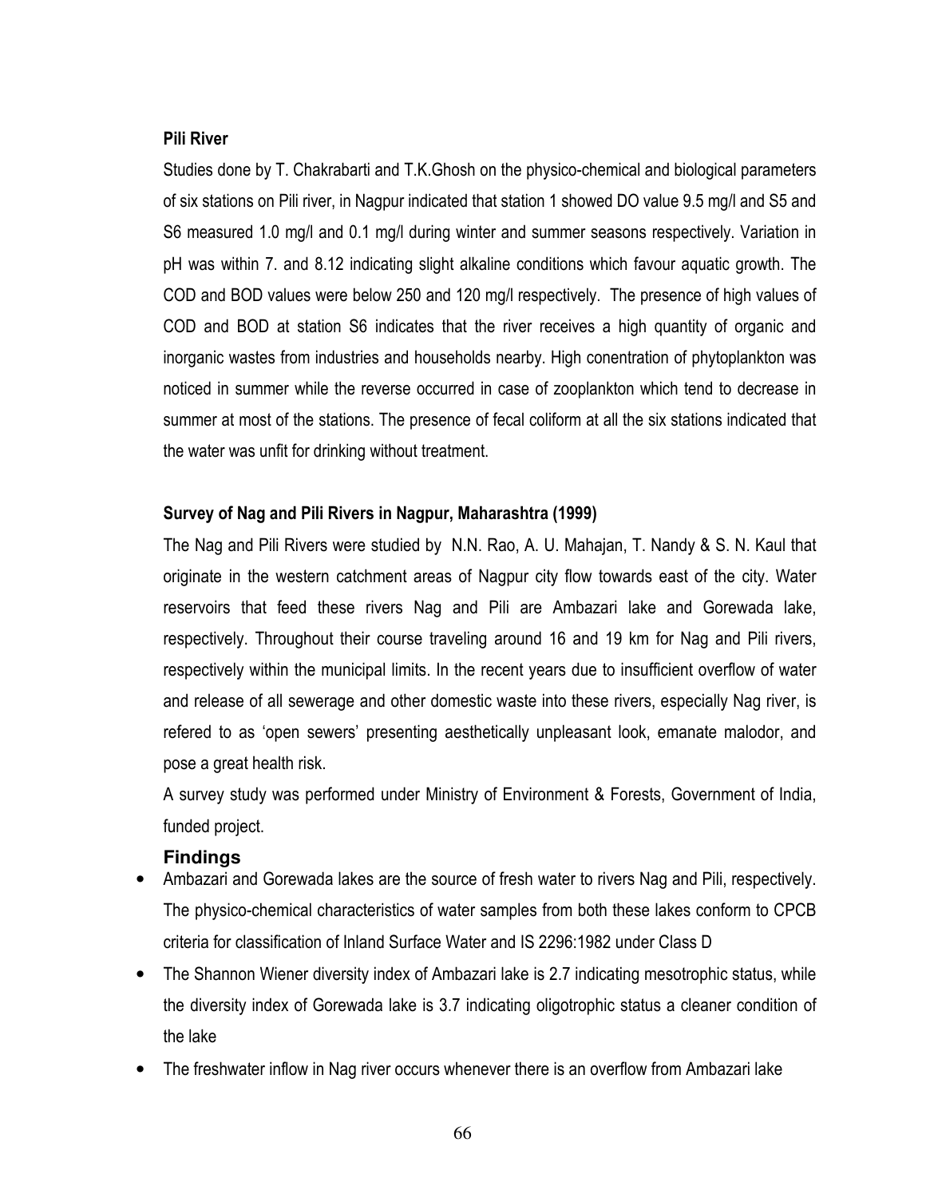**Pili River**

Studies done by T. Chakrabarti and T.K.Ghosh on the physico-chemical and biological parameters of six stations on Pili river, in Nagpur indicated that station 1 showed DO value 9.5 mg/l and S5 and S6 measured 1.0 mg/l and 0.1 mg/l during winter and summer seasons respectively. Variation in pH was within 7. and 8.12 indicating slight alkaline conditions which favour aquatic growth. The COD and BOD values were below 250 and 120 mg/l respectively. The presence of high values of COD and BOD at station S6 indicates that the river receives a high quantity of organic and inorganic wastes from industries and households nearby. High conentration of phytoplankton was noticed in summer while the reverse occurred in case of zooplankton which tend to decrease in summer at most of the stations. The presence of fecal coliform at all the six stations indicated that the water was unfit for drinking without treatment.

**Survey of Nag and Pili Rivers in Nagpur, Maharashtra (1999)**

The Nag and Pili Rivers were studied by N.N. Rao, A. U. Mahajan, T. Nandy & S. N. Kaul that originate in the western catchment areas of Nagpur city flow towards east of the city. Water reservoirs that feed these rivers Nag and Pili are Ambazari lake and Gorewada lake, respectively. Throughout their course traveling around 16 and 19 km for Nag and Pili rivers, respectively within the municipal limits. In the recent years due to insufficient overflow of water and release of all sewerage and other domestic waste into these rivers, especially Nag river, is refered to as 'open sewers' presenting aesthetically unpleasant look, emanate malodor, and pose a great health risk.

A survey study was performed under Ministry of Environment & Forests, Government of India, funded project.

**Findings**

- Ambazari and Gorewada lakes are the source of fresh water to rivers Nag and Pili, respectively. The physico-chemical characteristics of water samples from both these lakes conform to CPCB criteria for classification of Inland Surface Water and IS 2296:1982 under Class D
- The Shannon Wiener diversity index of Ambazari lake is 2.7 indicating mesotrophic status, while the diversity index of Gorewada lake is 3.7 indicating oligotrophic status a cleaner condition of the lake
- The freshwater inflow in Nag river occurs whenever there is an overflow from Ambazari lake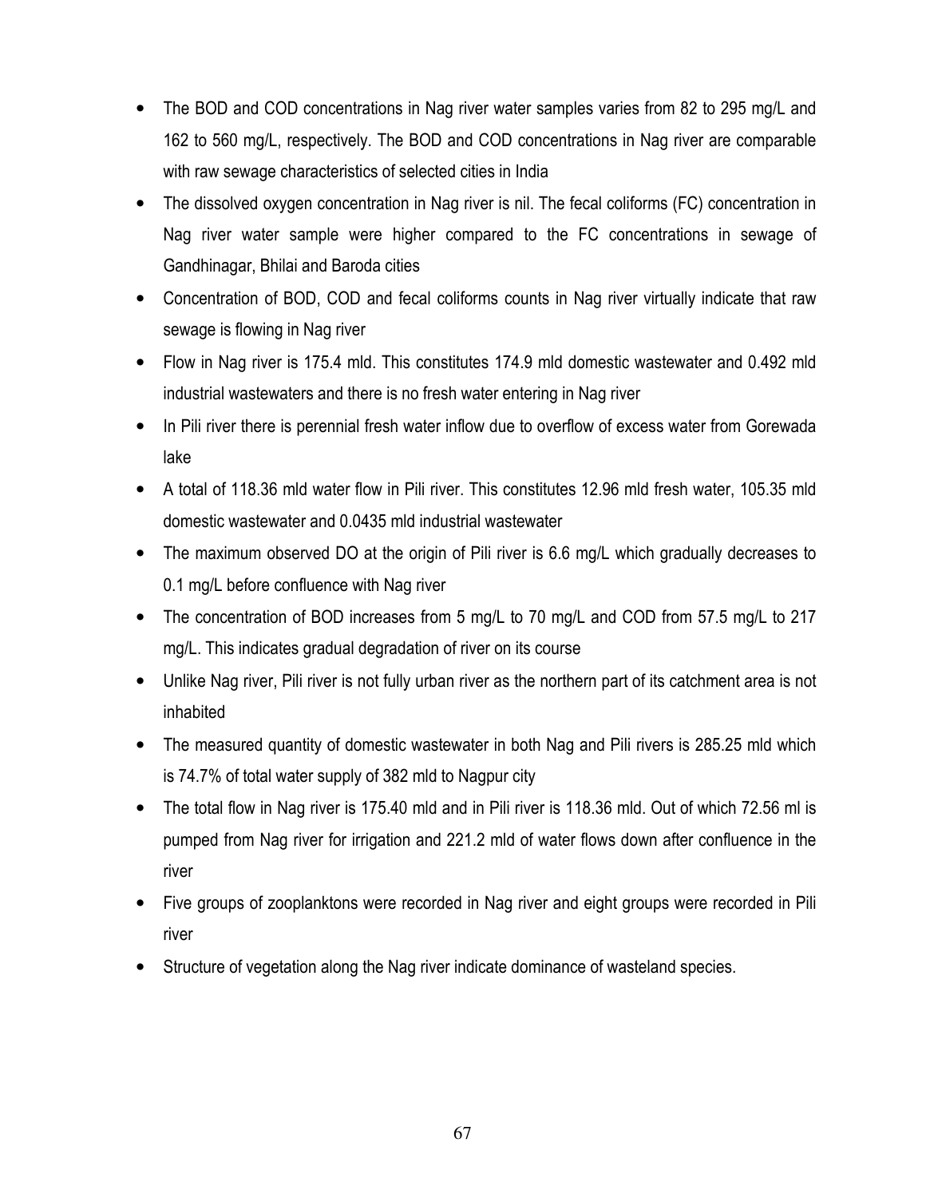- The BOD and COD concentrations in Nag river water samples varies from 82 to 295 mg/L and 162 to 560 mg/L, respectively. The BOD and COD concentrations in Nag river are comparable with raw sewage characteristics of selected cities in India
- The dissolved oxygen concentration in Nag river is nil. The fecal coliforms (FC) concentration in Nag river water sample were higher compared to the FC concentrations in sewage of Gandhinagar, Bhilai and Baroda cities
- Concentration of BOD, COD and fecal coliforms counts in Nag river virtually indicate that raw sewage is flowing in Nag river
- Flow in Nag river is 175.4 mld. This constitutes 174.9 mld domestic wastewater and 0.492 mld industrial wastewaters and there is no fresh water entering in Nag river
- In Pili river there is perennial fresh water inflow due to overflow of excess water from Gorewada lake
- A total of 118.36 mld water flow in Pili river. This constitutes 12.96 mld fresh water, 105.35 mld domestic wastewater and 0.0435 mld industrial wastewater
- The maximum observed DO at the origin of Pili river is 6.6 mg/L which gradually decreases to 0.1 mg/L before confluence with Nag river
- The concentration of BOD increases from 5 mg/L to 70 mg/L and COD from 57.5 mg/L to 217 mg/L. This indicates gradual degradation of river on its course
- Unlike Nag river, Pili river is not fully urban river as the northern part of its catchment area is not inhabited
- The measured quantity of domestic wastewater in both Nag and Pili rivers is 285.25 mld which is 74.7% of total water supply of 382 mld to Nagpur city
- The total flow in Nag river is 175.40 mld and in Pili river is 118.36 mld. Out of which 72.56 ml is pumped from Nag river for irrigation and 221.2 mld of water flows down after confluence in the river
- Five groups of zooplanktons were recorded in Nag river and eight groups were recorded in Pili river
- Structure of vegetation along the Nag river indicate dominance of wasteland species.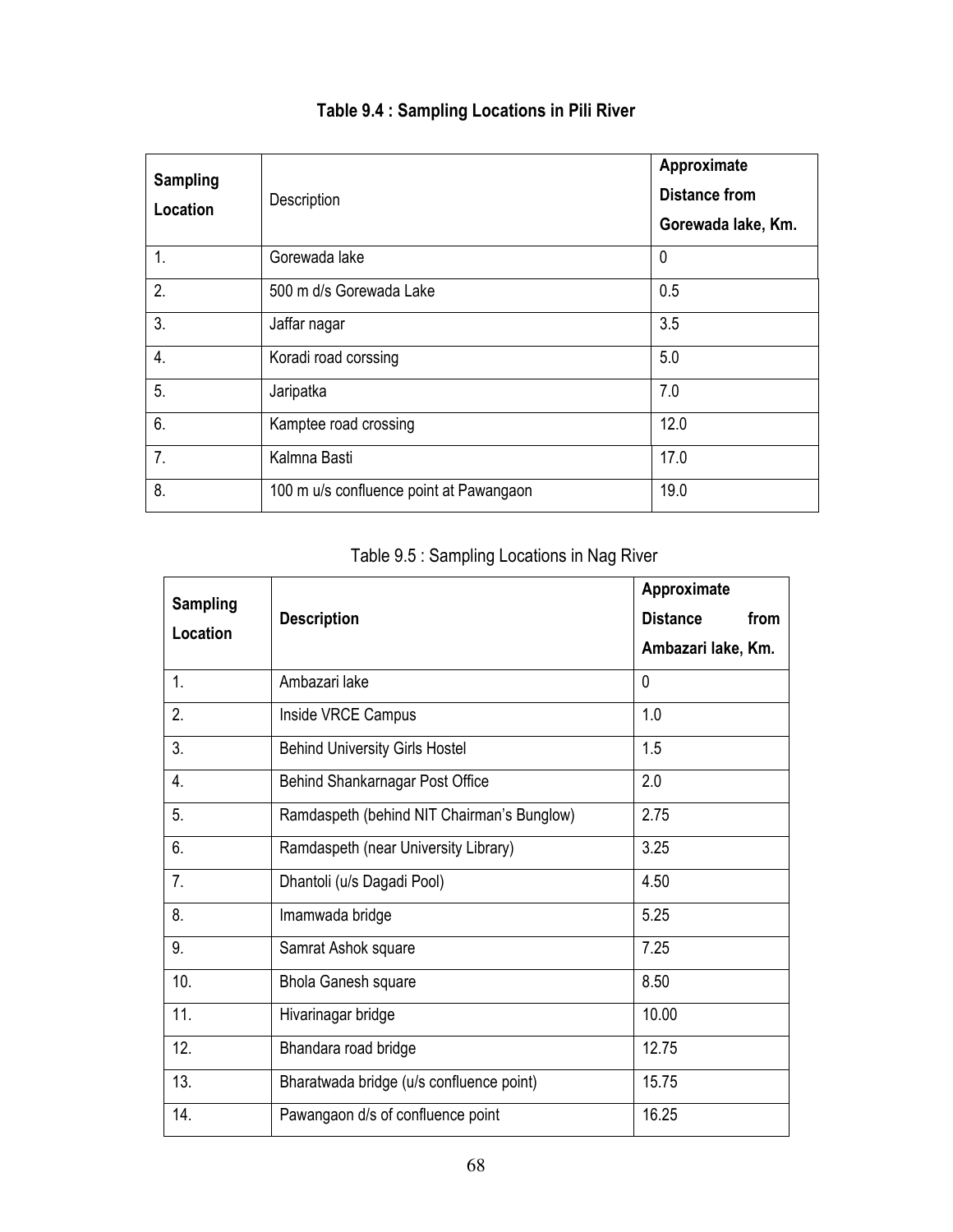**Table 9.4 : Sampling Locations in Pili River**

| Sampling Location | Description | Approximate Distance from Gorewada lake, Km. |
|---|---|---|
| 1. | Gorewada lake | 0 |
| 2. | 500 m d/s Gorewada Lake | 0.5 |
| 3. | Jaffar nagar | 3.5 |
| 4. | Koradi road corssing | 5.0 |
| 5. | Jaripatka | 7.0 |
| 6. | Kamptee road crossing | 12.0 |
| 7. | Kalmna Basti | 17.0 |
| 8. | 100 m u/s confluence point at Pawangaon | 19.0 |

Table 9.5 : Sampling Locations in Nag River

| Sampling Location | Description | Approximate Distance from Ambazari lake, Km. |
|---|---|---|
| 1. | Ambazari lake | 0 |
| 2. | Inside VRCE Campus | 1.0 |
| 3. | Behind University Girls Hostel | 1.5 |
| 4. | Behind Shankarnagar Post Office | 2.0 |
| 5. | Ramdaspeth (behind NIT Chairman's Bunglow) | 2.75 |
| 6. | Ramdaspeth (near University Library) | 3.25 |
| 7. | Dhantoli (u/s Dagadi Pool) | 4.50 |
| 8. | Imamwada bridge | 5.25 |
| 9. | Samrat Ashok square | 7.25 |
| 10. | Bhola Ganesh square | 8.50 |
| 11. | Hivarinagar bridge | 10.00 |
| 12. | Bhandara road bridge | 12.75 |
| 13. | Bharatwada bridge (u/s confluence point) | 15.75 |
| 14. | Pawangaon d/s of confluence point | 16.25 |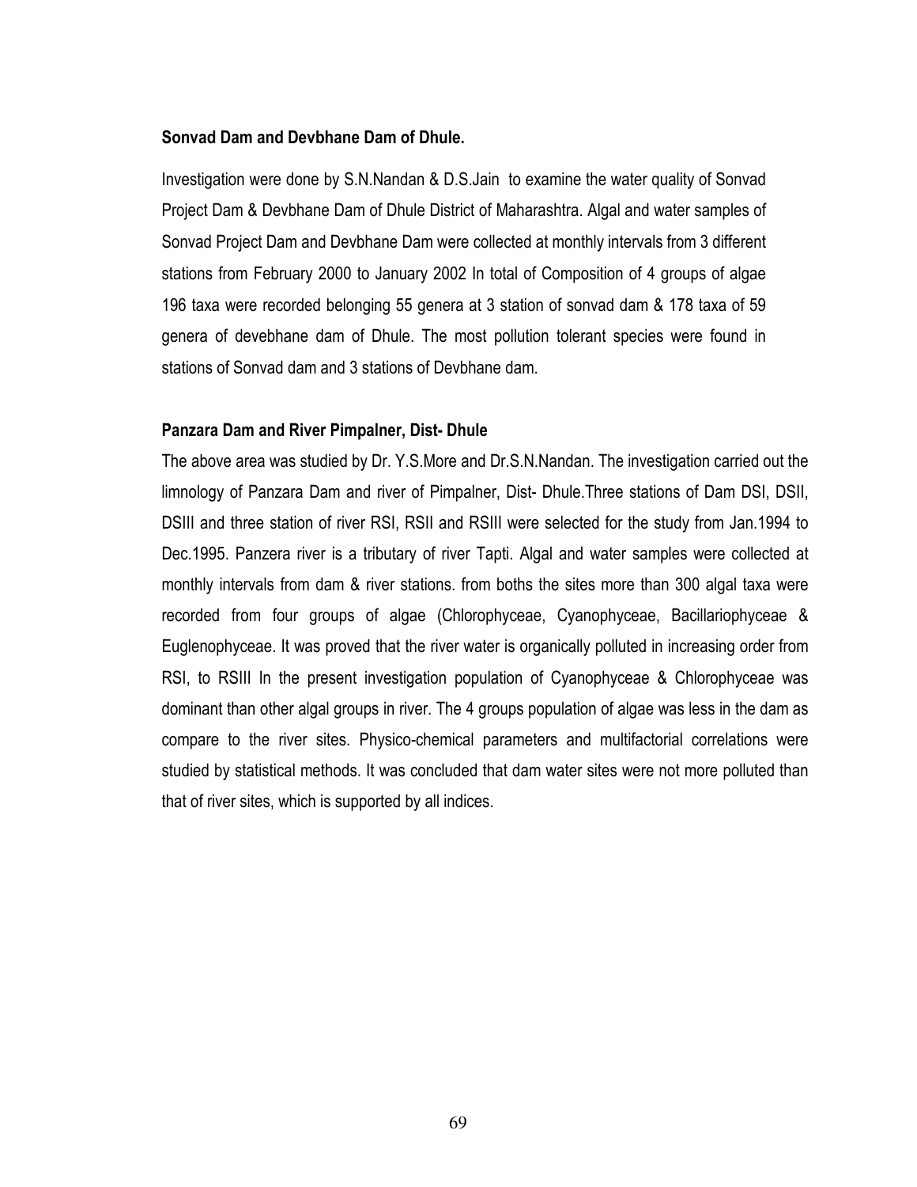**Sonvad Dam and Devbhane Dam of Dhule.**

Investigation were done by S.N.Nandan & D.S.Jain to examine the water quality of Sonvad Project Dam & Devbhane Dam of Dhule District of Maharashtra. Algal and water samples of Sonvad Project Dam and Devbhane Dam were collected at monthly intervals from 3 different stations from February 2000 to January 2002 In total of Composition of 4 groups of algae 196 taxa were recorded belonging 55 genera at 3 station of sonvad dam & 178 taxa of 59 genera of devebhane dam of Dhule. The most pollution tolerant species were found in stations of Sonvad dam and 3 stations of Devbhane dam.

**Panzara Dam and River Pimpalner, Dist- Dhule**

The above area was studied by Dr. Y.S.More and Dr.S.N.Nandan. The investigation carried out the limnology of Panzara Dam and river of Pimpalner, Dist- Dhule.Three stations of Dam DSI, DSII, DSIII and three station of river RSI, RSII and RSIII were selected for the study from Jan.1994 to Dec.1995. Panzera river is a tributary of river Tapti. Algal and water samples were collected at monthly intervals from dam & river stations. from boths the sites more than 300 algal taxa were recorded from four groups of algae (Chlorophyceae, Cyanophyceae, Bacillariophyceae & Euglenophyceae. It was proved that the river water is organically polluted in increasing order from RSI, to RSIII In the present investigation population of Cyanophyceae & Chlorophyceae was dominant than other algal groups in river. The 4 groups population of algae was less in the dam as compare to the river sites. Physico-chemical parameters and multifactorial correlations were studied by statistical methods. It was concluded that dam water sites were not more polluted than that of river sites, which is supported by all indices.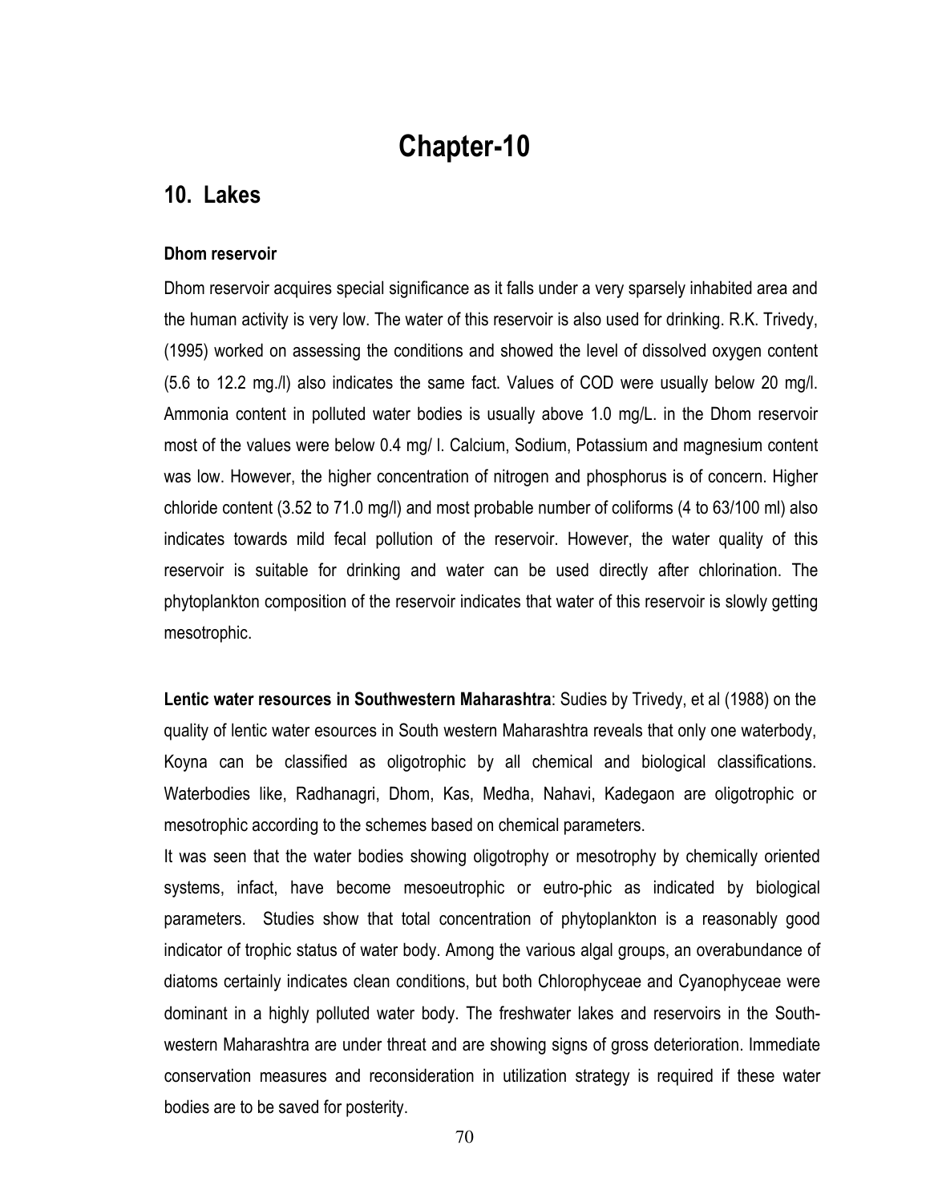# Chapter-10

## 10. Lakes

**Dhom reservoir**

Dhom reservoir acquires special significance as it falls under a very sparsely inhabited area and the human activity is very low. The water of this reservoir is also used for drinking. R.K. Trivedy, (1995) worked on assessing the conditions and showed the level of dissolved oxygen content (5.6 to 12.2 mg./l) also indicates the same fact. Values of COD were usually below 20 mg/l. Ammonia content in polluted water bodies is usually above 1.0 mg/L. in the Dhom reservoir most of the values were below 0.4 mg/ l. Calcium, Sodium, Potassium and magnesium content was low. However, the higher concentration of nitrogen and phosphorus is of concern. Higher chloride content (3.52 to 71.0 mg/l) and most probable number of coliforms (4 to 63/100 ml) also indicates towards mild fecal pollution of the reservoir. However, the water quality of this reservoir is suitable for drinking and water can be used directly after chlorination. The phytoplankton composition of the reservoir indicates that water of this reservoir is slowly getting mesotrophic.

**Lentic water resources in Southwestern Maharashtra**: Sudies by Trivedy, et al (1988) on the quality of lentic water esources in South western Maharashtra reveals that only one waterbody, Koyna can be classified as oligotrophic by all chemical and biological classifications. Waterbodies like, Radhanagri, Dhom, Kas, Medha, Nahavi, Kadegaon are oligotrophic or mesotrophic according to the schemes based on chemical parameters.

It was seen that the water bodies showing oligotrophy or mesotrophy by chemically oriented systems, infact, have become mesoeutrophic or eutro-phic as indicated by biological parameters. Studies show that total concentration of phytoplankton is a reasonably good indicator of trophic status of water body. Among the various algal groups, an overabundance of diatoms certainly indicates clean conditions, but both Chlorophyceae and Cyanophyceae were dominant in a highly polluted water body. The freshwater lakes and reservoirs in the South-western Maharashtra are under threat and are showing signs of gross deterioration. Immediate conservation measures and reconsideration in utilization strategy is required if these water bodies are to be saved for posterity.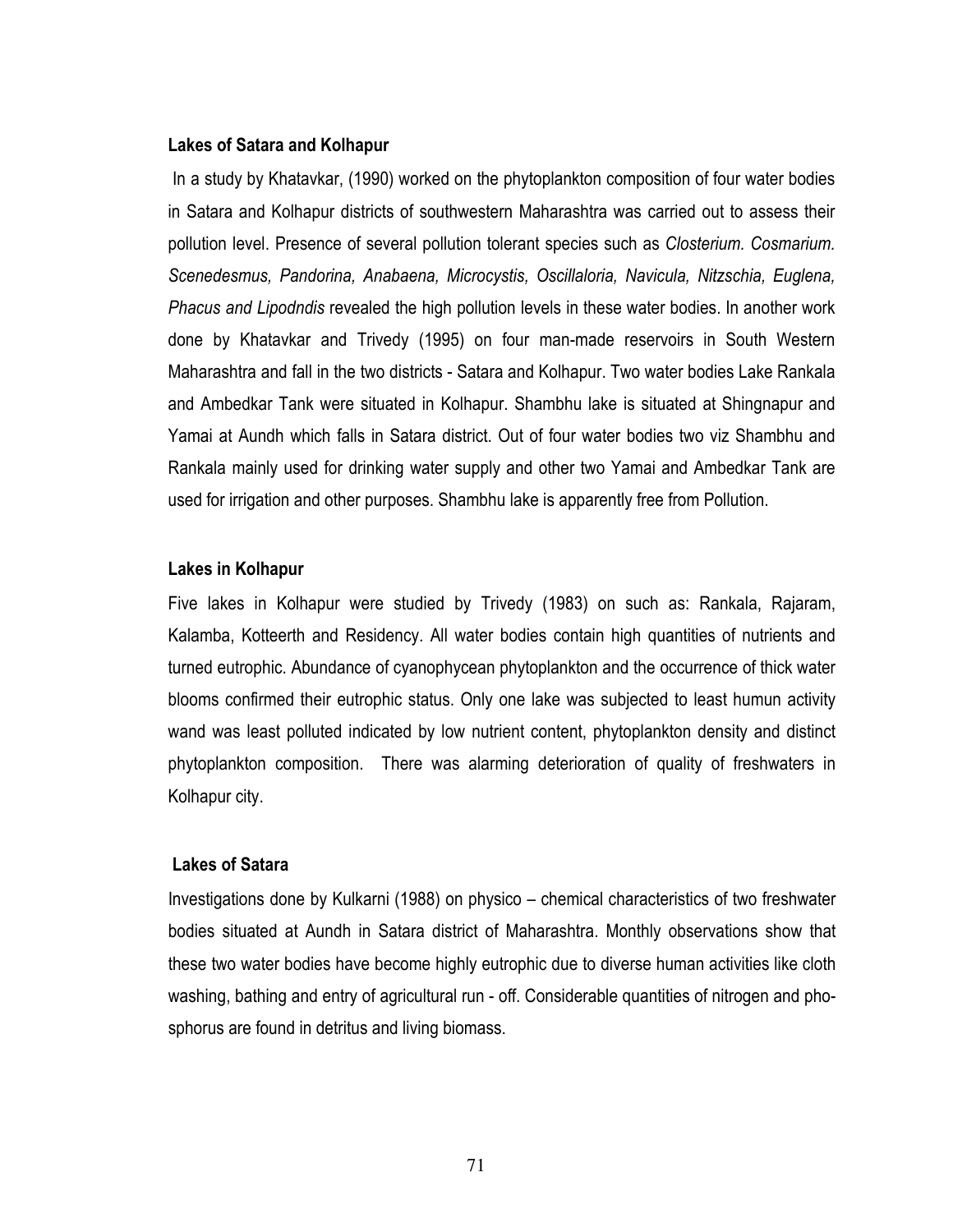**Lakes of Satara and Kolhapur**

In a study by Khatavkar, (1990) worked on the phytoplankton composition of four water bodies in Satara and Kolhapur districts of southwestern Maharashtra was carried out to assess their pollution level. Presence of several pollution tolerant species such as *Closterium. Cosmarium. Scenedesmus, Pandorina, Anabaena, Microcystis, Oscillaloria, Navicula, Nitzschia, Euglena, Phacus and Lipodndis* revealed the high pollution levels in these water bodies. In another work done by Khatavkar and Trivedy (1995) on four man-made reservoirs in South Western Maharashtra and fall in the two districts - Satara and Kolhapur. Two water bodies Lake Rankala and Ambedkar Tank were situated in Kolhapur. Shambhu lake is situated at Shingnapur and Yamai at Aundh which falls in Satara district. Out of four water bodies two viz Shambhu and Rankala mainly used for drinking water supply and other two Yamai and Ambedkar Tank are used for irrigation and other purposes. Shambhu lake is apparently free from Pollution.

**Lakes in Kolhapur**

Five lakes in Kolhapur were studied by Trivedy (1983) on such as: Rankala, Rajaram, Kalamba, Kotteerth and Residency. All water bodies contain high quantities of nutrients and turned eutrophic. Abundance of cyanophycean phytoplankton and the occurrence of thick water blooms confirmed their eutrophic status. Only one lake was subjected to least humun activity wand was least polluted indicated by low nutrient content, phytoplankton density and distinct phytoplankton composition. There was alarming deterioration of quality of freshwaters in Kolhapur city.

**Lakes of Satara**

Investigations done by Kulkarni (1988) on physico – chemical characteristics of two freshwater bodies situated at Aundh in Satara district of Maharashtra. Monthly observations show that these two water bodies have become highly eutrophic due to diverse human activities like cloth washing, bathing and entry of agricultural run - off. Considerable quantities of nitrogen and phosphorus are found in detritus and living biomass.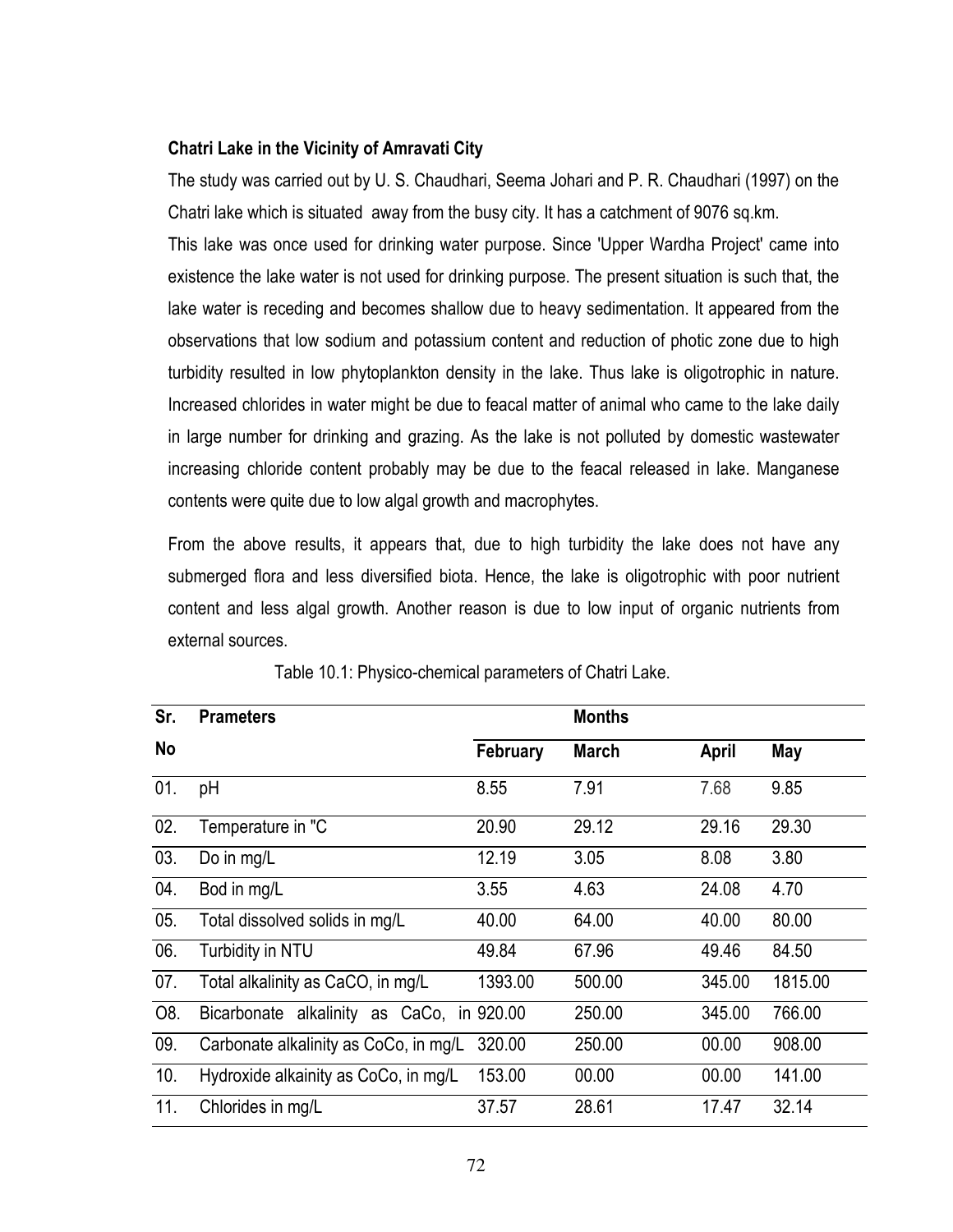**Chatri Lake in the Vicinity of Amravati City**

The study was carried out by U. S. Chaudhari, Seema Johari and P. R. Chaudhari (1997) on the Chatri lake which is situated away from the busy city. It has a catchment of 9076 sq.km.

This lake was once used for drinking water purpose. Since 'Upper Wardha Project' came into existence the lake water is not used for drinking purpose. The present situation is such that, the lake water is receding and becomes shallow due to heavy sedimentation. It appeared from the observations that low sodium and potassium content and reduction of photic zone due to high turbidity resulted in low phytoplankton density in the lake. Thus lake is oligotrophic in nature. Increased chlorides in water might be due to feacal matter of animal who came to the lake daily in large number for drinking and grazing. As the lake is not polluted by domestic wastewater increasing chloride content probably may be due to the feacal released in lake. Manganese contents were quite due to low algal growth and macrophytes.

From the above results, it appears that, due to high turbidity the lake does not have any submerged flora and less diversified biota. Hence, the lake is oligotrophic with poor nutrient content and less algal growth. Another reason is due to low input of organic nutrients from external sources.

Table 10.1: Physico-chemical parameters of Chatri Lake.

| Sr. No | Prameters | Months | | | |
|---|---|---|---|---|---|
| | | February | March | April | May |
| 01. | pH | 8.55 | 7.91 | 7.68 | 9.85 |
| 02. | Temperature in "C | 20.90 | 29.12 | 29.16 | 29.30 |
| 03. | Do in mg/L | 12.19 | 3.05 | 8.08 | 3.80 |
| 04. | Bod in mg/L | 3.55 | 4.63 | 24.08 | 4.70 |
| 05. | Total dissolved solids in mg/L | 40.00 | 64.00 | 40.00 | 80.00 |
| 06. | Turbidity in NTU | 49.84 | 67.96 | 49.46 | 84.50 |
| 07. | Total alkalinity as CaCO, in mg/L | 1393.00 | 500.00 | 345.00 | 1815.00 |
| O8. | Bicarbonate alkalinity as CaCo, in | 920.00 | 250.00 | 345.00 | 766.00 |
| 09. | Carbonate alkalinity as CoCo, in mg/L | 320.00 | 250.00 | 00.00 | 908.00 |
| 10. | Hydroxide alkainity as CoCo, in mg/L | 153.00 | 00.00 | 00.00 | 141.00 |
| 11. | Chlorides in mg/L | 37.57 | 28.61 | 17.47 | 32.14 |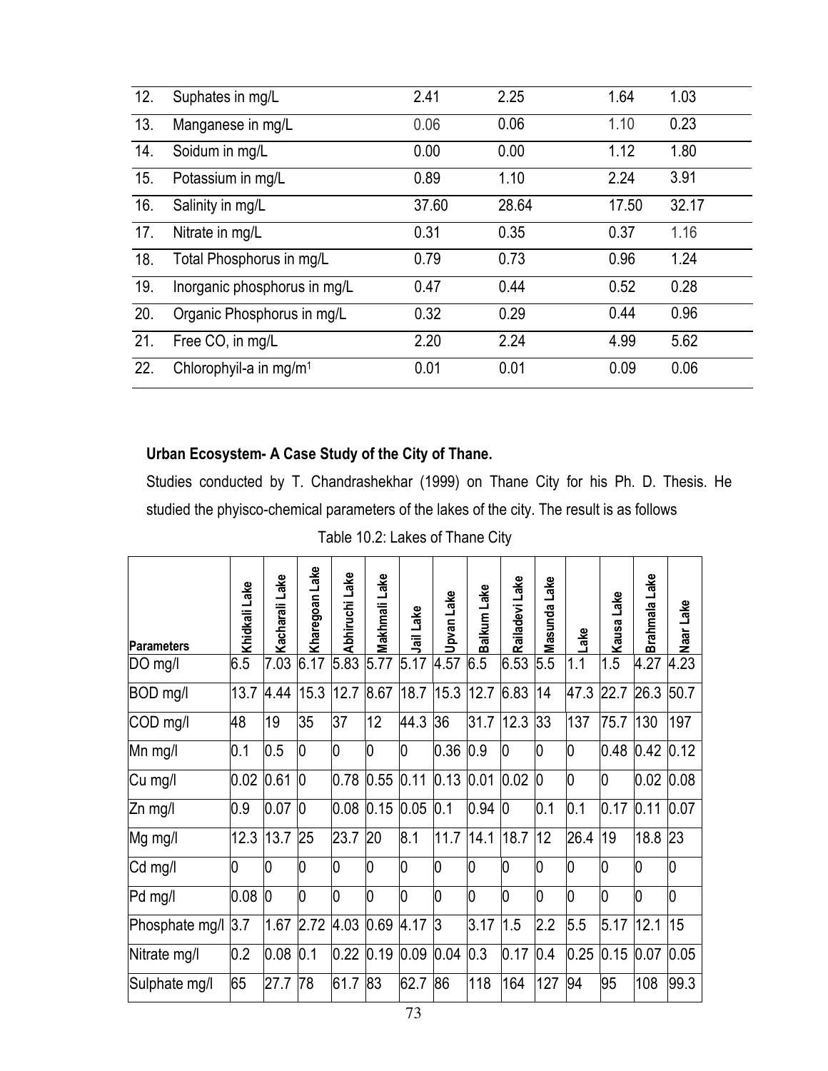| 12. | Suphates in mg/L | 2.41 | 2.25 | 1.64 | 1.03 |
|---|---|---|---|---|---|
| 13. | Manganese in mg/L | 0.06 | 0.06 | 1.10 | 0.23 |
| 14. | Soidum in mg/L | 0.00 | 0.00 | 1.12 | 1.80 |
| 15. | Potassium in mg/L | 0.89 | 1.10 | 2.24 | 3.91 |
| 16. | Salinity in mg/L | 37.60 | 28.64 | 17.50 | 32.17 |
| 17. | Nitrate in mg/L | 0.31 | 0.35 | 0.37 | 1.16 |
| 18. | Total Phosphorus in mg/L | 0.79 | 0.73 | 0.96 | 1.24 |
| 19. | Inorganic phosphorus in mg/L | 0.47 | 0.44 | 0.52 | 0.28 |
| 20. | Organic Phosphorus in mg/L | 0.32 | 0.29 | 0.44 | 0.96 |
| 21. | Free CO, in mg/L | 2.20 | 2.24 | 4.99 | 5.62 |
| 22. | Chlorophyil-a in mg/m[1] | 0.01 | 0.01 | 0.09 | 0.06 |

**Urban Ecosystem- A Case Study of the City of Thane.**

Studies conducted by T. Chandrashekhar (1999) on Thane City for his Ph. D. Thesis. He studied the phyisco-chemical parameters of the lakes of the city. The result is as follows

Table 10.2: Lakes of Thane City

| Parameters | Khidkali Lake | Kacharali Lake | Kharegoan Lake | Abhiruchi Lake | Makhmali Lake | Jail Lake | Upvan Lake | Balkum Lake | Railadevi Lake | Masunda Lake | Lake | Kausa Lake | Brahmala Lake | Naar Lake |
|---|---|---|---|---|---|---|---|---|---|---|---|---|---|---|
| DO mg/l | 6.5 | 7.03 | 6.17 | 5.83 | 5.77 | 5.17 | 4.57 | 6.5 | 6.53 | 5.5 | 1.1 | 1.5 | 4.27 | 4.23 |
| BOD mg/l | 13.7 | 4.44 | 15.3 | 12.7 | 8.67 | 18.7 | 15.3 | 12.7 | 6.83 | 14 | 47.3 | 22.7 | 26.3 | 50.7 |
| COD mg/l | 48 | 19 | 35 | 37 | 12 | 44.3 | 36 | 31.7 | 12.3 | 33 | 137 | 75.7 | 130 | 197 |
| Mn mg/l | 0.1 | 0.5 | 0 | 0 | 0 | 0 | 0.36 | 0.9 | 0 | 0 | 0 | 0.48 | 0.42 | 0.12 |
| Cu mg/l | 0.02 | 0.61 | 0 | 0.78 | 0.55 | 0.11 | 0.13 | 0.01 | 0.02 | 0 | 0 | 0 | 0.02 | 0.08 |
| Zn mg/l | 0.9 | 0.07 | 0 | 0.08 | 0.15 | 0.05 | 0.1 | 0.94 | 0 | 0.1 | 0.1 | 0.17 | 0.11 | 0.07 |
| Mg mg/l | 12.3 | 13.7 | 25 | 23.7 | 20 | 8.1 | 11.7 | 14.1 | 18.7 | 12 | 26.4 | 19 | 18.8 | 23 |
| Cd mg/l | 0 | 0 | 0 | 0 | 0 | 0 | 0 | 0 | 0 | 0 | 0 | 0 | 0 | 0 |
| Pd mg/l | 0.08 | 0 | 0 | 0 | 0 | 0 | 0 | 0 | 0 | 0 | 0 | 0 | 0 | 0 |
| Phosphate mg/l | 3.7 | 1.67 | 2.72 | 4.03 | 0.69 | 4.17 | 3 | 3.17 | 1.5 | 2.2 | 5.5 | 5.17 | 12.1 | 15 |
| Nitrate mg/l | 0.2 | 0.08 | 0.1 | 0.22 | 0.19 | 0.09 | 0.04 | 0.3 | 0.17 | 0.4 | 0.25 | 0.15 | 0.07 | 0.05 |
| Sulphate mg/l | 65 | 27.7 | 78 | 61.7 | 83 | 62.7 | 86 | 118 | 164 | 127 | 94 | 95 | 108 | 99.3 |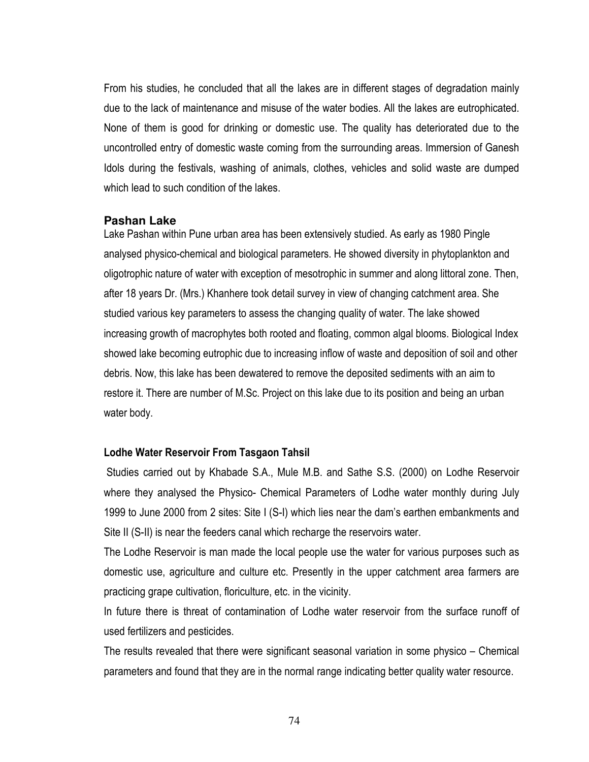From his studies, he concluded that all the lakes are in different stages of degradation mainly due to the lack of maintenance and misuse of the water bodies. All the lakes are eutrophicated. None of them is good for drinking or domestic use. The quality has deteriorated due to the uncontrolled entry of domestic waste coming from the surrounding areas. Immersion of Ganesh Idols during the festivals, washing of animals, clothes, vehicles and solid waste are dumped which lead to such condition of the lakes.

## Pashan Lake

Lake Pashan within Pune urban area has been extensively studied. As early as 1980 Pingle analysed physico-chemical and biological parameters. He showed diversity in phytoplankton and oligotrophic nature of water with exception of mesotrophic in summer and along littoral zone. Then, after 18 years Dr. (Mrs.) Khanhere took detail survey in view of changing catchment area. She studied various key parameters to assess the changing quality of water. The lake showed increasing growth of macrophytes both rooted and floating, common algal blooms. Biological Index showed lake becoming eutrophic due to increasing inflow of waste and deposition of soil and other debris. Now, this lake has been dewatered to remove the deposited sediments with an aim to restore it. There are number of M.Sc. Project on this lake due to its position and being an urban water body.

#### Lodhe Water Reservoir From Tasgaon Tahsil

Studies carried out by Khabade S.A., Mule M.B. and Sathe S.S. (2000) on Lodhe Reservoir where they analysed the Physico- Chemical Parameters of Lodhe water monthly during July 1999 to June 2000 from 2 sites: Site I (S-I) which lies near the dam's earthen embankments and Site II (S-II) is near the feeders canal which recharge the reservoirs water.

The Lodhe Reservoir is man made the local people use the water for various purposes such as domestic use, agriculture and culture etc. Presently in the upper catchment area farmers are practicing grape cultivation, floriculture, etc. in the vicinity.

In future there is threat of contamination of Lodhe water reservoir from the surface runoff of used fertilizers and pesticides.

The results revealed that there were significant seasonal variation in some physico – Chemical parameters and found that they are in the normal range indicating better quality water resource.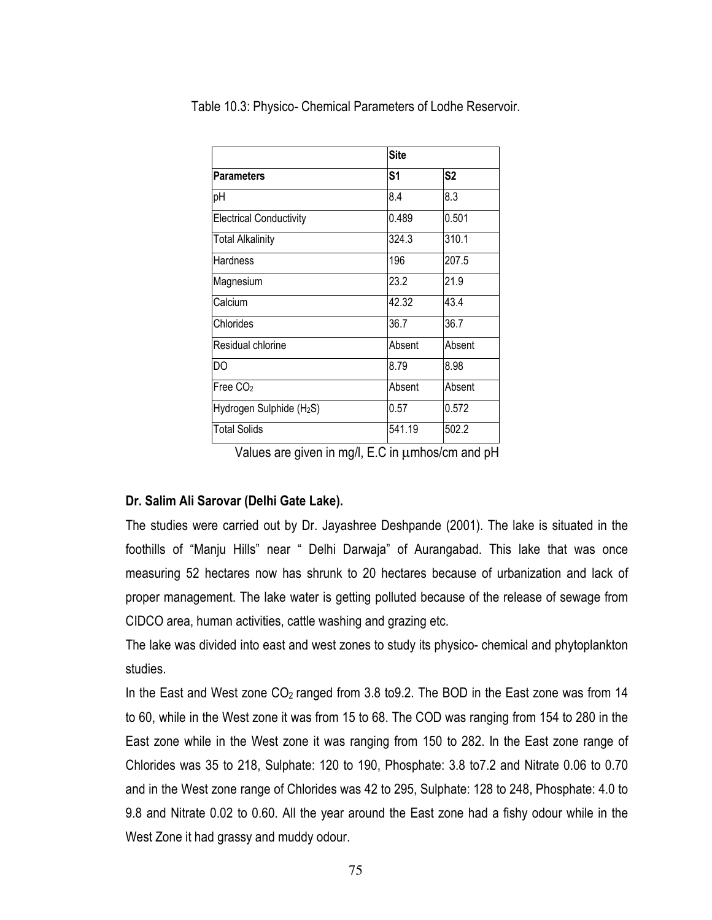Table 10.3: Physico- Chemical Parameters of Lodhe Reservoir.

| | Site | |
|---|---|---|
| **Parameters** | **S1** | **S2** |
| pH | 8.4 | 8.3 |
| Electrical Conductivity | 0.489 | 0.501 |
| Total Alkalinity | 324.3 | 310.1 |
| Hardness | 196 | 207.5 |
| Magnesium | 23.2 | 21.9 |
| Calcium | 42.32 | 43.4 |
| Chlorides | 36.7 | 36.7 |
| Residual chlorine | Absent | Absent |
| DO | 8.79 | 8.98 |
| Free $CO_2$ | Absent | Absent |
| Hydrogen Sulphide ($H_2S$) | 0.57 | 0.572 |
| Total Solids | 541.19 | 502.2 |

Values are given in mg/l, E.C in μmhos/cm and pH

**Dr. Salim Ali Sarovar (Delhi Gate Lake).**

The studies were carried out by Dr. Jayashree Deshpande (2001). The lake is situated in the foothills of "Manju Hills" near " Delhi Darwaja" of Aurangabad. This lake that was once measuring 52 hectares now has shrunk to 20 hectares because of urbanization and lack of proper management. The lake water is getting polluted because of the release of sewage from CIDCO area, human activities, cattle washing and grazing etc.

The lake was divided into east and west zones to study its physico- chemical and phytoplankton studies.

In the East and West zone $CO_2$ ranged from 3.8 to9.2. The BOD in the East zone was from 14 to 60, while in the West zone it was from 15 to 68. The COD was ranging from 154 to 280 in the East zone while in the West zone it was ranging from 150 to 282. In the East zone range of Chlorides was 35 to 218, Sulphate: 120 to 190, Phosphate: 3.8 to7.2 and Nitrate 0.06 to 0.70 and in the West zone range of Chlorides was 42 to 295, Sulphate: 128 to 248, Phosphate: 4.0 to 9.8 and Nitrate 0.02 to 0.60. All the year around the East zone had a fishy odour while in the West Zone it had grassy and muddy odour.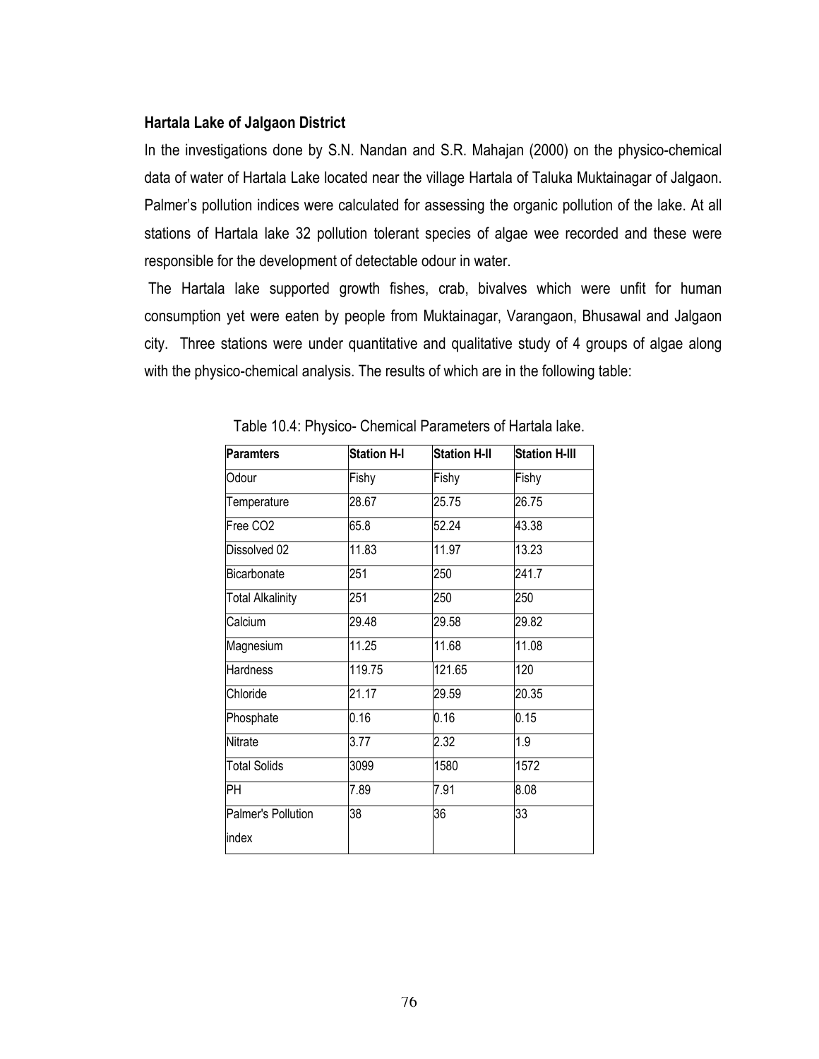**Hartala Lake of Jalgaon District**

In the investigations done by S.N. Nandan and S.R. Mahajan (2000) on the physico-chemical data of water of Hartala Lake located near the village Hartala of Taluka Muktainagar of Jalgaon. Palmer's pollution indices were calculated for assessing the organic pollution of the lake. At all stations of Hartala lake 32 pollution tolerant species of algae wee recorded and these were responsible for the development of detectable odour in water.

The Hartala lake supported growth fishes, crab, bivalves which were unfit for human consumption yet were eaten by people from Muktainagar, Varangaon, Bhusawal and Jalgaon city. Three stations were under quantitative and qualitative study of 4 groups of algae along with the physico-chemical analysis. The results of which are in the following table:

Table 10.4: Physico- Chemical Parameters of Hartala lake.

| Paramters | Station H-I | Station H-II | Station H-III |
|---|---|---|---|
| Odour | Fishy | Fishy | Fishy |
| Temperature | 28.67 | 25.75 | 26.75 |
| Free $CO_2$ | 65.8 | 52.24 | 43.38 |
| Dissolved 02 | 11.83 | 11.97 | 13.23 |
| Bicarbonate | 251 | 250 | 241.7 |
| Total Alkalinity | 251 | 250 | 250 |
| Calcium | 29.48 | 29.58 | 29.82 |
| Magnesium | 11.25 | 11.68 | 11.08 |
| Hardness | 119.75 | 121.65 | 120 |
| Chloride | 21.17 | 29.59 | 20.35 |
| Phosphate | 0.16 | 0.16 | 0.15 |
| Nitrate | 3.77 | 2.32 | 1.9 |
| Total Solids | 3099 | 1580 | 1572 |
| PH | 7.89 | 7.91 | 8.08 |
| Palmer's Pollution index | 38 | 36 | 33 |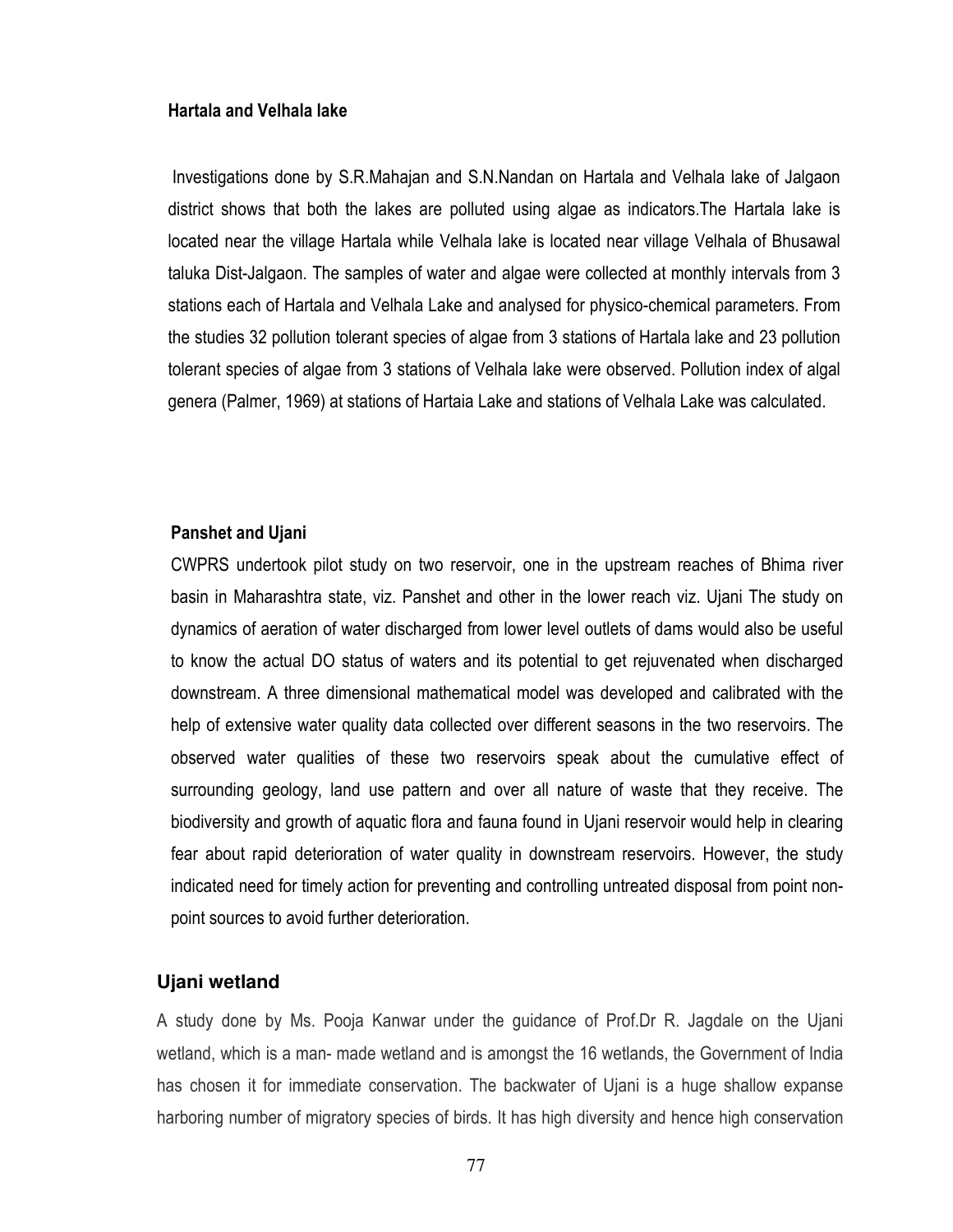### Hartala and Velhala lake

Investigations done by S.R.Mahajan and S.N.Nandan on Hartala and Velhala lake of Jalgaon district shows that both the lakes are polluted using algae as indicators.The Hartala lake is located near the village Hartala while Velhala lake is located near village Velhala of Bhusawal taluka Dist-Jalgaon. The samples of water and algae were collected at monthly intervals from 3 stations each of Hartala and Velhala Lake and analysed for physico-chemical parameters. From the studies 32 pollution tolerant species of algae from 3 stations of Hartala lake and 23 pollution tolerant species of algae from 3 stations of Velhala lake were observed. Pollution index of algal genera (Palmer, 1969) at stations of Hartaia Lake and stations of Velhala Lake was calculated.

### Panshet and Ujani

CWPRS undertook pilot study on two reservoir, one in the upstream reaches of Bhima river basin in Maharashtra state, viz. Panshet and other in the lower reach viz. Ujani The study on dynamics of aeration of water discharged from lower level outlets of dams would also be useful to know the actual DO status of waters and its potential to get rejuvenated when discharged downstream. A three dimensional mathematical model was developed and calibrated with the help of extensive water quality data collected over different seasons in the two reservoirs. The observed water qualities of these two reservoirs speak about the cumulative effect of surrounding geology, land use pattern and over all nature of waste that they receive. The biodiversity and growth of aquatic flora and fauna found in Ujani reservoir would help in clearing fear about rapid deterioration of water quality in downstream reservoirs. However, the study indicated need for timely action for preventing and controlling untreated disposal from point non-point sources to avoid further deterioration.

### Ujani wetland

A study done by Ms. Pooja Kanwar under the guidance of Prof.Dr R. Jagdale on the Ujani wetland, which is a man- made wetland and is amongst the 16 wetlands, the Government of India has chosen it for immediate conservation. The backwater of Ujani is a huge shallow expanse harboring number of migratory species of birds. It has high diversity and hence high conservation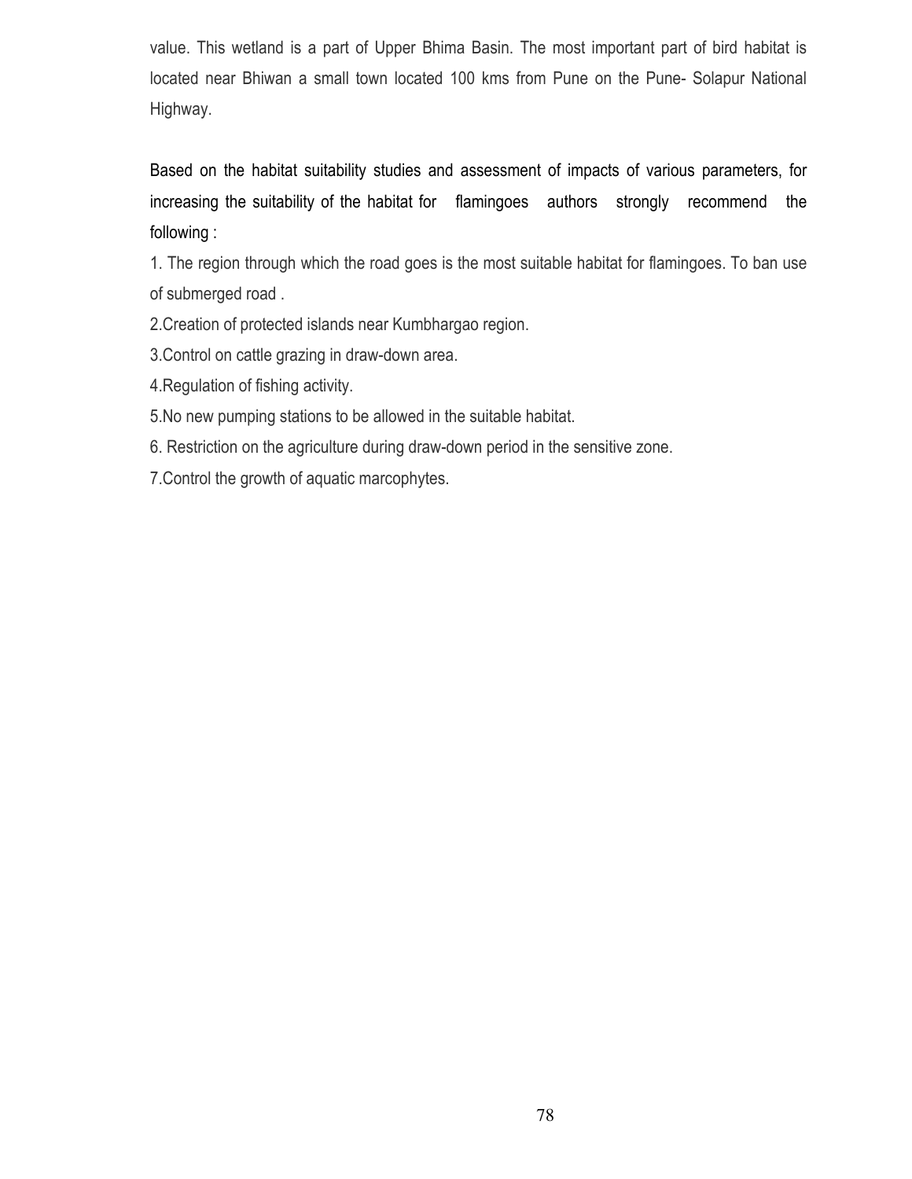value. This wetland is a part of Upper Bhima Basin. The most important part of bird habitat is located near Bhiwan a small town located 100 kms from Pune on the Pune- Solapur National Highway.

Based on the habitat suitability studies and assessment of impacts of various parameters, for increasing the suitability of the habitat for flamingoes authors strongly recommend the following :

1. The region through which the road goes is the most suitable habitat for flamingoes. To ban use of submerged road .
2. Creation of protected islands near Kumbhargao region.
3. Control on cattle grazing in draw-down area.
4. Regulation of fishing activity.
5. No new pumping stations to be allowed in the suitable habitat.
6. Restriction on the agriculture during draw-down period in the sensitive zone.
7. Control the growth of aquatic marcophytes.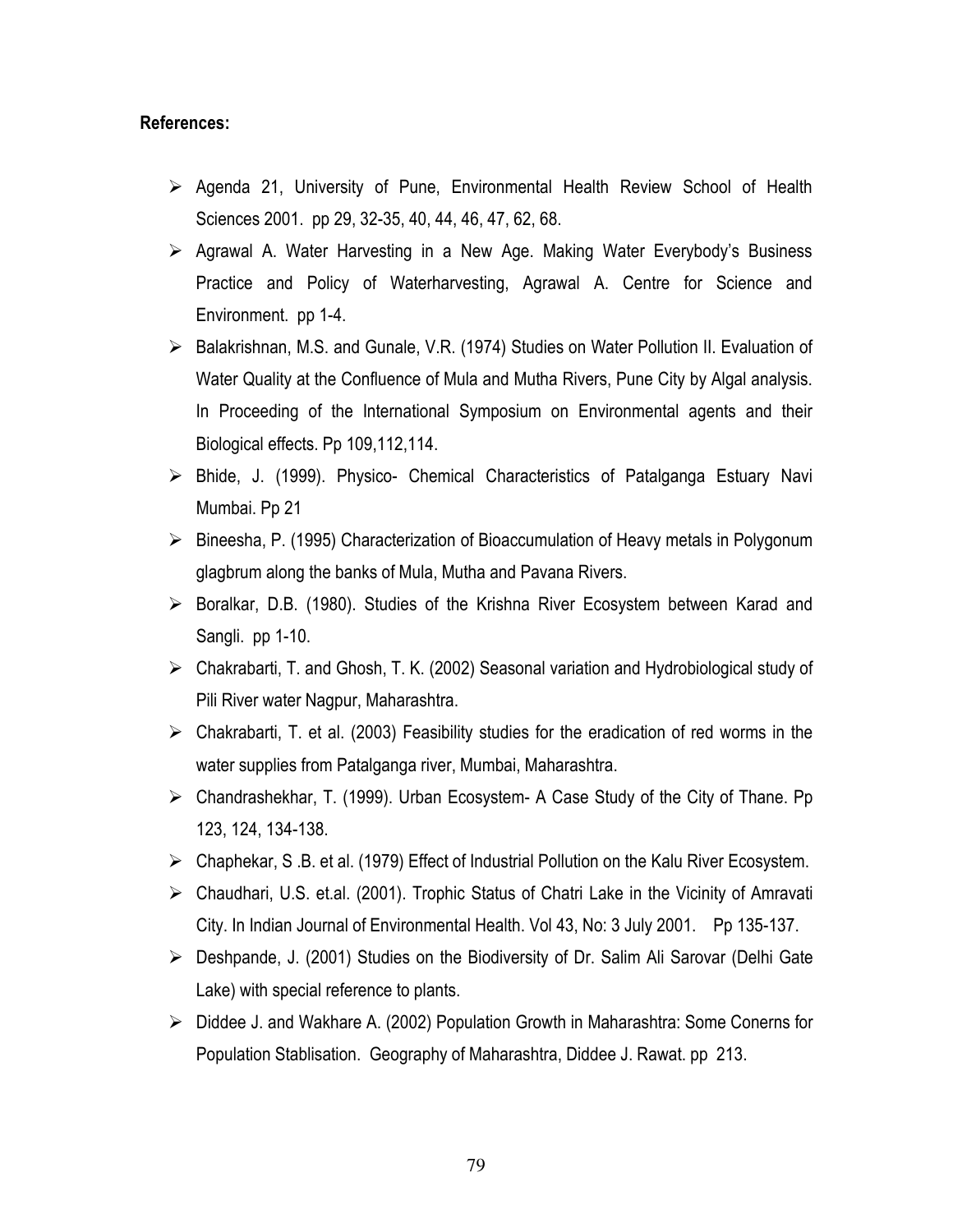**References:**

- Agenda 21, University of Pune, Environmental Health Review School of Health Sciences 2001. pp 29, 32-35, 40, 44, 46, 47, 62, 68.
- Agrawal A. Water Harvesting in a New Age. Making Water Everybody's Business Practice and Policy of Waterharvesting, Agrawal A. Centre for Science and Environment. pp 1-4.
- Balakrishnan, M.S. and Gunale, V.R. (1974) Studies on Water Pollution II. Evaluation of Water Quality at the Confluence of Mula and Mutha Rivers, Pune City by Algal analysis. In Proceeding of the International Symposium on Environmental agents and their Biological effects. Pp 109,112,114.
- Bhide, J. (1999). Physico- Chemical Characteristics of Patalganga Estuary Navi Mumbai. Pp 21
- Bineesha, P. (1995) Characterization of Bioaccumulation of Heavy metals in Polygonum glagbrum along the banks of Mula, Mutha and Pavana Rivers.
- Boralkar, D.B. (1980). Studies of the Krishna River Ecosystem between Karad and Sangli. pp 1-10.
- Chakrabarti, T. and Ghosh, T. K. (2002) Seasonal variation and Hydrobiological study of Pili River water Nagpur, Maharashtra.
- Chakrabarti, T. et al. (2003) Feasibility studies for the eradication of red worms in the water supplies from Patalganga river, Mumbai, Maharashtra.
- Chandrashekhar, T. (1999). Urban Ecosystem- A Case Study of the City of Thane. Pp 123, 124, 134-138.
- Chaphekar, S .B. et al. (1979) Effect of Industrial Pollution on the Kalu River Ecosystem.
- Chaudhari, U.S. et.al. (2001). Trophic Status of Chatri Lake in the Vicinity of Amravati City. In Indian Journal of Environmental Health. Vol 43, No: 3 July 2001. Pp 135-137.
- Deshpande, J. (2001) Studies on the Biodiversity of Dr. Salim Ali Sarovar (Delhi Gate Lake) with special reference to plants.
- Diddee J. and Wakhare A. (2002) Population Growth in Maharashtra: Some Conerns for Population Stablisation. Geography of Maharashtra, Diddee J. Rawat. pp 213.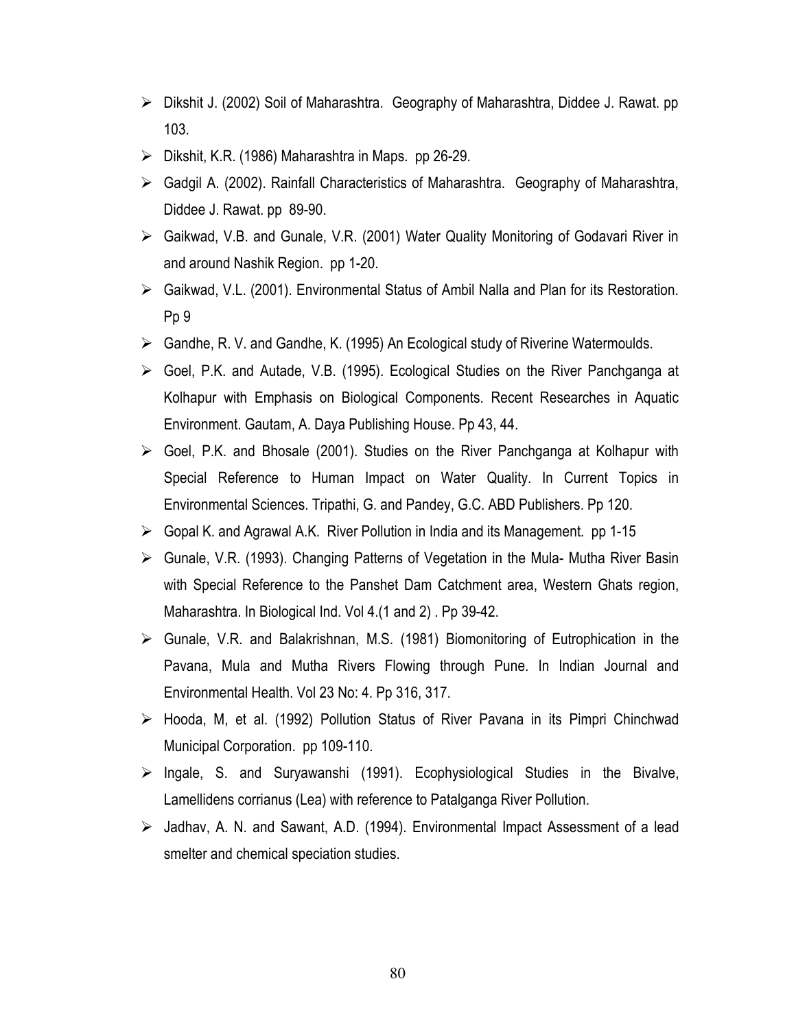- Dikshit J. (2002) Soil of Maharashtra. Geography of Maharashtra, Diddee J. Rawat. pp 103.
- Dikshit, K.R. (1986) Maharashtra in Maps. pp 26-29.
- Gadgil A. (2002). Rainfall Characteristics of Maharashtra. Geography of Maharashtra, Diddee J. Rawat. pp 89-90.
- Gaikwad, V.B. and Gunale, V.R. (2001) Water Quality Monitoring of Godavari River in and around Nashik Region. pp 1-20.
- Gaikwad, V.L. (2001). Environmental Status of Ambil Nalla and Plan for its Restoration. Pp 9
- Gandhe, R. V. and Gandhe, K. (1995) An Ecological study of Riverine Watermoulds.
- Goel, P.K. and Autade, V.B. (1995). Ecological Studies on the River Panchganga at Kolhapur with Emphasis on Biological Components. Recent Researches in Aquatic Environment. Gautam, A. Daya Publishing House. Pp 43, 44.
- Goel, P.K. and Bhosale (2001). Studies on the River Panchganga at Kolhapur with Special Reference to Human Impact on Water Quality. In Current Topics in Environmental Sciences. Tripathi, G. and Pandey, G.C. ABD Publishers. Pp 120.
- Gopal K. and Agrawal A.K. River Pollution in India and its Management. pp 1-15
- Gunale, V.R. (1993). Changing Patterns of Vegetation in the Mula- Mutha River Basin with Special Reference to the Panshet Dam Catchment area, Western Ghats region, Maharashtra. In Biological Ind. Vol 4.(1 and 2) . Pp 39-42.
- Gunale, V.R. and Balakrishnan, M.S. (1981) Biomonitoring of Eutrophication in the Pavana, Mula and Mutha Rivers Flowing through Pune. In Indian Journal and Environmental Health. Vol 23 No: 4. Pp 316, 317.
- Hooda, M, et al. (1992) Pollution Status of River Pavana in its Pimpri Chinchwad Municipal Corporation. pp 109-110.
- Ingale, S. and Suryawanshi (1991). Ecophysiological Studies in the Bivalve, Lamellidens corrianus (Lea) with reference to Patalganga River Pollution.
- Jadhav, A. N. and Sawant, A.D. (1994). Environmental Impact Assessment of a lead smelter and chemical speciation studies.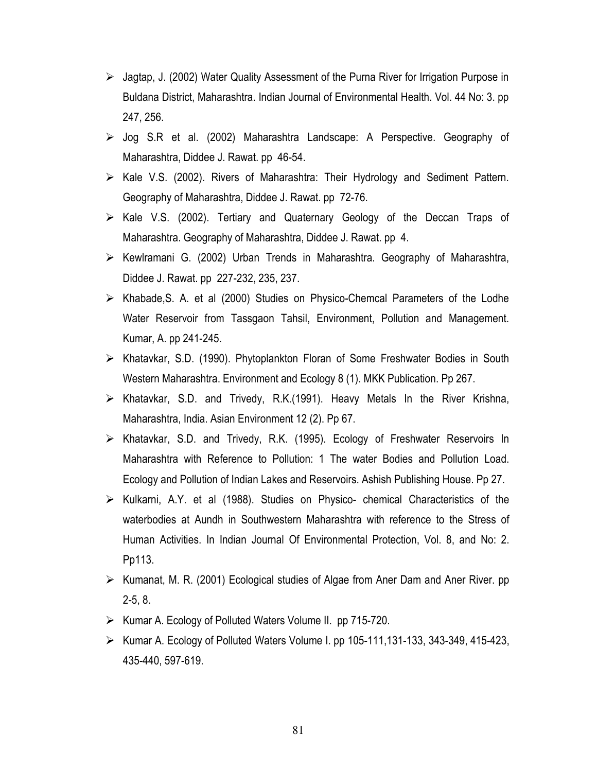- Jagtap, J. (2002) Water Quality Assessment of the Purna River for Irrigation Purpose in Buldana District, Maharashtra. Indian Journal of Environmental Health. Vol. 44 No: 3. pp 247, 256.
- Jog S.R et al. (2002) Maharashtra Landscape: A Perspective. Geography of Maharashtra, Diddee J. Rawat. pp 46-54.
- Kale V.S. (2002). Rivers of Maharashtra: Their Hydrology and Sediment Pattern. Geography of Maharashtra, Diddee J. Rawat. pp 72-76.
- Kale V.S. (2002). Tertiary and Quaternary Geology of the Deccan Traps of Maharashtra. Geography of Maharashtra, Diddee J. Rawat. pp 4.
- Kewlramani G. (2002) Urban Trends in Maharashtra. Geography of Maharashtra, Diddee J. Rawat. pp 227-232, 235, 237.
- Khabade,S. A. et al (2000) Studies on Physico-Chemcal Parameters of the Lodhe Water Reservoir from Tassgaon Tahsil, Environment, Pollution and Management. Kumar, A. pp 241-245.
- Khatavkar, S.D. (1990). Phytoplankton Floran of Some Freshwater Bodies in South Western Maharashtra. Environment and Ecology 8 (1). MKK Publication. Pp 267.
- Khatavkar, S.D. and Trivedy, R.K.(1991). Heavy Metals In the River Krishna, Maharashtra, India. Asian Environment 12 (2). Pp 67.
- Khatavkar, S.D. and Trivedy, R.K. (1995). Ecology of Freshwater Reservoirs In Maharashtra with Reference to Pollution: 1 The water Bodies and Pollution Load. Ecology and Pollution of Indian Lakes and Reservoirs. Ashish Publishing House. Pp 27.
- Kulkarni, A.Y. et al (1988). Studies on Physico- chemical Characteristics of the waterbodies at Aundh in Southwestern Maharashtra with reference to the Stress of Human Activities. In Indian Journal Of Environmental Protection, Vol. 8, and No: 2. Pp113.
- Kumanat, M. R. (2001) Ecological studies of Algae from Aner Dam and Aner River. pp 2-5, 8.
- Kumar A. Ecology of Polluted Waters Volume II. pp 715-720.
- Kumar A. Ecology of Polluted Waters Volume I. pp 105-111,131-133, 343-349, 415-423, 435-440, 597-619.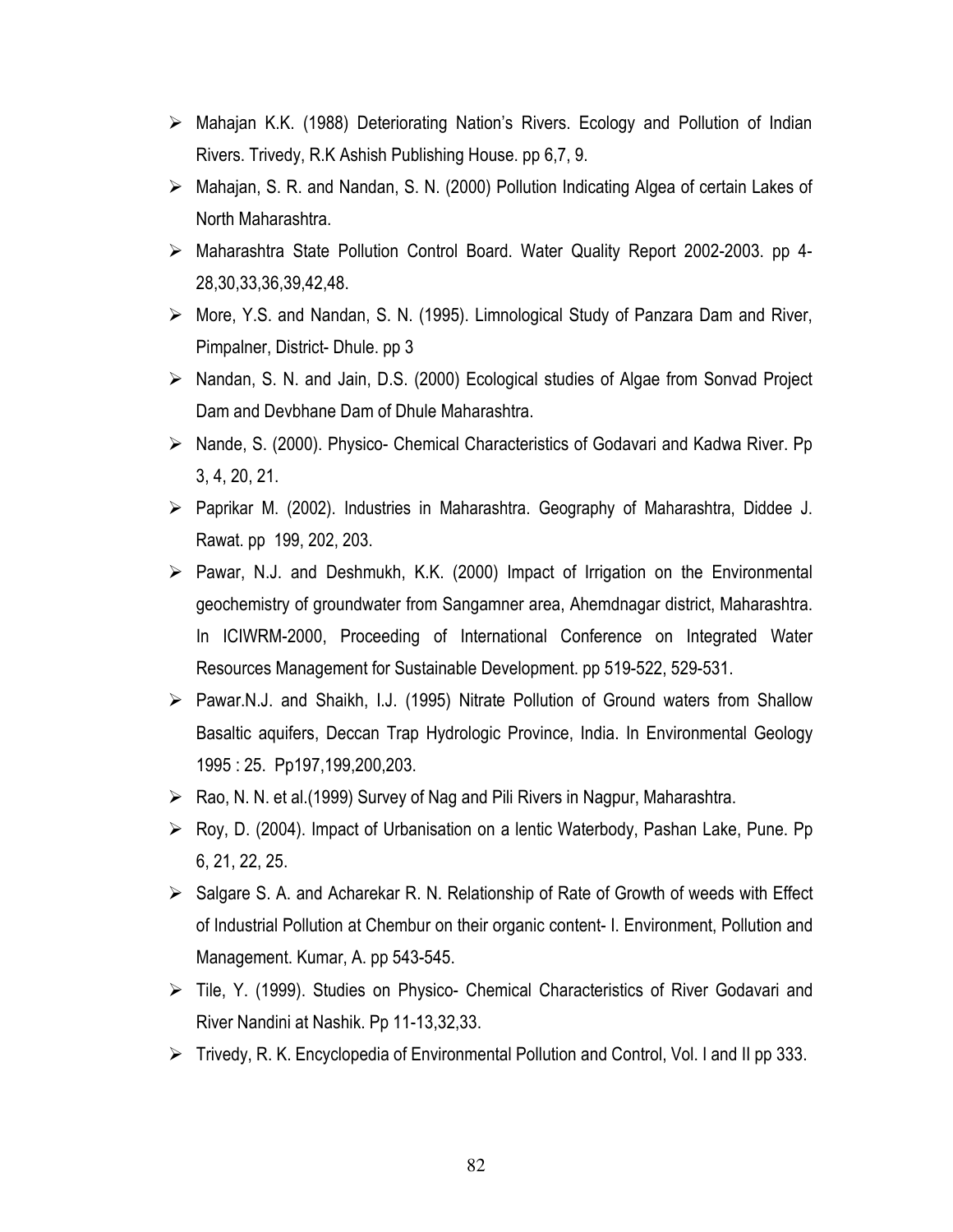- Mahajan K.K. (1988) Deteriorating Nation's Rivers. Ecology and Pollution of Indian Rivers. Trivedy, R.K Ashish Publishing House. pp 6,7, 9.
- Mahajan, S. R. and Nandan, S. N. (2000) Pollution Indicating Algea of certain Lakes of North Maharashtra.
- Maharashtra State Pollution Control Board. Water Quality Report 2002-2003. pp 4-28,30,33,36,39,42,48.
- More, Y.S. and Nandan, S. N. (1995). Limnological Study of Panzara Dam and River, Pimpalner, District- Dhule. pp 3
- Nandan, S. N. and Jain, D.S. (2000) Ecological studies of Algae from Sonvad Project Dam and Devbhane Dam of Dhule Maharashtra.
- Nande, S. (2000). Physico- Chemical Characteristics of Godavari and Kadwa River. Pp 3, 4, 20, 21.
- Paprikar M. (2002). Industries in Maharashtra. Geography of Maharashtra, Diddee J. Rawat. pp 199, 202, 203.
- Pawar, N.J. and Deshmukh, K.K. (2000) Impact of Irrigation on the Environmental geochemistry of groundwater from Sangamner area, Ahemdnagar district, Maharashtra. In ICIWRM-2000, Proceeding of International Conference on Integrated Water Resources Management for Sustainable Development. pp 519-522, 529-531.
- Pawar.N.J. and Shaikh, I.J. (1995) Nitrate Pollution of Ground waters from Shallow Basaltic aquifers, Deccan Trap Hydrologic Province, India. In Environmental Geology 1995 : 25. Pp197,199,200,203.
- Rao, N. N. et al.(1999) Survey of Nag and Pili Rivers in Nagpur, Maharashtra.
- Roy, D. (2004). Impact of Urbanisation on a lentic Waterbody, Pashan Lake, Pune. Pp 6, 21, 22, 25.
- Salgare S. A. and Acharekar R. N. Relationship of Rate of Growth of weeds with Effect of Industrial Pollution at Chembur on their organic content- I. Environment, Pollution and Management. Kumar, A. pp 543-545.
- Tile, Y. (1999). Studies on Physico- Chemical Characteristics of River Godavari and River Nandini at Nashik. Pp 11-13,32,33.
- Trivedy, R. K. Encyclopedia of Environmental Pollution and Control, Vol. I and II pp 333.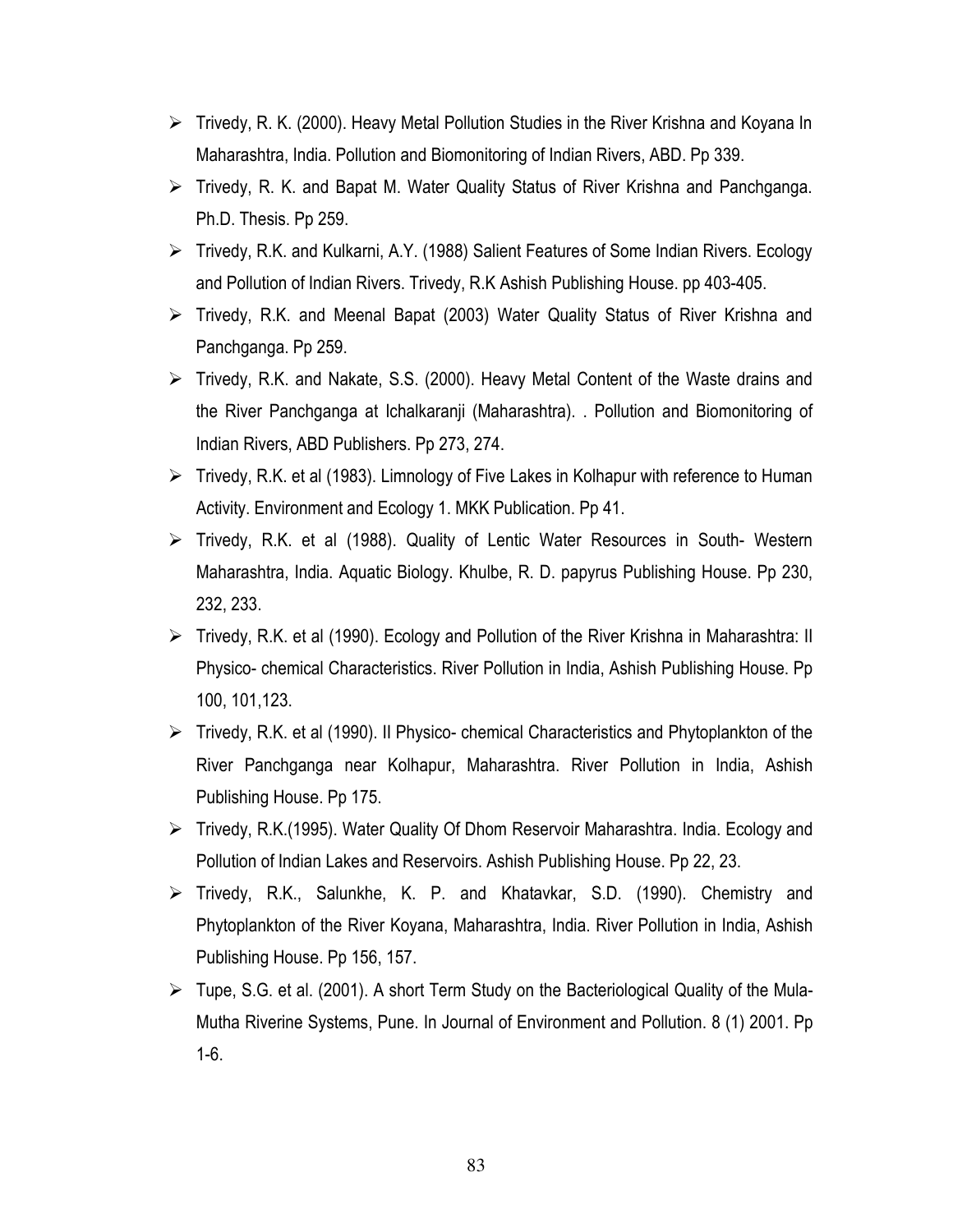- Trivedy, R. K. (2000). Heavy Metal Pollution Studies in the River Krishna and Koyana In Maharashtra, India. Pollution and Biomonitoring of Indian Rivers, ABD. Pp 339.
- Trivedy, R. K. and Bapat M. Water Quality Status of River Krishna and Panchganga. Ph.D. Thesis. Pp 259.
- Trivedy, R.K. and Kulkarni, A.Y. (1988) Salient Features of Some Indian Rivers. Ecology and Pollution of Indian Rivers. Trivedy, R.K Ashish Publishing House. pp 403-405.
- Trivedy, R.K. and Meenal Bapat (2003) Water Quality Status of River Krishna and Panchganga. Pp 259.
- Trivedy, R.K. and Nakate, S.S. (2000). Heavy Metal Content of the Waste drains and the River Panchganga at Ichalkaranji (Maharashtra). . Pollution and Biomonitoring of Indian Rivers, ABD Publishers. Pp 273, 274.
- Trivedy, R.K. et al (1983). Limnology of Five Lakes in Kolhapur with reference to Human Activity. Environment and Ecology 1. MKK Publication. Pp 41.
- Trivedy, R.K. et al (1988). Quality of Lentic Water Resources in South- Western Maharashtra, India. Aquatic Biology. Khulbe, R. D. papyrus Publishing House. Pp 230, 232, 233.
- Trivedy, R.K. et al (1990). Ecology and Pollution of the River Krishna in Maharashtra: II Physico- chemical Characteristics. River Pollution in India, Ashish Publishing House. Pp 100, 101,123.
- Trivedy, R.K. et al (1990). II Physico- chemical Characteristics and Phytoplankton of the River Panchganga near Kolhapur, Maharashtra. River Pollution in India, Ashish Publishing House. Pp 175.
- Trivedy, R.K.(1995). Water Quality Of Dhom Reservoir Maharashtra. India. Ecology and Pollution of Indian Lakes and Reservoirs. Ashish Publishing House. Pp 22, 23.
- Trivedy, R.K., Salunkhe, K. P. and Khatavkar, S.D. (1990). Chemistry and Phytoplankton of the River Koyana, Maharashtra, India. River Pollution in India, Ashish Publishing House. Pp 156, 157.
- Tupe, S.G. et al. (2001). A short Term Study on the Bacteriological Quality of the Mula-Mutha Riverine Systems, Pune. In Journal of Environment and Pollution. 8 (1) 2001. Pp 1-6.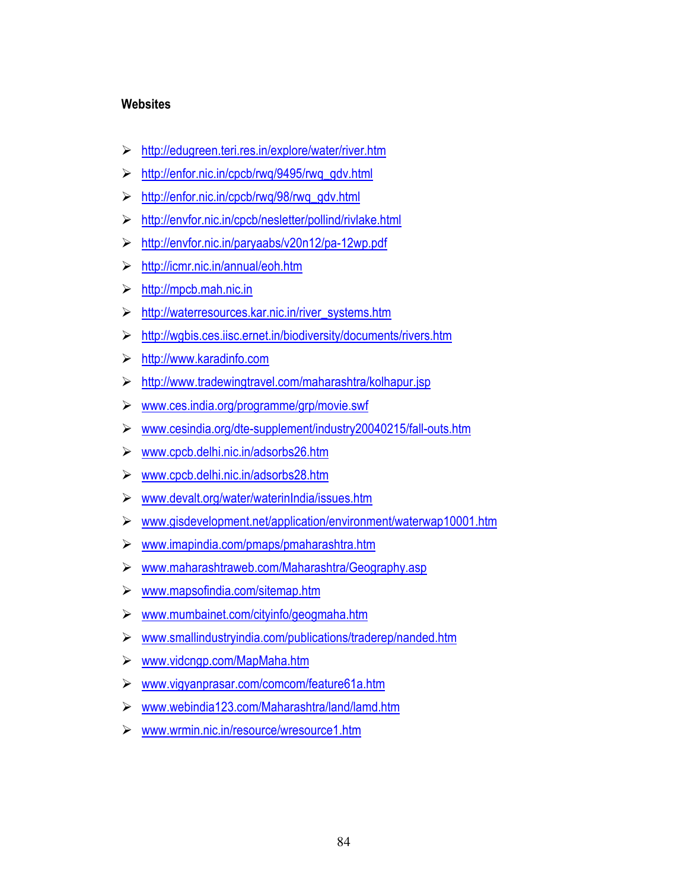**Websites**

- http://edugreen.teri.res.in/explore/water/river.htm
- http://enfor.nic.in/cpcb/rwq/9495/rwq_gdv.html
- http://enfor.nic.in/cpcb/rwq/98/rwq_gdv.html
- http://envfor.nic.in/cpcb/nesletter/pollind/rivlake.html
- http://envfor.nic.in/paryaabs/v20n12/pa-12wp.pdf
- http://icmr.nic.in/annual/eoh.htm
- http://mpcb.mah.nic.in
- http://waterresources.kar.nic.in/river_systems.htm
- http://wgbis.ces.iisc.ernet.in/biodiversity/documents/rivers.htm
- http://www.karadinfo.com
- http://www.tradewingtravel.com/maharashtra/kolhapur.jsp
- www.ces.india.org/programme/grp/movie.swf
- www.cesindia.org/dte-supplement/industry20040215/fall-outs.htm
- www.cpcb.delhi.nic.in/adsorbs26.htm
- www.cpcb.delhi.nic.in/adsorbs28.htm
- www.devalt.org/water/waterinIndia/issues.htm
- www.gisdevelopment.net/application/environment/waterwap10001.htm
- www.imapindia.com/pmaps/pmaharashtra.htm
- www.maharashtraweb.com/Maharashtra/Geography.asp
- www.mapsofindia.com/sitemap.htm
- www.mumbainet.com/cityinfo/geogmaha.htm
- www.smallindustryindia.com/publications/traderep/nanded.htm
- www.vidcngp.com/MapMaha.htm
- www.vigyanprasar.com/comcom/feature61a.htm
- www.webindia123.com/Maharashtra/land/lamd.htm
- www.wrmin.nic.in/resource/wresource1.htm